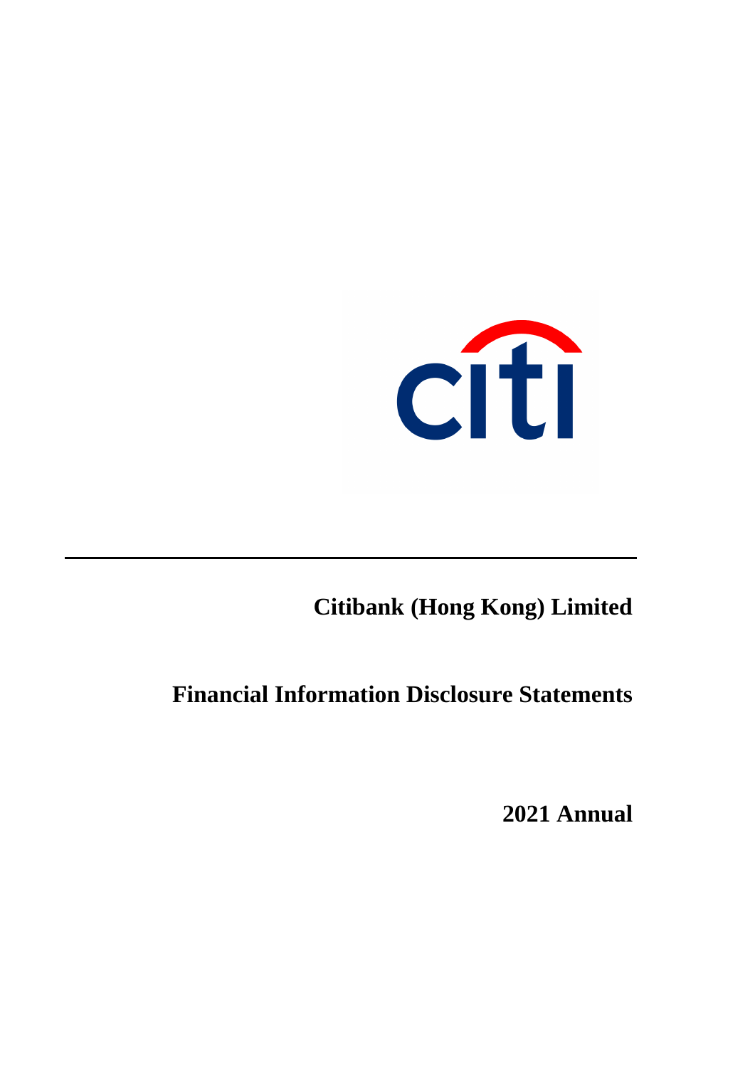# Citibank (Hong Kong) Limited

# Financial Information Disclosure Statements

## 2021 Annual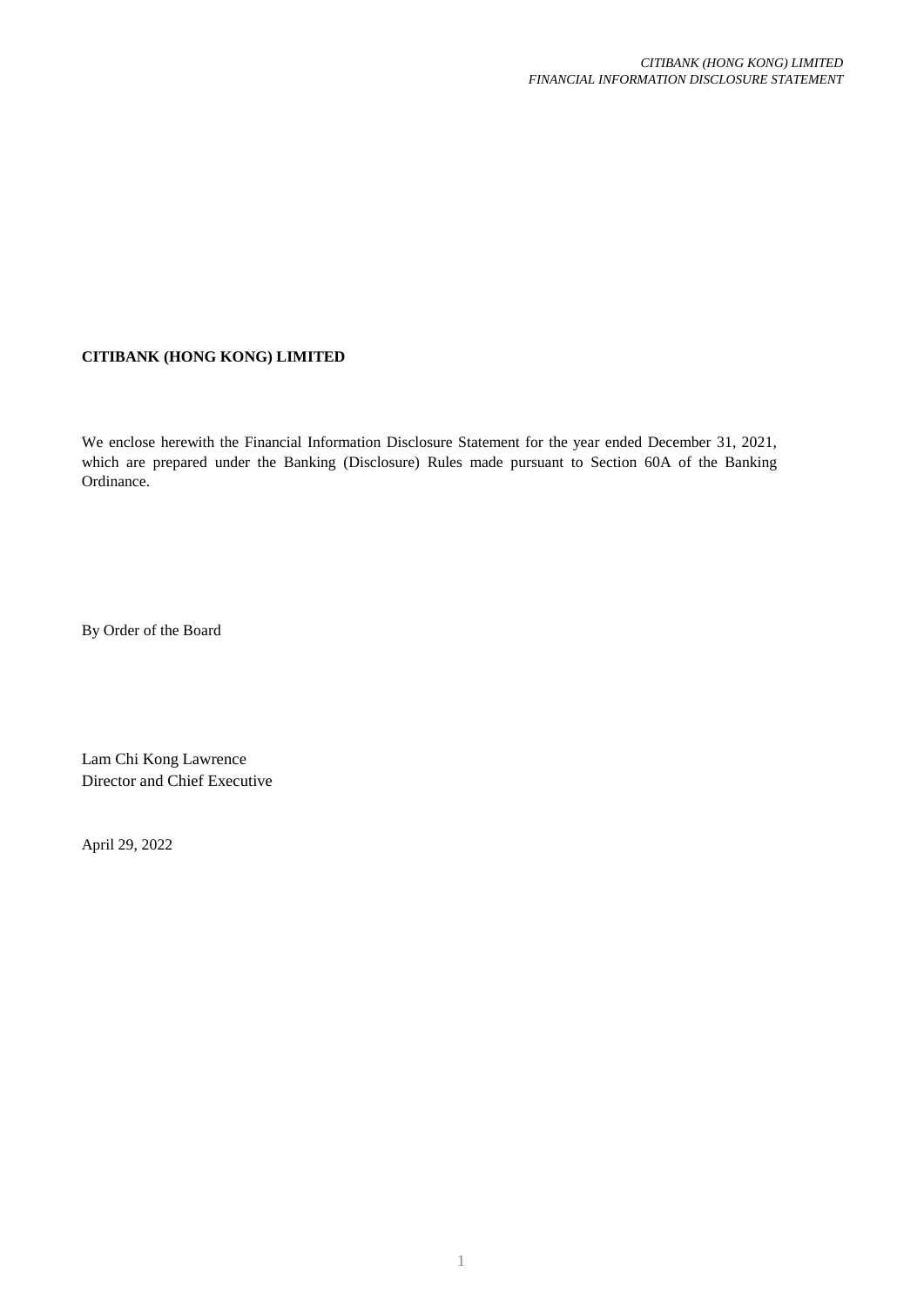**CITIBANK (HONG KONG) LIMITED**

We enclose herewith the Financial Information Disclosure Statement for the year ended December 31, 2021, which are prepared under the Banking (Disclosure) Rules made pursuant to Section 60A of the Banking Ordinance.

By Order of the Board

Lam Chi Kong Lawrence
Director and Chief Executive

April 29, 2022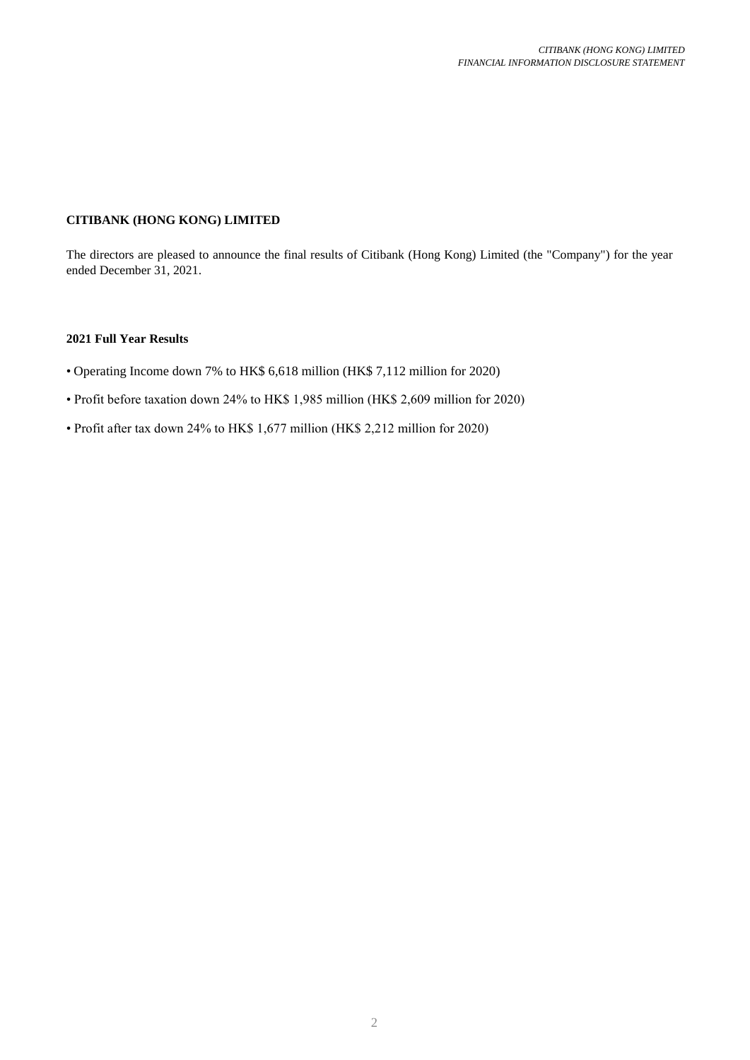**CITIBANK (HONG KONG) LIMITED**

The directors are pleased to announce the final results of Citibank (Hong Kong) Limited (the "Company") for the year ended December 31, 2021.

**2021 Full Year Results**

- Operating Income down 7% to HK$ 6,618 million (HK$ 7,112 million for 2020)
- Profit before taxation down 24% to HK$ 1,985 million (HK$ 2,609 million for 2020)
- Profit after tax down 24% to HK$ 1,677 million (HK$ 2,212 million for 2020)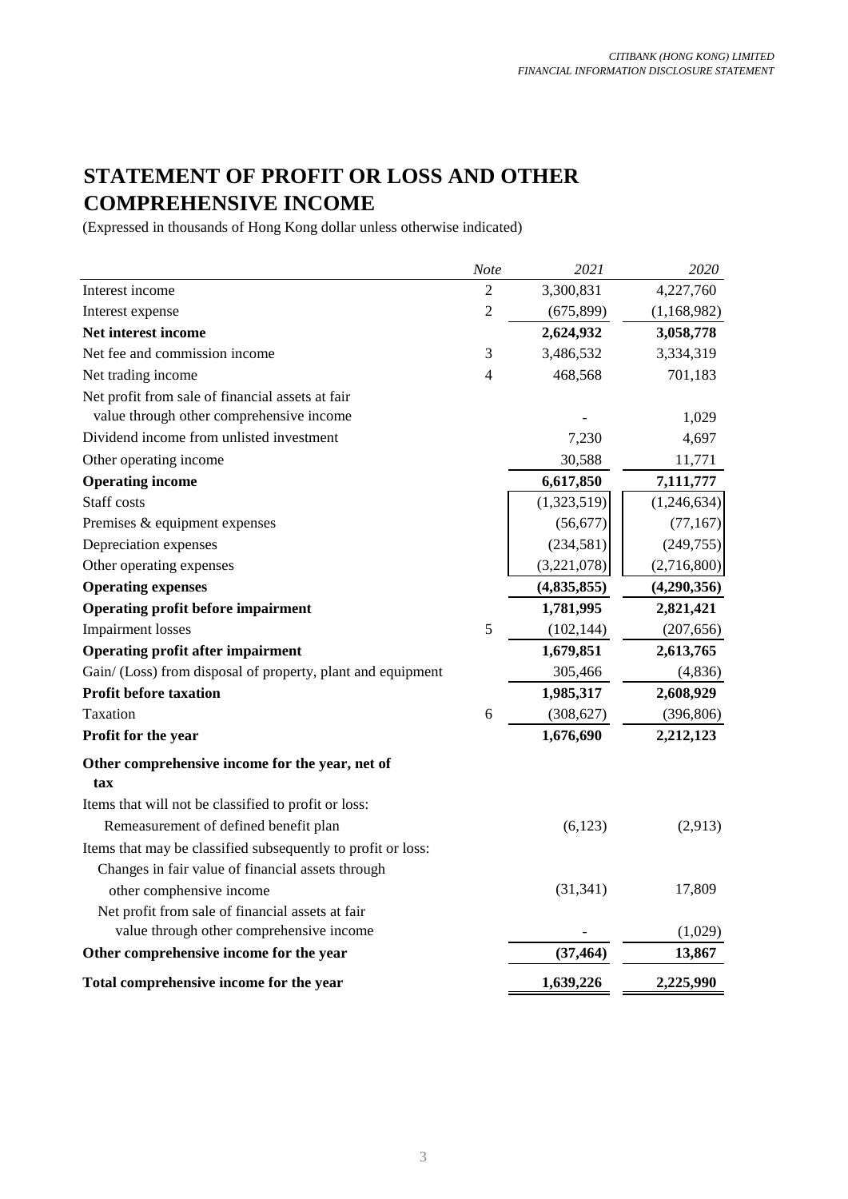# STATEMENT OF PROFIT OR LOSS AND OTHER COMPREHENSIVE INCOME

(Expressed in thousands of Hong Kong dollar unless otherwise indicated)

| | *Note* | *2021* | *2020* |
|---|---|---|---|
| Interest income | 2 | 3,300,831 | 4,227,760 |
| Interest expense | 2 | (675,899) | (1,168,982) |
| **Net interest income** | | **2,624,932** | **3,058,778** |
| Net fee and commission income | 3 | 3,486,532 | 3,334,319 |
| Net trading income | 4 | 468,568 | 701,183 |
| Net profit from sale of financial assets at fair value through other comprehensive income | | - | 1,029 |
| Dividend income from unlisted investment | | 7,230 | 4,697 |
| Other operating income | | 30,588 | 11,771 |
| **Operating income** | | **6,617,850** | **7,111,777** |
| Staff costs | | (1,323,519) | (1,246,634) |
| Premises & equipment expenses | | (56,677) | (77,167) |
| Depreciation expenses | | (234,581) | (249,755) |
| Other operating expenses | | (3,221,078) | (2,716,800) |
| **Operating expenses** | | **(4,835,855)** | **(4,290,356)** |
| **Operating profit before impairment** | | **1,781,995** | **2,821,421** |
| Impairment losses | 5 | (102,144) | (207,656) |
| **Operating profit after impairment** | | **1,679,851** | **2,613,765** |
| Gain/ (Loss) from disposal of property, plant and equipment | | 305,466 | (4,836) |
| **Profit before taxation** | | **1,985,317** | **2,608,929** |
| Taxation | 6 | (308,627) | (396,806) |
| **Profit for the year** | | **1,676,690** | **2,212,123** |
| **Other comprehensive income for the year, net of tax** | | | |
| Items that will not be classified to profit or loss: | | | |
| Remeasurement of defined benefit plan | | (6,123) | (2,913) |
| Items that may be classified subsequently to profit or loss: | | | |
| Changes in fair value of financial assets through other comphensive income | | (31,341) | 17,809 |
| Net profit from sale of financial assets at fair value through other comprehensive income | | - | (1,029) |
| **Other comprehensive income for the year** | | **(37,464)** | **13,867** |
| **Total comprehensive income for the year** | | **1,639,226** | **2,225,990** |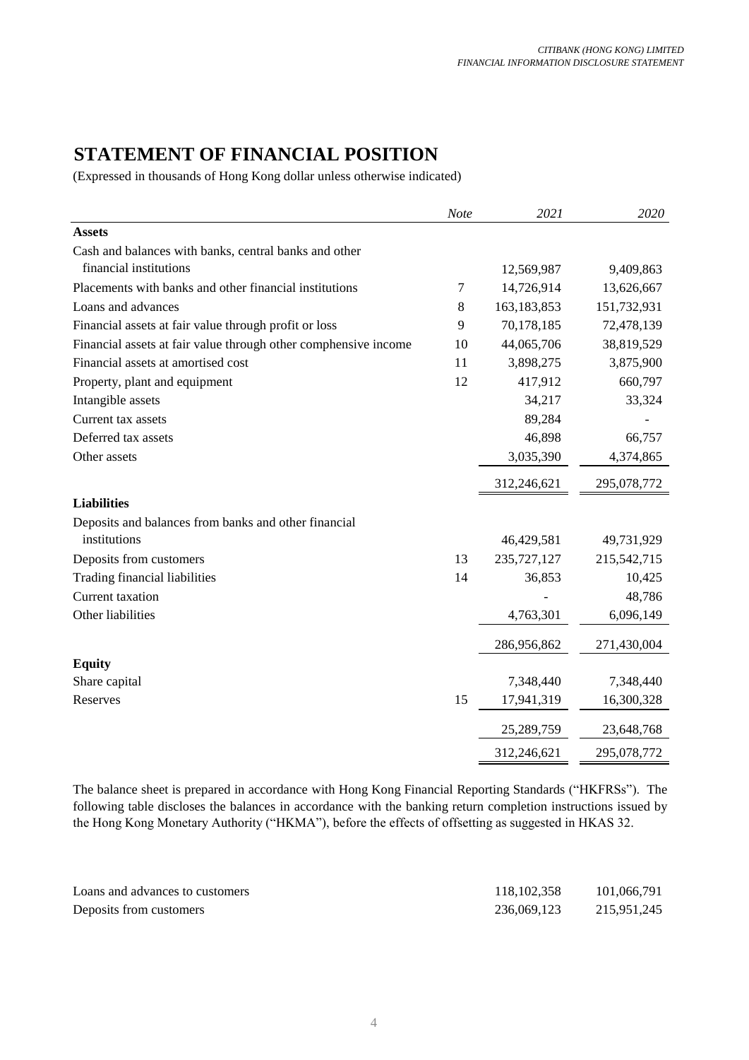# STATEMENT OF FINANCIAL POSITION

(Expressed in thousands of Hong Kong dollar unless otherwise indicated)

| | *Note* | *2021* | *2020* |
|---|---|---|---|
| **Assets** | | | |
| Cash and balances with banks, central banks and other financial institutions | | 12,569,987 | 9,409,863 |
| Placements with banks and other financial institutions | 7 | 14,726,914 | 13,626,667 |
| Loans and advances | 8 | 163,183,853 | 151,732,931 |
| Financial assets at fair value through profit or loss | 9 | 70,178,185 | 72,478,139 |
| Financial assets at fair value through other comphensive income | 10 | 44,065,706 | 38,819,529 |
| Financial assets at amortised cost | 11 | 3,898,275 | 3,875,900 |
| Property, plant and equipment | 12 | 417,912 | 660,797 |
| Intangible assets | | 34,217 | 33,324 |
| Current tax assets | | 89,284 | - |
| Deferred tax assets | | 46,898 | 66,757 |
| Other assets | | 3,035,390 | 4,374,865 |
| | | 312,246,621 | 295,078,772 |
| **Liabilities** | | | |
| Deposits and balances from banks and other financial institutions | | 46,429,581 | 49,731,929 |
| Deposits from customers | 13 | 235,727,127 | 215,542,715 |
| Trading financial liabilities | 14 | 36,853 | 10,425 |
| Current taxation | | - | 48,786 |
| Other liabilities | | 4,763,301 | 6,096,149 |
| | | 286,956,862 | 271,430,004 |
| **Equity** | | | |
| Share capital | | 7,348,440 | 7,348,440 |
| Reserves | 15 | 17,941,319 | 16,300,328 |
| | | 25,289,759 | 23,648,768 |
| | | 312,246,621 | 295,078,772 |

The balance sheet is prepared in accordance with Hong Kong Financial Reporting Standards ("HKFRSs"). The following table discloses the balances in accordance with the banking return completion instructions issued by the Hong Kong Monetary Authority ("HKMA"), before the effects of offsetting as suggested in HKAS 32.

| | 2021 | 2020 |
|---|---|---|
| Loans and advances to customers | 118,102,358 | 101,066,791 |
| Deposits from customers | 236,069,123 | 215,951,245 |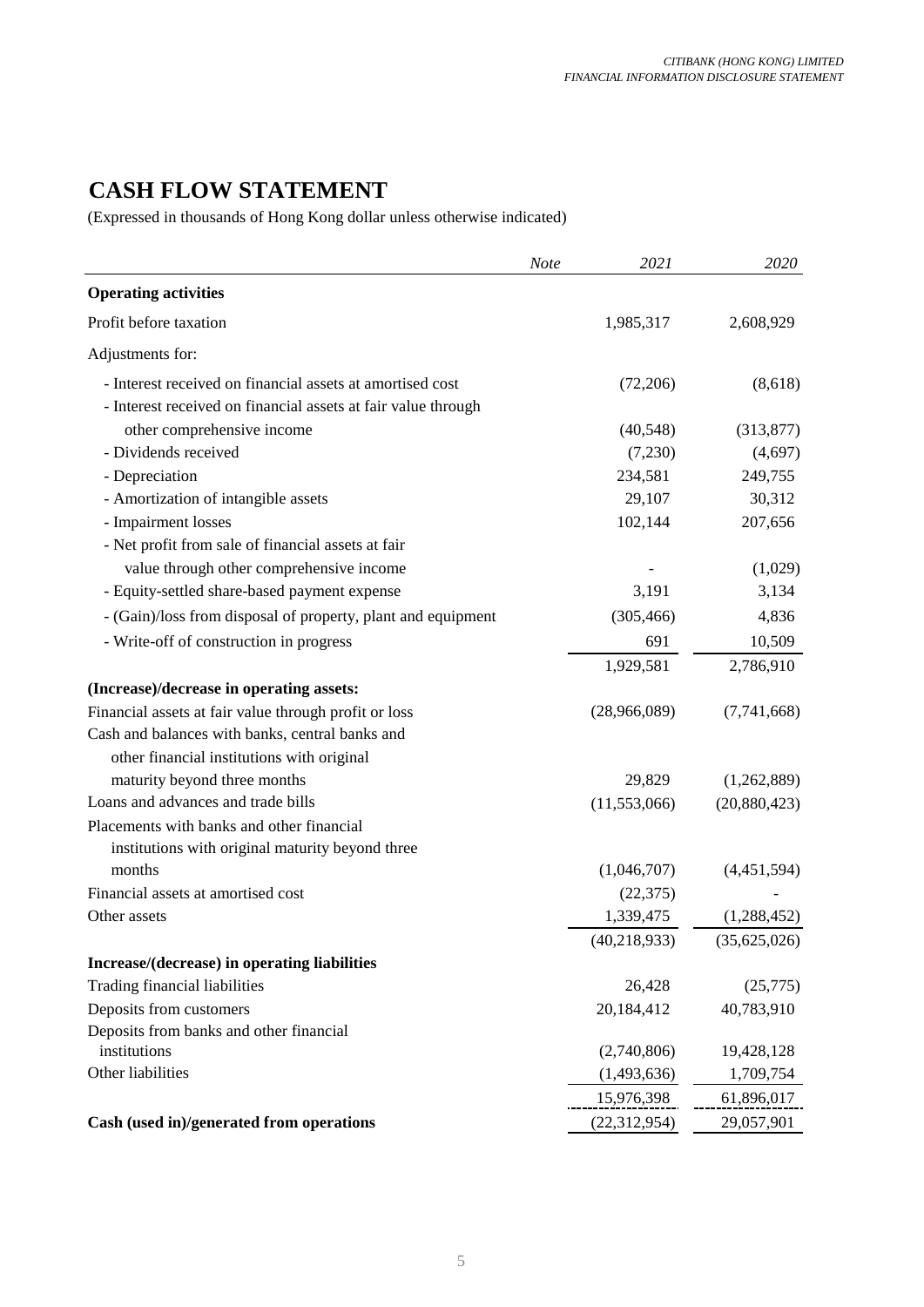# CASH FLOW STATEMENT

(Expressed in thousands of Hong Kong dollar unless otherwise indicated)

| | *Note* | *2021* | *2020* |
|---|---|---|---|
| **Operating activities** | | | |
| Profit before taxation | | 1,985,317 | 2,608,929 |
| Adjustments for: | | | |
| - Interest received on financial assets at amortised cost | | (72,206) | (8,618) |
| - Interest received on financial assets at fair value through other comprehensive income | | (40,548) | (313,877) |
| - Dividends received | | (7,230) | (4,697) |
| - Depreciation | | 234,581 | 249,755 |
| - Amortization of intangible assets | | 29,107 | 30,312 |
| - Impairment losses | | 102,144 | 207,656 |
| - Net profit from sale of financial assets at fair value through other comprehensive income | | - | (1,029) |
| - Equity-settled share-based payment expense | | 3,191 | 3,134 |
| - (Gain)/loss from disposal of property, plant and equipment | | (305,466) | 4,836 |
| - Write-off of construction in progress | | 691 | 10,509 |
| | | 1,929,581 | 2,786,910 |
| **(Increase)/decrease in operating assets:** | | | |
| Financial assets at fair value through profit or loss | | (28,966,089) | (7,741,668) |
| Cash and balances with banks, central banks and other financial institutions with original maturity beyond three months | | 29,829 | (1,262,889) |
| Loans and advances and trade bills | | (11,553,066) | (20,880,423) |
| Placements with banks and other financial institutions with original maturity beyond three months | | (1,046,707) | (4,451,594) |
| Financial assets at amortised cost | | (22,375) | - |
| Other assets | | 1,339,475 | (1,288,452) |
| | | (40,218,933) | (35,625,026) |
| **Increase/(decrease) in operating liabilities** | | | |
| Trading financial liabilities | | 26,428 | (25,775) |
| Deposits from customers | | 20,184,412 | 40,783,910 |
| Deposits from banks and other financial institutions | | (2,740,806) | 19,428,128 |
| Other liabilities | | (1,493,636) | 1,709,754 |
| | | 15,976,398 | 61,896,017 |
| **Cash (used in)/generated from operations** | | (22,312,954) | 29,057,901 |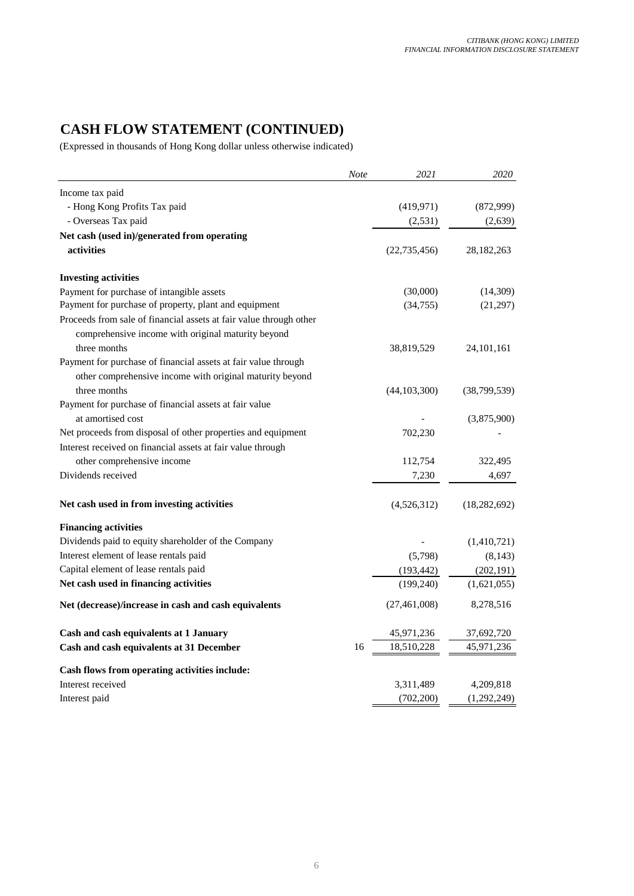# CASH FLOW STATEMENT (CONTINUED)

(Expressed in thousands of Hong Kong dollar unless otherwise indicated)

| | *Note* | *2021* | *2020* |
|---|---|---|---|
| Income tax paid | | | |
| - Hong Kong Profits Tax paid | | (419,971) | (872,999) |
| - Overseas Tax paid | | (2,531) | (2,639) |
| **Net cash (used in)/generated from operating activities** | | (22,735,456) | 28,182,263 |
| **Investing activities** | | | |
| Payment for purchase of intangible assets | | (30,000) | (14,309) |
| Payment for purchase of property, plant and equipment | | (34,755) | (21,297) |
| Proceeds from sale of financial assets at fair value through other comprehensive income with original maturity beyond three months | | 38,819,529 | 24,101,161 |
| Payment for purchase of financial assets at fair value through other comprehensive income with original maturity beyond three months | | (44,103,300) | (38,799,539) |
| Payment for purchase of financial assets at fair value at amortised cost | | - | (3,875,900) |
| Net proceeds from disposal of other properties and equipment | | 702,230 | - |
| Interest received on financial assets at fair value through other comprehensive income | | 112,754 | 322,495 |
| Dividends received | | 7,230 | 4,697 |
| **Net cash used in from investing activities** | | (4,526,312) | (18,282,692) |
| **Financing activities** | | | |
| Dividends paid to equity shareholder of the Company | | - | (1,410,721) |
| Interest element of lease rentals paid | | (5,798) | (8,143) |
| Capital element of lease rentals paid | | (193,442) | (202,191) |
| **Net cash used in financing activities** | | (199,240) | (1,621,055) |
| **Net (decrease)/increase in cash and cash equivalents** | | (27,461,008) | 8,278,516 |
| **Cash and cash equivalents at 1 January** | | 45,971,236 | 37,692,720 |
| **Cash and cash equivalents at 31 December** | 16 | 18,510,228 | 45,971,236 |
| **Cash flows from operating activities include:** | | | |
| Interest received | | 3,311,489 | 4,209,818 |
| Interest paid | | (702,200) | (1,292,249) |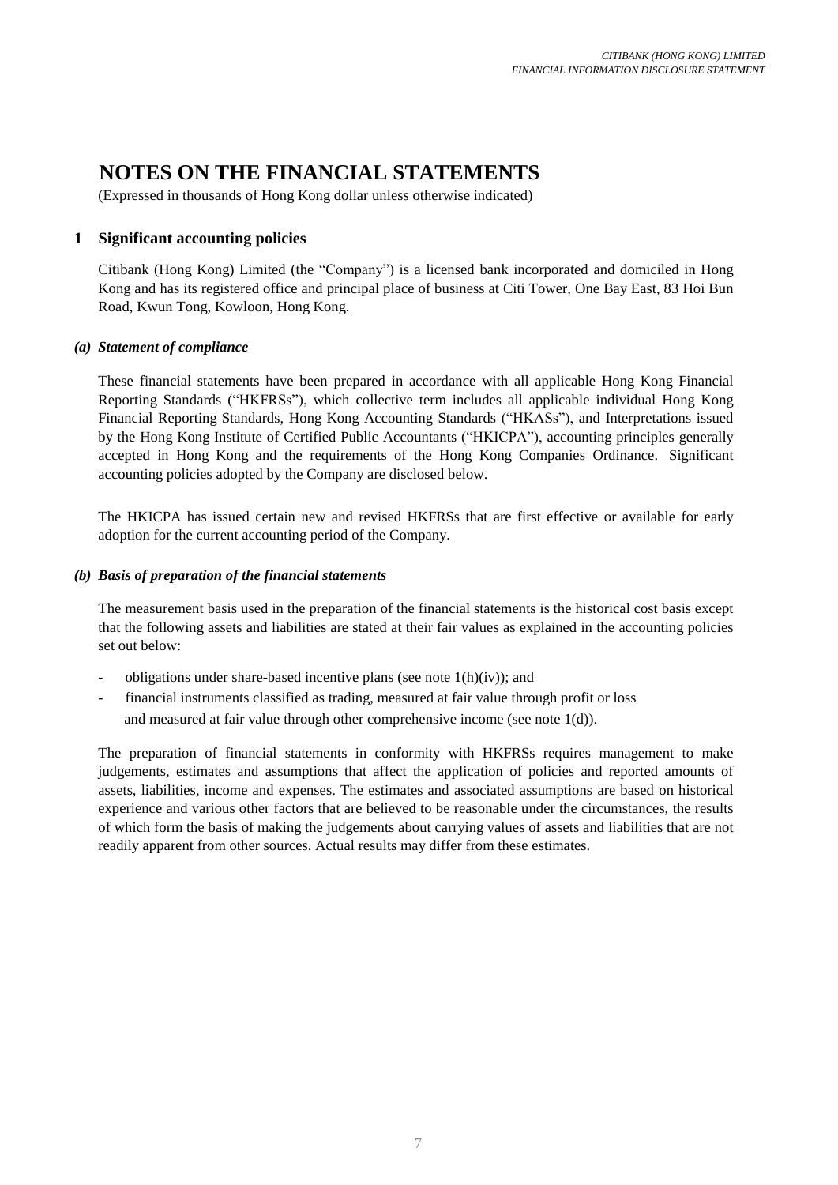# NOTES ON THE FINANCIAL STATEMENTS

(Expressed in thousands of Hong Kong dollar unless otherwise indicated)

## 1 Significant accounting policies

Citibank (Hong Kong) Limited (the "Company") is a licensed bank incorporated and domiciled in Hong Kong and has its registered office and principal place of business at Citi Tower, One Bay East, 83 Hoi Bun Road, Kwun Tong, Kowloon, Hong Kong.

### *(a) Statement of compliance*

These financial statements have been prepared in accordance with all applicable Hong Kong Financial Reporting Standards ("HKFRSs"), which collective term includes all applicable individual Hong Kong Financial Reporting Standards, Hong Kong Accounting Standards ("HKASs"), and Interpretations issued by the Hong Kong Institute of Certified Public Accountants ("HKICPA"), accounting principles generally accepted in Hong Kong and the requirements of the Hong Kong Companies Ordinance. Significant accounting policies adopted by the Company are disclosed below.

The HKICPA has issued certain new and revised HKFRSs that are first effective or available for early adoption for the current accounting period of the Company.

### *(b) Basis of preparation of the financial statements*

The measurement basis used in the preparation of the financial statements is the historical cost basis except that the following assets and liabilities are stated at their fair values as explained in the accounting policies set out below:

- obligations under share-based incentive plans (see note 1(h)(iv)); and
- financial instruments classified as trading, measured at fair value through profit or loss and measured at fair value through other comprehensive income (see note 1(d)).

The preparation of financial statements in conformity with HKFRSs requires management to make judgements, estimates and assumptions that affect the application of policies and reported amounts of assets, liabilities, income and expenses. The estimates and associated assumptions are based on historical experience and various other factors that are believed to be reasonable under the circumstances, the results of which form the basis of making the judgements about carrying values of assets and liabilities that are not readily apparent from other sources. Actual results may differ from these estimates.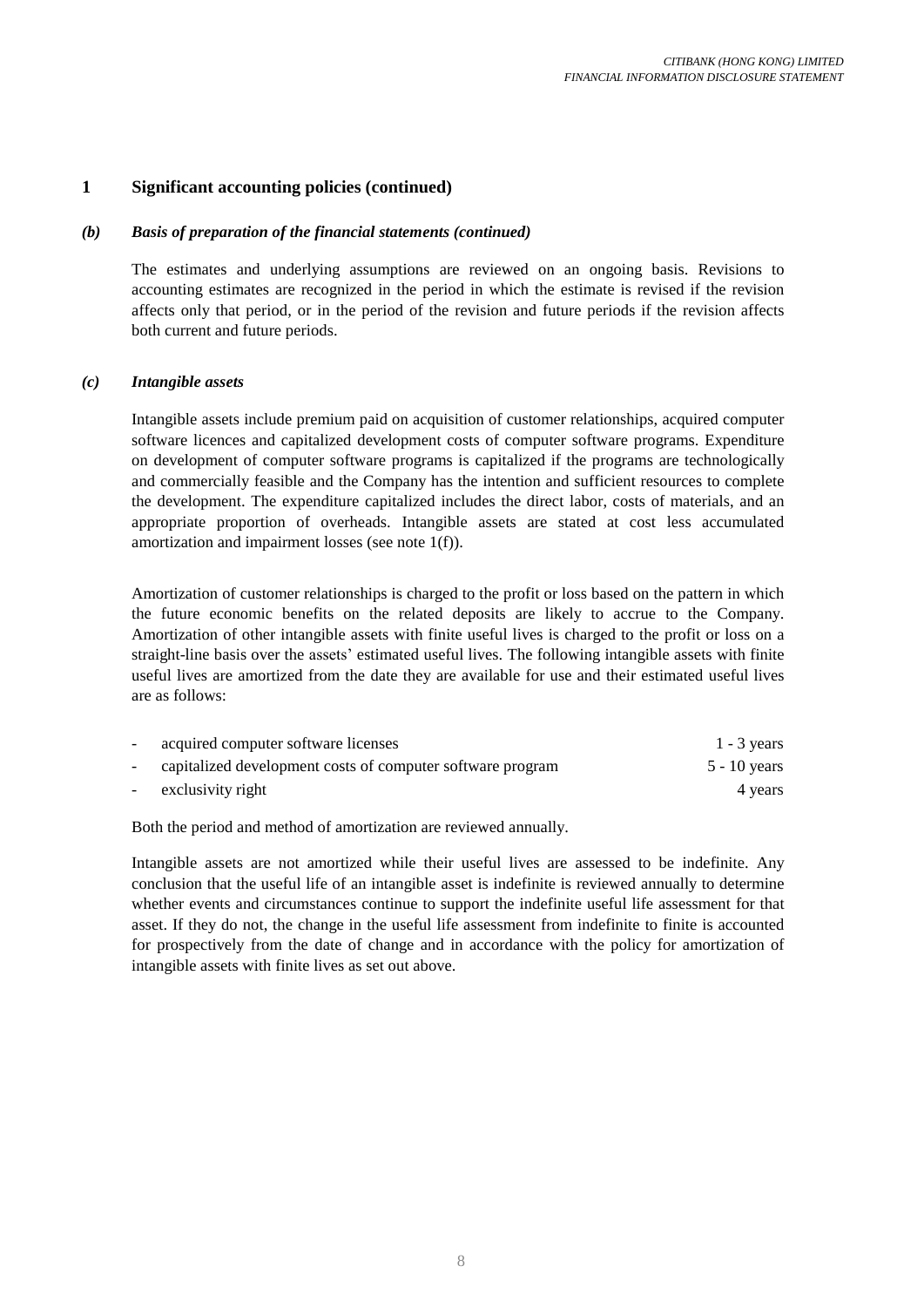## 1 Significant accounting policies (continued)

### *(b) Basis of preparation of the financial statements (continued)*

The estimates and underlying assumptions are reviewed on an ongoing basis. Revisions to accounting estimates are recognized in the period in which the estimate is revised if the revision affects only that period, or in the period of the revision and future periods if the revision affects both current and future periods.

### *(c) Intangible assets*

Intangible assets include premium paid on acquisition of customer relationships, acquired computer software licences and capitalized development costs of computer software programs. Expenditure on development of computer software programs is capitalized if the programs are technologically and commercially feasible and the Company has the intention and sufficient resources to complete the development. The expenditure capitalized includes the direct labor, costs of materials, and an appropriate proportion of overheads. Intangible assets are stated at cost less accumulated amortization and impairment losses (see note 1(f)).

Amortization of customer relationships is charged to the profit or loss based on the pattern in which the future economic benefits on the related deposits are likely to accrue to the Company. Amortization of other intangible assets with finite useful lives is charged to the profit or loss on a straight-line basis over the assets' estimated useful lives. The following intangible assets with finite useful lives are amortized from the date they are available for use and their estimated useful lives are as follows:

| | |
|---|---|
| - acquired computer software licenses | 1 - 3 years |
| - capitalized development costs of computer software program | 5 - 10 years |
| - exclusivity right | 4 years |

Both the period and method of amortization are reviewed annually.

Intangible assets are not amortized while their useful lives are assessed to be indefinite. Any conclusion that the useful life of an intangible asset is indefinite is reviewed annually to determine whether events and circumstances continue to support the indefinite useful life assessment for that asset. If they do not, the change in the useful life assessment from indefinite to finite is accounted for prospectively from the date of change and in accordance with the policy for amortization of intangible assets with finite lives as set out above.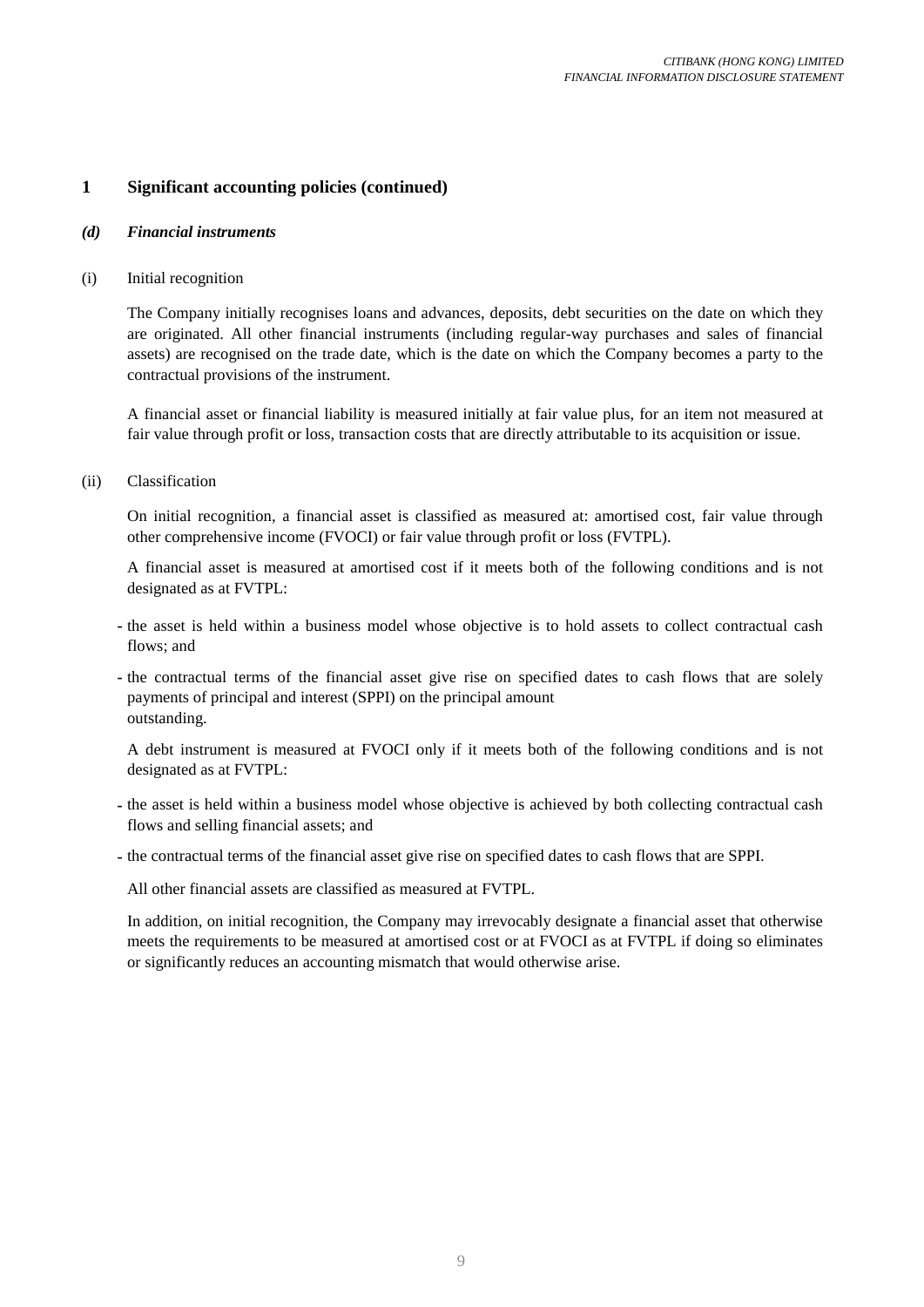## 1 Significant accounting policies (continued)

### *(d) Financial instruments*

(i) Initial recognition

The Company initially recognises loans and advances, deposits, debt securities on the date on which they are originated. All other financial instruments (including regular-way purchases and sales of financial assets) are recognised on the trade date, which is the date on which the Company becomes a party to the contractual provisions of the instrument.

A financial asset or financial liability is measured initially at fair value plus, for an item not measured at fair value through profit or loss, transaction costs that are directly attributable to its acquisition or issue.

(ii) Classification

On initial recognition, a financial asset is classified as measured at: amortised cost, fair value through other comprehensive income (FVOCI) or fair value through profit or loss (FVTPL).

A financial asset is measured at amortised cost if it meets both of the following conditions and is not designated as at FVTPL:

- the asset is held within a business model whose objective is to hold assets to collect contractual cash flows; and
- the contractual terms of the financial asset give rise on specified dates to cash flows that are solely payments of principal and interest (SPPI) on the principal amount outstanding.

A debt instrument is measured at FVOCI only if it meets both of the following conditions and is not designated as at FVTPL:

- the asset is held within a business model whose objective is achieved by both collecting contractual cash flows and selling financial assets; and
- the contractual terms of the financial asset give rise on specified dates to cash flows that are SPPI.

All other financial assets are classified as measured at FVTPL.

In addition, on initial recognition, the Company may irrevocably designate a financial asset that otherwise meets the requirements to be measured at amortised cost or at FVOCI as at FVTPL if doing so eliminates or significantly reduces an accounting mismatch that would otherwise arise.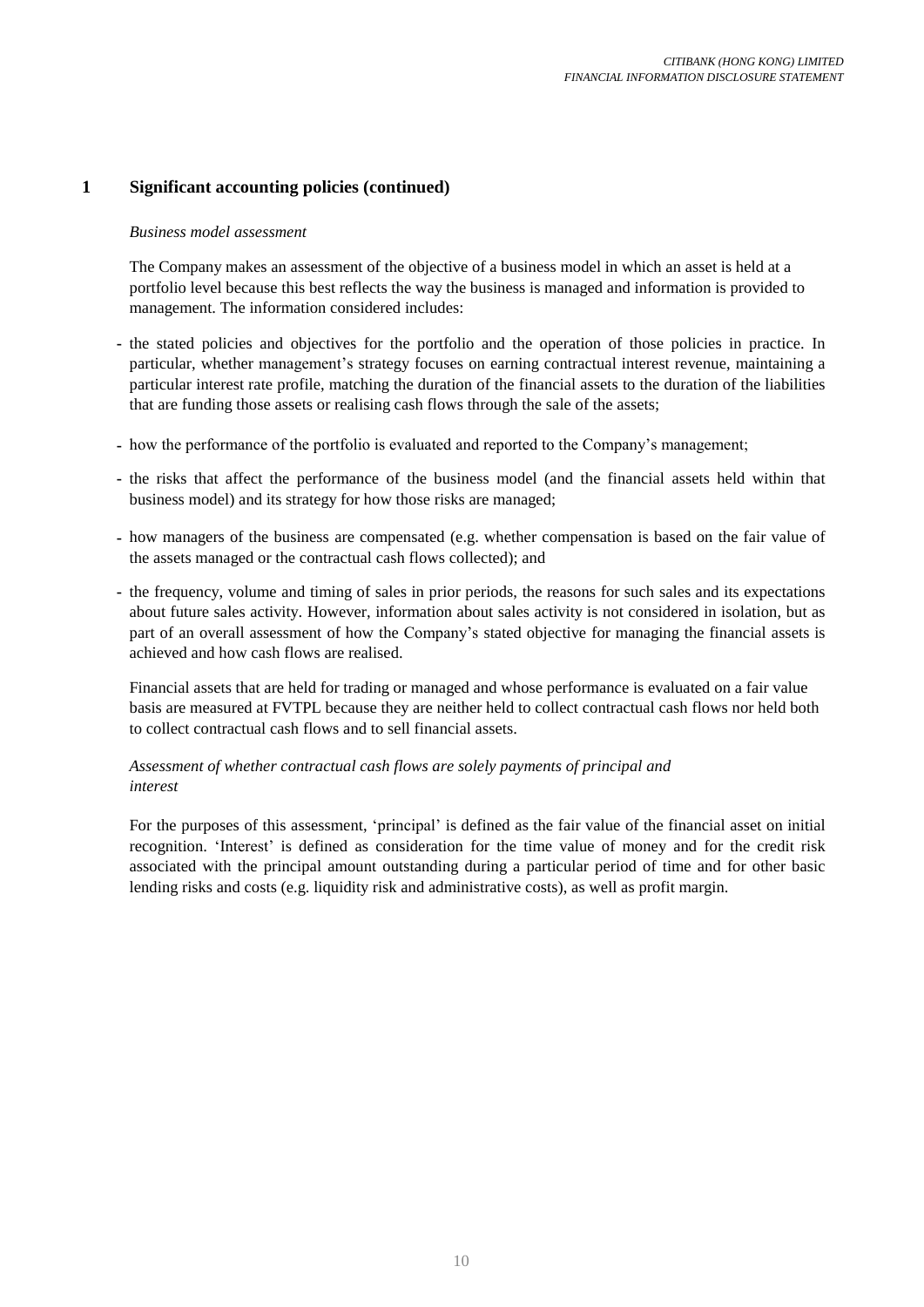## 1 Significant accounting policies (continued)

*Business model assessment*

The Company makes an assessment of the objective of a business model in which an asset is held at a portfolio level because this best reflects the way the business is managed and information is provided to management. The information considered includes:

- the stated policies and objectives for the portfolio and the operation of those policies in practice. In particular, whether management's strategy focuses on earning contractual interest revenue, maintaining a particular interest rate profile, matching the duration of the financial assets to the duration of the liabilities that are funding those assets or realising cash flows through the sale of the assets;
- how the performance of the portfolio is evaluated and reported to the Company's management;
- the risks that affect the performance of the business model (and the financial assets held within that business model) and its strategy for how those risks are managed;
- how managers of the business are compensated (e.g. whether compensation is based on the fair value of the assets managed or the contractual cash flows collected); and
- the frequency, volume and timing of sales in prior periods, the reasons for such sales and its expectations about future sales activity. However, information about sales activity is not considered in isolation, but as part of an overall assessment of how the Company's stated objective for managing the financial assets is achieved and how cash flows are realised.

Financial assets that are held for trading or managed and whose performance is evaluated on a fair value basis are measured at FVTPL because they are neither held to collect contractual cash flows nor held both to collect contractual cash flows and to sell financial assets.

*Assessment of whether contractual cash flows are solely payments of principal and interest*

For the purposes of this assessment, 'principal' is defined as the fair value of the financial asset on initial recognition. 'Interest' is defined as consideration for the time value of money and for the credit risk associated with the principal amount outstanding during a particular period of time and for other basic lending risks and costs (e.g. liquidity risk and administrative costs), as well as profit margin.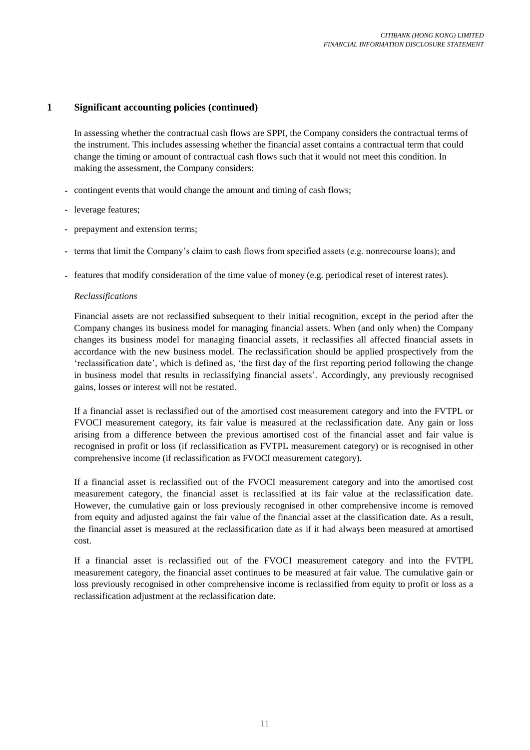## 1 Significant accounting policies (continued)

In assessing whether the contractual cash flows are SPPI, the Company considers the contractual terms of the instrument. This includes assessing whether the financial asset contains a contractual term that could change the timing or amount of contractual cash flows such that it would not meet this condition. In making the assessment, the Company considers:

- contingent events that would change the amount and timing of cash flows;
- leverage features;
- prepayment and extension terms;
- terms that limit the Company's claim to cash flows from specified assets (e.g. nonrecourse loans); and
- features that modify consideration of the time value of money (e.g. periodical reset of interest rates).

*Reclassifications*

Financial assets are not reclassified subsequent to their initial recognition, except in the period after the Company changes its business model for managing financial assets. When (and only when) the Company changes its business model for managing financial assets, it reclassifies all affected financial assets in accordance with the new business model. The reclassification should be applied prospectively from the 'reclassification date', which is defined as, 'the first day of the first reporting period following the change in business model that results in reclassifying financial assets'. Accordingly, any previously recognised gains, losses or interest will not be restated.

If a financial asset is reclassified out of the amortised cost measurement category and into the FVTPL or FVOCI measurement category, its fair value is measured at the reclassification date. Any gain or loss arising from a difference between the previous amortised cost of the financial asset and fair value is recognised in profit or loss (if reclassification as FVTPL measurement category) or is recognised in other comprehensive income (if reclassification as FVOCI measurement category).

If a financial asset is reclassified out of the FVOCI measurement category and into the amortised cost measurement category, the financial asset is reclassified at its fair value at the reclassification date. However, the cumulative gain or loss previously recognised in other comprehensive income is removed from equity and adjusted against the fair value of the financial asset at the classification date. As a result, the financial asset is measured at the reclassification date as if it had always been measured at amortised cost.

If a financial asset is reclassified out of the FVOCI measurement category and into the FVTPL measurement category, the financial asset continues to be measured at fair value. The cumulative gain or loss previously recognised in other comprehensive income is reclassified from equity to profit or loss as a reclassification adjustment at the reclassification date.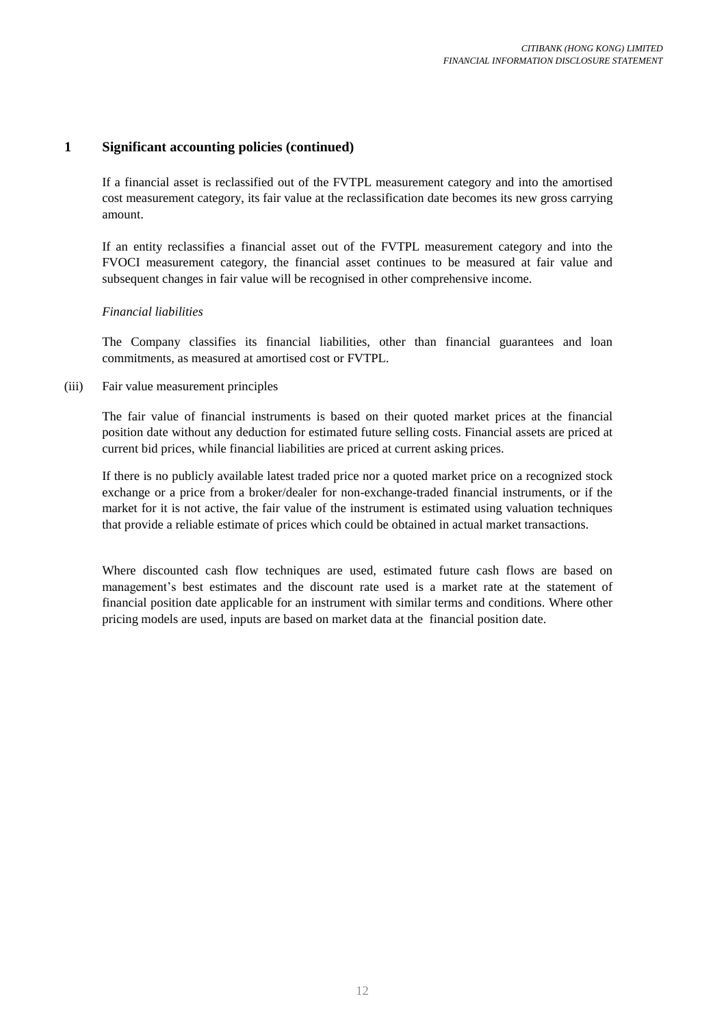## 1 Significant accounting policies (continued)

If a financial asset is reclassified out of the FVTPL measurement category and into the amortised cost measurement category, its fair value at the reclassification date becomes its new gross carrying amount.

If an entity reclassifies a financial asset out of the FVTPL measurement category and into the FVOCI measurement category, the financial asset continues to be measured at fair value and subsequent changes in fair value will be recognised in other comprehensive income.

*Financial liabilities*

The Company classifies its financial liabilities, other than financial guarantees and loan commitments, as measured at amortised cost or FVTPL.

(iii) Fair value measurement principles

The fair value of financial instruments is based on their quoted market prices at the financial position date without any deduction for estimated future selling costs. Financial assets are priced at current bid prices, while financial liabilities are priced at current asking prices.

If there is no publicly available latest traded price nor a quoted market price on a recognized stock exchange or a price from a broker/dealer for non-exchange-traded financial instruments, or if the market for it is not active, the fair value of the instrument is estimated using valuation techniques that provide a reliable estimate of prices which could be obtained in actual market transactions.

Where discounted cash flow techniques are used, estimated future cash flows are based on management's best estimates and the discount rate used is a market rate at the statement of financial position date applicable for an instrument with similar terms and conditions. Where other pricing models are used, inputs are based on market data at the financial position date.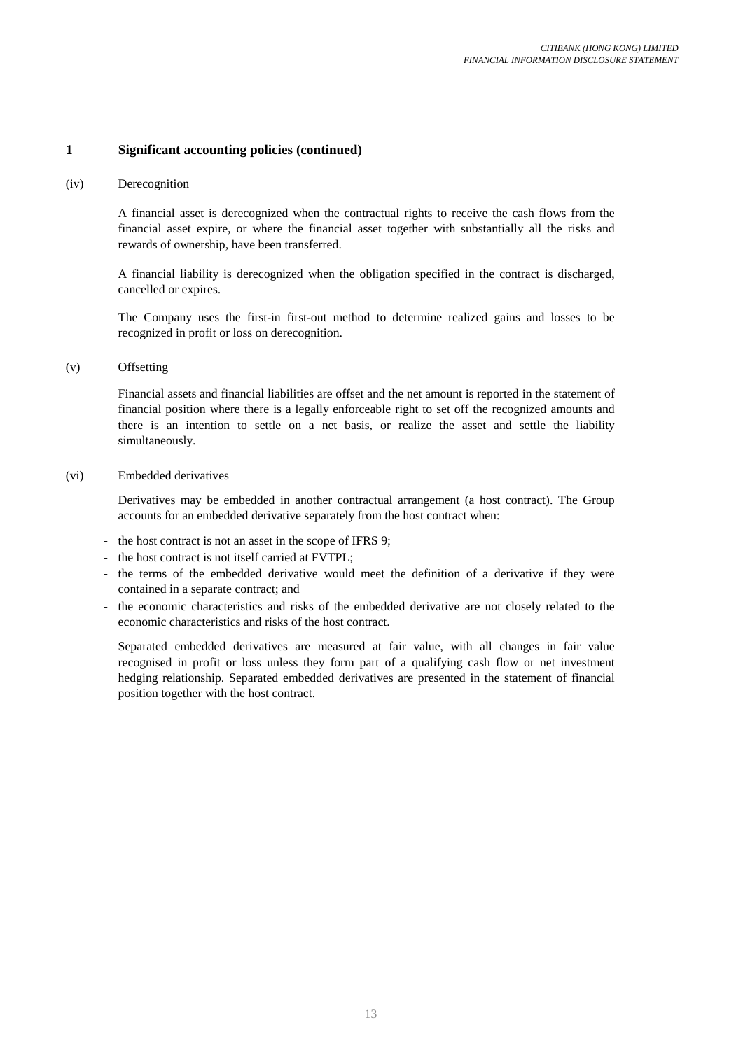## 1 Significant accounting policies (continued)

(iv) Derecognition

A financial asset is derecognized when the contractual rights to receive the cash flows from the financial asset expire, or where the financial asset together with substantially all the risks and rewards of ownership, have been transferred.

A financial liability is derecognized when the obligation specified in the contract is discharged, cancelled or expires.

The Company uses the first-in first-out method to determine realized gains and losses to be recognized in profit or loss on derecognition.

(v) Offsetting

Financial assets and financial liabilities are offset and the net amount is reported in the statement of financial position where there is a legally enforceable right to set off the recognized amounts and there is an intention to settle on a net basis, or realize the asset and settle the liability simultaneously.

(vi) Embedded derivatives

Derivatives may be embedded in another contractual arrangement (a host contract). The Group accounts for an embedded derivative separately from the host contract when:

- the host contract is not an asset in the scope of IFRS 9;
- the host contract is not itself carried at FVTPL;
- the terms of the embedded derivative would meet the definition of a derivative if they were contained in a separate contract; and
- the economic characteristics and risks of the embedded derivative are not closely related to the economic characteristics and risks of the host contract.

Separated embedded derivatives are measured at fair value, with all changes in fair value recognised in profit or loss unless they form part of a qualifying cash flow or net investment hedging relationship. Separated embedded derivatives are presented in the statement of financial position together with the host contract.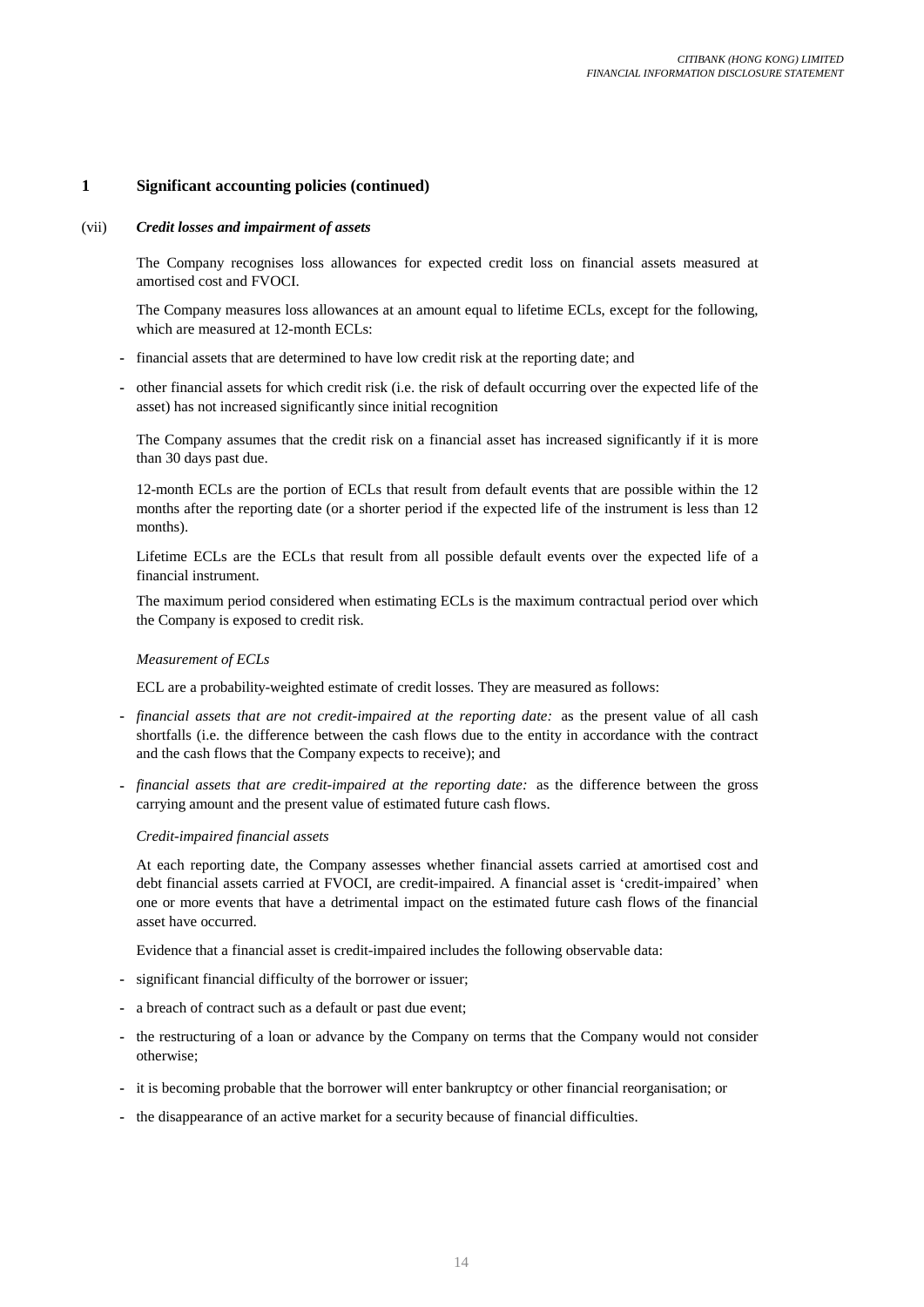## 1 Significant accounting policies (continued)

### (vii) *Credit losses and impairment of assets*

The Company recognises loss allowances for expected credit loss on financial assets measured at amortised cost and FVOCI.

The Company measures loss allowances at an amount equal to lifetime ECLs, except for the following, which are measured at 12-month ECLs:

- financial assets that are determined to have low credit risk at the reporting date; and
- other financial assets for which credit risk (i.e. the risk of default occurring over the expected life of the asset) has not increased significantly since initial recognition

The Company assumes that the credit risk on a financial asset has increased significantly if it is more than 30 days past due.

12-month ECLs are the portion of ECLs that result from default events that are possible within the 12 months after the reporting date (or a shorter period if the expected life of the instrument is less than 12 months).

Lifetime ECLs are the ECLs that result from all possible default events over the expected life of a financial instrument.

The maximum period considered when estimating ECLs is the maximum contractual period over which the Company is exposed to credit risk.

*Measurement of ECLs*

ECL are a probability-weighted estimate of credit losses. They are measured as follows:

- *financial assets that are not credit-impaired at the reporting date:* as the present value of all cash shortfalls (i.e. the difference between the cash flows due to the entity in accordance with the contract and the cash flows that the Company expects to receive); and
- *financial assets that are credit-impaired at the reporting date:* as the difference between the gross carrying amount and the present value of estimated future cash flows.

*Credit-impaired financial assets*

At each reporting date, the Company assesses whether financial assets carried at amortised cost and debt financial assets carried at FVOCI, are credit-impaired. A financial asset is 'credit-impaired' when one or more events that have a detrimental impact on the estimated future cash flows of the financial asset have occurred.

Evidence that a financial asset is credit-impaired includes the following observable data:

- significant financial difficulty of the borrower or issuer;
- a breach of contract such as a default or past due event;
- the restructuring of a loan or advance by the Company on terms that the Company would not consider otherwise;
- it is becoming probable that the borrower will enter bankruptcy or other financial reorganisation; or
- the disappearance of an active market for a security because of financial difficulties.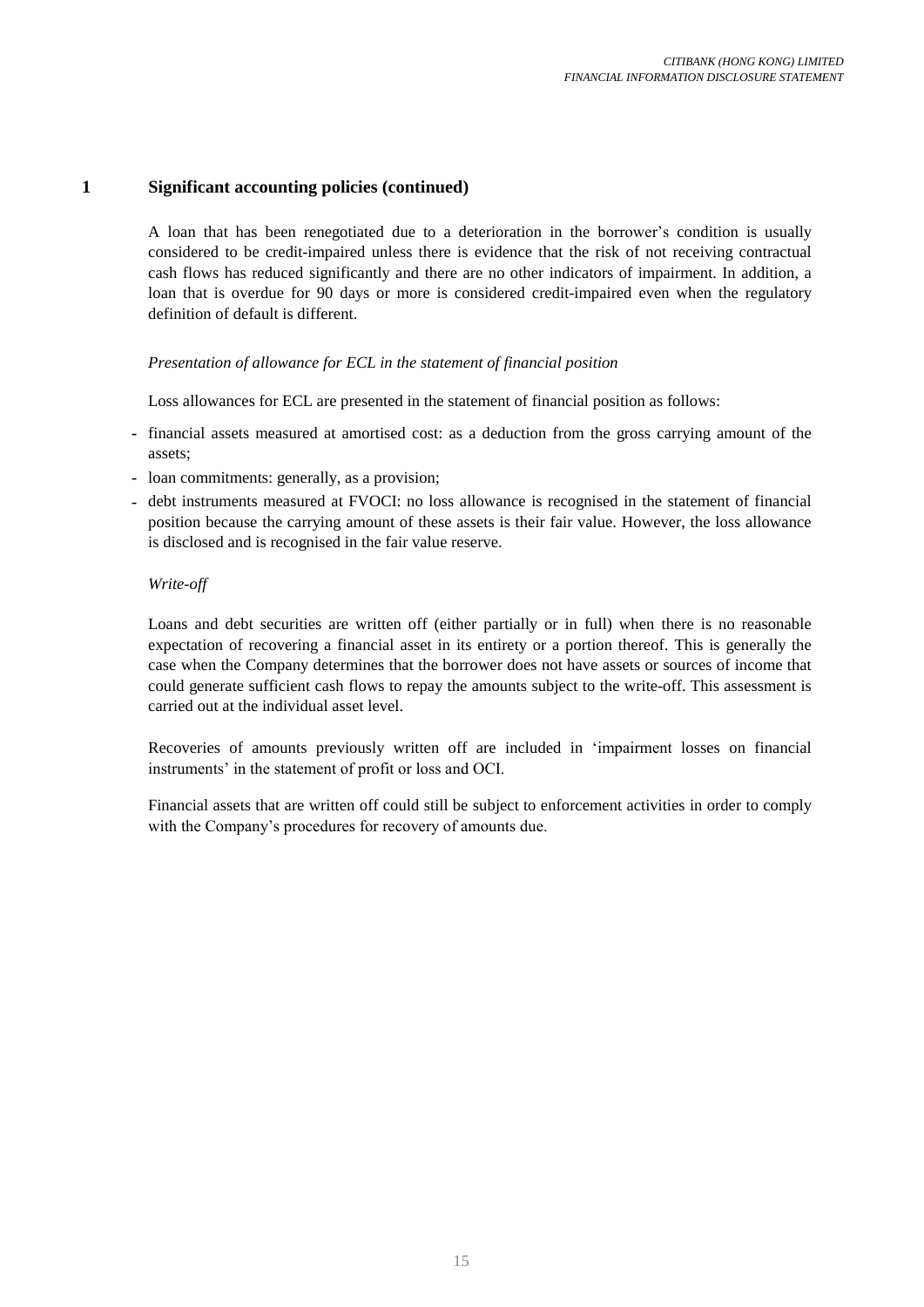## 1 Significant accounting policies (continued)

A loan that has been renegotiated due to a deterioration in the borrower's condition is usually considered to be credit-impaired unless there is evidence that the risk of not receiving contractual cash flows has reduced significantly and there are no other indicators of impairment. In addition, a loan that is overdue for 90 days or more is considered credit-impaired even when the regulatory definition of default is different.

*Presentation of allowance for ECL in the statement of financial position*

Loss allowances for ECL are presented in the statement of financial position as follows:

- financial assets measured at amortised cost: as a deduction from the gross carrying amount of the assets;
- loan commitments: generally, as a provision;
- debt instruments measured at FVOCI: no loss allowance is recognised in the statement of financial position because the carrying amount of these assets is their fair value. However, the loss allowance is disclosed and is recognised in the fair value reserve.

*Write-off*

Loans and debt securities are written off (either partially or in full) when there is no reasonable expectation of recovering a financial asset in its entirety or a portion thereof. This is generally the case when the Company determines that the borrower does not have assets or sources of income that could generate sufficient cash flows to repay the amounts subject to the write-off. This assessment is carried out at the individual asset level.

Recoveries of amounts previously written off are included in 'impairment losses on financial instruments' in the statement of profit or loss and OCI.

Financial assets that are written off could still be subject to enforcement activities in order to comply with the Company's procedures for recovery of amounts due.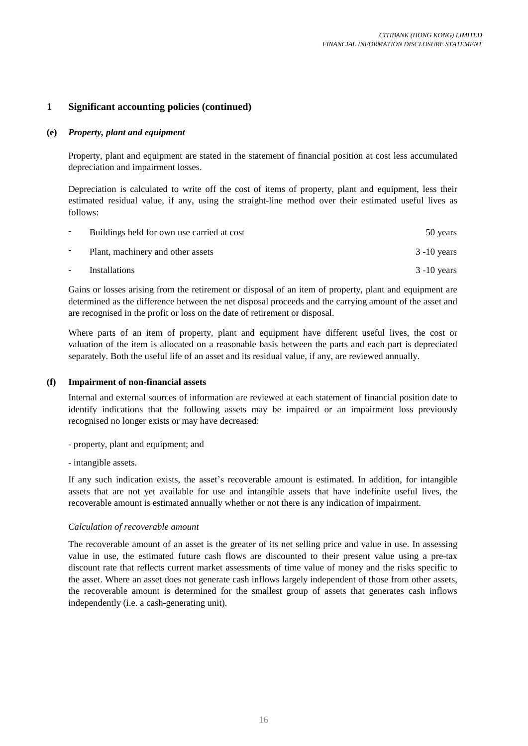## 1 Significant accounting policies (continued)

### (e) *Property, plant and equipment*

Property, plant and equipment are stated in the statement of financial position at cost less accumulated depreciation and impairment losses.

Depreciation is calculated to write off the cost of items of property, plant and equipment, less their estimated residual value, if any, using the straight-line method over their estimated useful lives as follows:

| | |
|---|---|
| - Buildings held for own use carried at cost | 50 years |
| - Plant, machinery and other assets | 3 -10 years |
| - Installations | 3 -10 years |

Gains or losses arising from the retirement or disposal of an item of property, plant and equipment are determined as the difference between the net disposal proceeds and the carrying amount of the asset and are recognised in the profit or loss on the date of retirement or disposal.

Where parts of an item of property, plant and equipment have different useful lives, the cost or valuation of the item is allocated on a reasonable basis between the parts and each part is depreciated separately. Both the useful life of an asset and its residual value, if any, are reviewed annually.

### (f) Impairment of non-financial assets

Internal and external sources of information are reviewed at each statement of financial position date to identify indications that the following assets may be impaired or an impairment loss previously recognised no longer exists or may have decreased:

- property, plant and equipment; and
- intangible assets.

If any such indication exists, the asset's recoverable amount is estimated. In addition, for intangible assets that are not yet available for use and intangible assets that have indefinite useful lives, the recoverable amount is estimated annually whether or not there is any indication of impairment.

*Calculation of recoverable amount*

The recoverable amount of an asset is the greater of its net selling price and value in use. In assessing value in use, the estimated future cash flows are discounted to their present value using a pre-tax discount rate that reflects current market assessments of time value of money and the risks specific to the asset. Where an asset does not generate cash inflows largely independent of those from other assets, the recoverable amount is determined for the smallest group of assets that generates cash inflows independently (i.e. a cash-generating unit).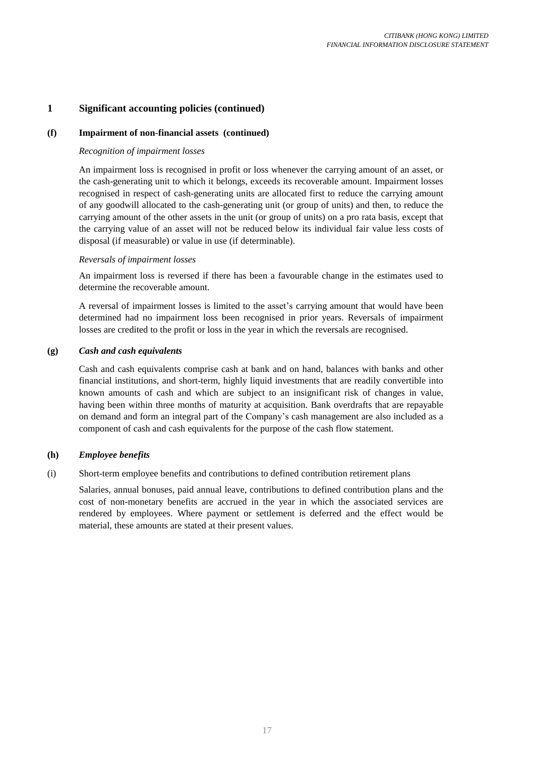## 1 Significant accounting policies (continued)

### (f) Impairment of non-financial assets (continued)

*Recognition of impairment losses*

An impairment loss is recognised in profit or loss whenever the carrying amount of an asset, or the cash-generating unit to which it belongs, exceeds its recoverable amount. Impairment losses recognised in respect of cash-generating units are allocated first to reduce the carrying amount of any goodwill allocated to the cash-generating unit (or group of units) and then, to reduce the carrying amount of the other assets in the unit (or group of units) on a pro rata basis, except that the carrying value of an asset will not be reduced below its individual fair value less costs of disposal (if measurable) or value in use (if determinable).

*Reversals of impairment losses*

An impairment loss is reversed if there has been a favourable change in the estimates used to determine the recoverable amount.

A reversal of impairment losses is limited to the asset's carrying amount that would have been determined had no impairment loss been recognised in prior years. Reversals of impairment losses are credited to the profit or loss in the year in which the reversals are recognised.

### (g) *Cash and cash equivalents*

Cash and cash equivalents comprise cash at bank and on hand, balances with banks and other financial institutions, and short-term, highly liquid investments that are readily convertible into known amounts of cash and which are subject to an insignificant risk of changes in value, having been within three months of maturity at acquisition. Bank overdrafts that are repayable on demand and form an integral part of the Company's cash management are also included as a component of cash and cash equivalents for the purpose of the cash flow statement.

### (h) *Employee benefits*

(i) Short-term employee benefits and contributions to defined contribution retirement plans

Salaries, annual bonuses, paid annual leave, contributions to defined contribution plans and the cost of non-monetary benefits are accrued in the year in which the associated services are rendered by employees. Where payment or settlement is deferred and the effect would be material, these amounts are stated at their present values.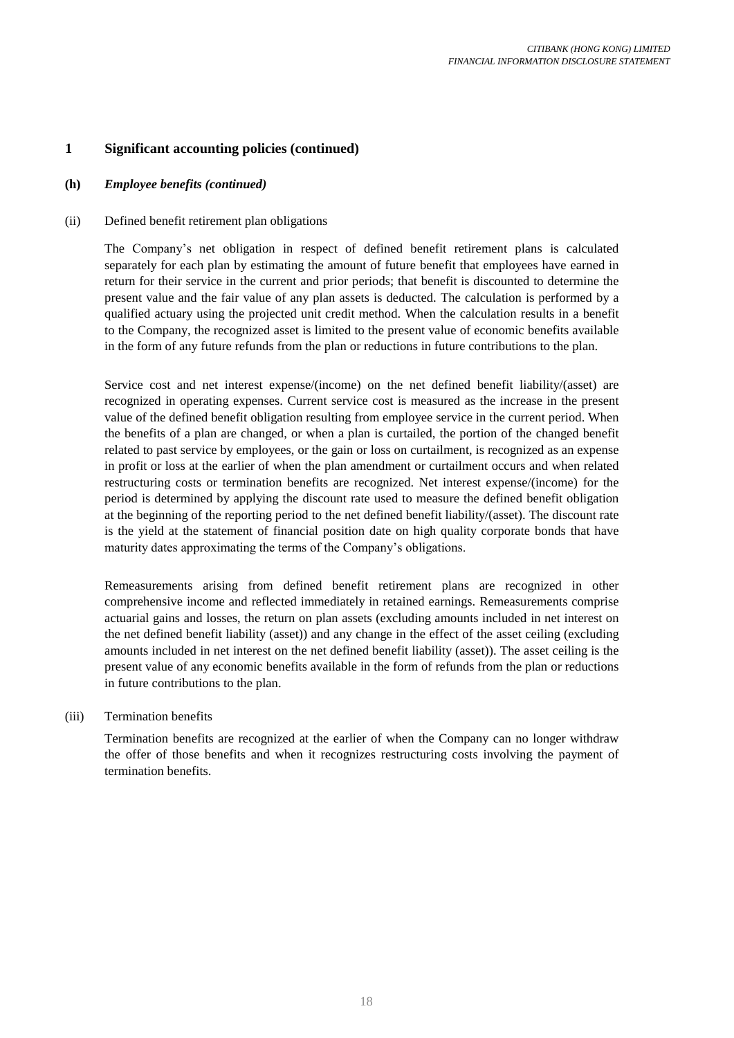## 1 Significant accounting policies (continued)

### (h) *Employee benefits (continued)*

(ii) Defined benefit retirement plan obligations

The Company's net obligation in respect of defined benefit retirement plans is calculated separately for each plan by estimating the amount of future benefit that employees have earned in return for their service in the current and prior periods; that benefit is discounted to determine the present value and the fair value of any plan assets is deducted. The calculation is performed by a qualified actuary using the projected unit credit method. When the calculation results in a benefit to the Company, the recognized asset is limited to the present value of economic benefits available in the form of any future refunds from the plan or reductions in future contributions to the plan.

Service cost and net interest expense/(income) on the net defined benefit liability/(asset) are recognized in operating expenses. Current service cost is measured as the increase in the present value of the defined benefit obligation resulting from employee service in the current period. When the benefits of a plan are changed, or when a plan is curtailed, the portion of the changed benefit related to past service by employees, or the gain or loss on curtailment, is recognized as an expense in profit or loss at the earlier of when the plan amendment or curtailment occurs and when related restructuring costs or termination benefits are recognized. Net interest expense/(income) for the period is determined by applying the discount rate used to measure the defined benefit obligation at the beginning of the reporting period to the net defined benefit liability/(asset). The discount rate is the yield at the statement of financial position date on high quality corporate bonds that have maturity dates approximating the terms of the Company's obligations.

Remeasurements arising from defined benefit retirement plans are recognized in other comprehensive income and reflected immediately in retained earnings. Remeasurements comprise actuarial gains and losses, the return on plan assets (excluding amounts included in net interest on the net defined benefit liability (asset)) and any change in the effect of the asset ceiling (excluding amounts included in net interest on the net defined benefit liability (asset)). The asset ceiling is the present value of any economic benefits available in the form of refunds from the plan or reductions in future contributions to the plan.

(iii) Termination benefits

Termination benefits are recognized at the earlier of when the Company can no longer withdraw the offer of those benefits and when it recognizes restructuring costs involving the payment of termination benefits.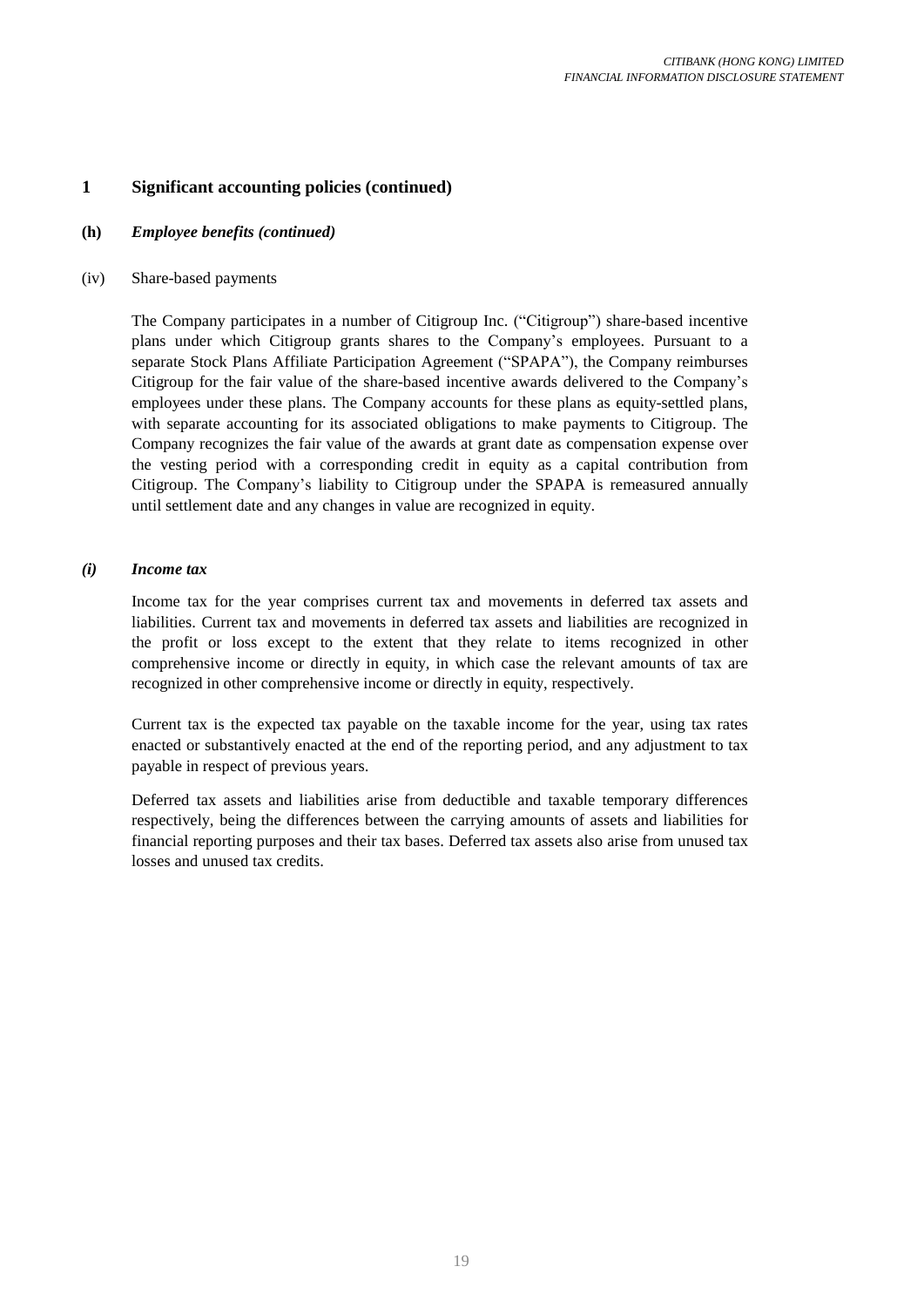## 1 Significant accounting policies (continued)

### (h) *Employee benefits (continued)*

(iv) Share-based payments

The Company participates in a number of Citigroup Inc. ("Citigroup") share-based incentive plans under which Citigroup grants shares to the Company's employees. Pursuant to a separate Stock Plans Affiliate Participation Agreement ("SPAPA"), the Company reimburses Citigroup for the fair value of the share-based incentive awards delivered to the Company's employees under these plans. The Company accounts for these plans as equity-settled plans, with separate accounting for its associated obligations to make payments to Citigroup. The Company recognizes the fair value of the awards at grant date as compensation expense over the vesting period with a corresponding credit in equity as a capital contribution from Citigroup. The Company's liability to Citigroup under the SPAPA is remeasured annually until settlement date and any changes in value are recognized in equity.

### *(i) Income tax*

Income tax for the year comprises current tax and movements in deferred tax assets and liabilities. Current tax and movements in deferred tax assets and liabilities are recognized in the profit or loss except to the extent that they relate to items recognized in other comprehensive income or directly in equity, in which case the relevant amounts of tax are recognized in other comprehensive income or directly in equity, respectively.

Current tax is the expected tax payable on the taxable income for the year, using tax rates enacted or substantively enacted at the end of the reporting period, and any adjustment to tax payable in respect of previous years.

Deferred tax assets and liabilities arise from deductible and taxable temporary differences respectively, being the differences between the carrying amounts of assets and liabilities for financial reporting purposes and their tax bases. Deferred tax assets also arise from unused tax losses and unused tax credits.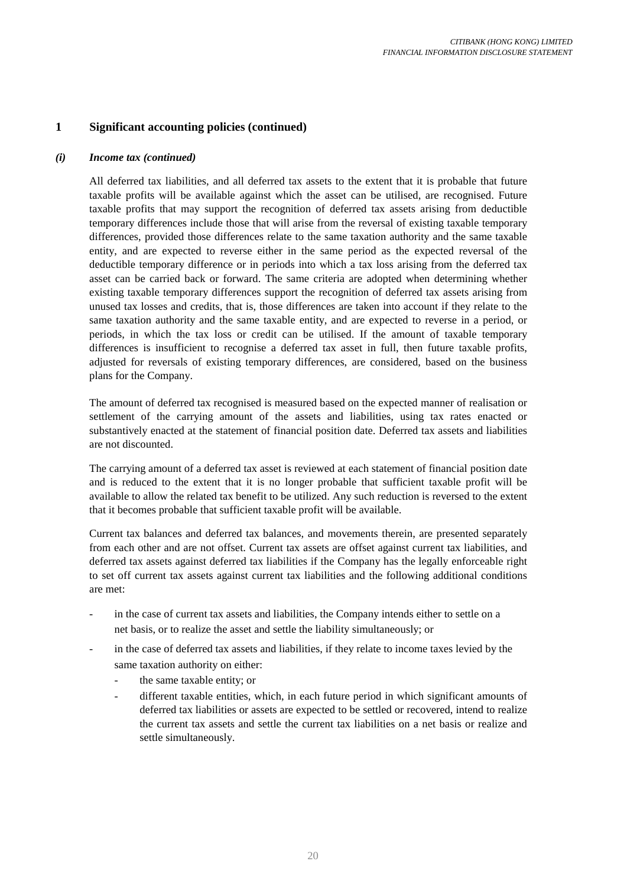## 1 Significant accounting policies (continued)

### *(i) Income tax (continued)*

All deferred tax liabilities, and all deferred tax assets to the extent that it is probable that future taxable profits will be available against which the asset can be utilised, are recognised. Future taxable profits that may support the recognition of deferred tax assets arising from deductible temporary differences include those that will arise from the reversal of existing taxable temporary differences, provided those differences relate to the same taxation authority and the same taxable entity, and are expected to reverse either in the same period as the expected reversal of the deductible temporary difference or in periods into which a tax loss arising from the deferred tax asset can be carried back or forward. The same criteria are adopted when determining whether existing taxable temporary differences support the recognition of deferred tax assets arising from unused tax losses and credits, that is, those differences are taken into account if they relate to the same taxation authority and the same taxable entity, and are expected to reverse in a period, or periods, in which the tax loss or credit can be utilised. If the amount of taxable temporary differences is insufficient to recognise a deferred tax asset in full, then future taxable profits, adjusted for reversals of existing temporary differences, are considered, based on the business plans for the Company.

The amount of deferred tax recognised is measured based on the expected manner of realisation or settlement of the carrying amount of the assets and liabilities, using tax rates enacted or substantively enacted at the statement of financial position date. Deferred tax assets and liabilities are not discounted.

The carrying amount of a deferred tax asset is reviewed at each statement of financial position date and is reduced to the extent that it is no longer probable that sufficient taxable profit will be available to allow the related tax benefit to be utilized. Any such reduction is reversed to the extent that it becomes probable that sufficient taxable profit will be available.

Current tax balances and deferred tax balances, and movements therein, are presented separately from each other and are not offset. Current tax assets are offset against current tax liabilities, and deferred tax assets against deferred tax liabilities if the Company has the legally enforceable right to set off current tax assets against current tax liabilities and the following additional conditions are met:

- in the case of current tax assets and liabilities, the Company intends either to settle on a net basis, or to realize the asset and settle the liability simultaneously; or
- in the case of deferred tax assets and liabilities, if they relate to income taxes levied by the same taxation authority on either:
  - the same taxable entity; or
  - different taxable entities, which, in each future period in which significant amounts of deferred tax liabilities or assets are expected to be settled or recovered, intend to realize the current tax assets and settle the current tax liabilities on a net basis or realize and settle simultaneously.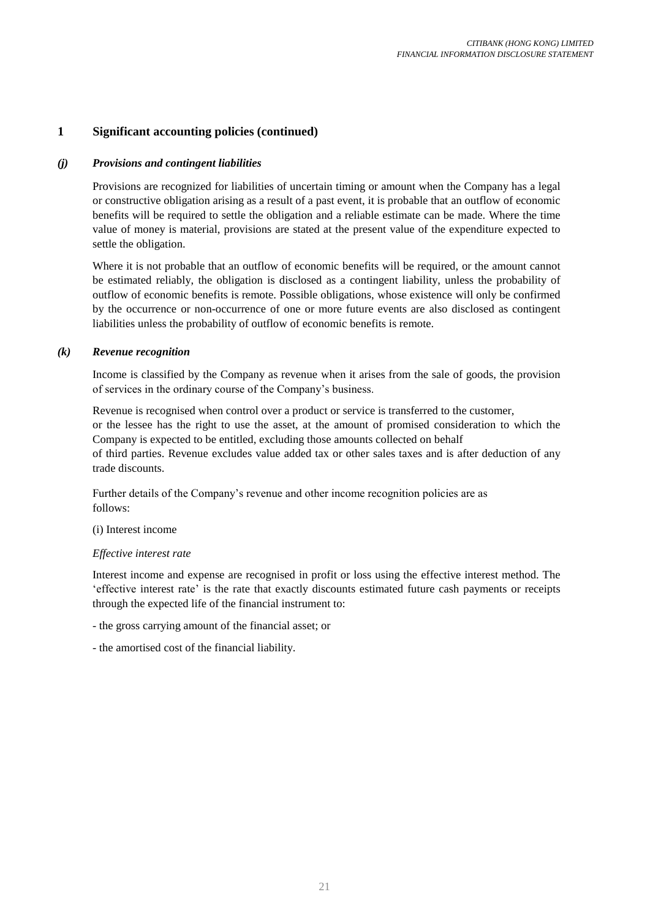## 1 Significant accounting policies (continued)

### *(j) Provisions and contingent liabilities*

Provisions are recognized for liabilities of uncertain timing or amount when the Company has a legal or constructive obligation arising as a result of a past event, it is probable that an outflow of economic benefits will be required to settle the obligation and a reliable estimate can be made. Where the time value of money is material, provisions are stated at the present value of the expenditure expected to settle the obligation.

Where it is not probable that an outflow of economic benefits will be required, or the amount cannot be estimated reliably, the obligation is disclosed as a contingent liability, unless the probability of outflow of economic benefits is remote. Possible obligations, whose existence will only be confirmed by the occurrence or non-occurrence of one or more future events are also disclosed as contingent liabilities unless the probability of outflow of economic benefits is remote.

### *(k) Revenue recognition*

Income is classified by the Company as revenue when it arises from the sale of goods, the provision of services in the ordinary course of the Company's business.

Revenue is recognised when control over a product or service is transferred to the customer, or the lessee has the right to use the asset, at the amount of promised consideration to which the Company is expected to be entitled, excluding those amounts collected on behalf of third parties. Revenue excludes value added tax or other sales taxes and is after deduction of any trade discounts.

Further details of the Company's revenue and other income recognition policies are as follows:

(i) Interest income

*Effective interest rate*

Interest income and expense are recognised in profit or loss using the effective interest method. The 'effective interest rate' is the rate that exactly discounts estimated future cash payments or receipts through the expected life of the financial instrument to:

- the gross carrying amount of the financial asset; or

- the amortised cost of the financial liability.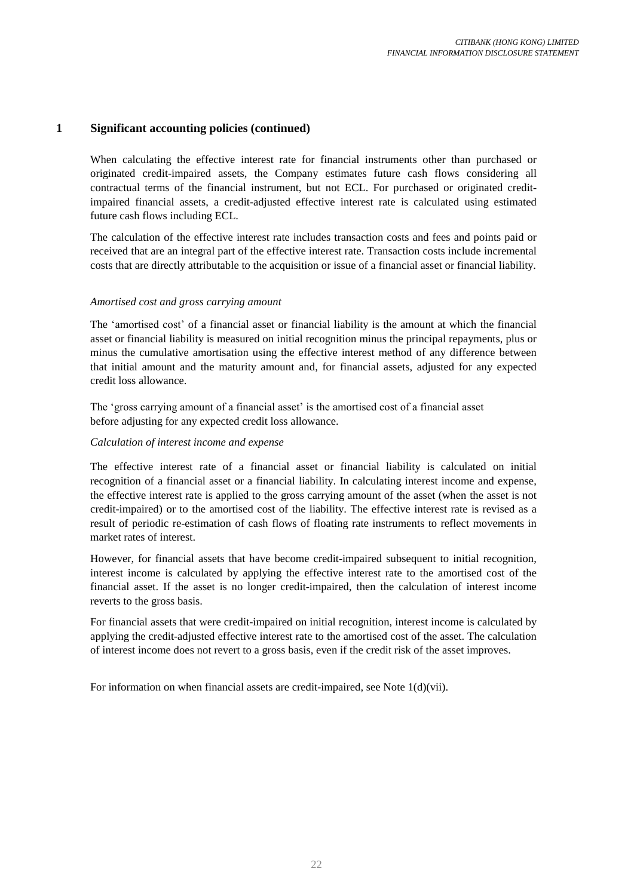## 1 Significant accounting policies (continued)

When calculating the effective interest rate for financial instruments other than purchased or originated credit-impaired assets, the Company estimates future cash flows considering all contractual terms of the financial instrument, but not ECL. For purchased or originated credit-impaired financial assets, a credit-adjusted effective interest rate is calculated using estimated future cash flows including ECL.

The calculation of the effective interest rate includes transaction costs and fees and points paid or received that are an integral part of the effective interest rate. Transaction costs include incremental costs that are directly attributable to the acquisition or issue of a financial asset or financial liability.

*Amortised cost and gross carrying amount*

The 'amortised cost' of a financial asset or financial liability is the amount at which the financial asset or financial liability is measured on initial recognition minus the principal repayments, plus or minus the cumulative amortisation using the effective interest method of any difference between that initial amount and the maturity amount and, for financial assets, adjusted for any expected credit loss allowance.

The 'gross carrying amount of a financial asset' is the amortised cost of a financial asset before adjusting for any expected credit loss allowance.

*Calculation of interest income and expense*

The effective interest rate of a financial asset or financial liability is calculated on initial recognition of a financial asset or a financial liability. In calculating interest income and expense, the effective interest rate is applied to the gross carrying amount of the asset (when the asset is not credit-impaired) or to the amortised cost of the liability. The effective interest rate is revised as a result of periodic re-estimation of cash flows of floating rate instruments to reflect movements in market rates of interest.

However, for financial assets that have become credit-impaired subsequent to initial recognition, interest income is calculated by applying the effective interest rate to the amortised cost of the financial asset. If the asset is no longer credit-impaired, then the calculation of interest income reverts to the gross basis.

For financial assets that were credit-impaired on initial recognition, interest income is calculated by applying the credit-adjusted effective interest rate to the amortised cost of the asset. The calculation of interest income does not revert to a gross basis, even if the credit risk of the asset improves.

For information on when financial assets are credit-impaired, see Note 1(d)(vii).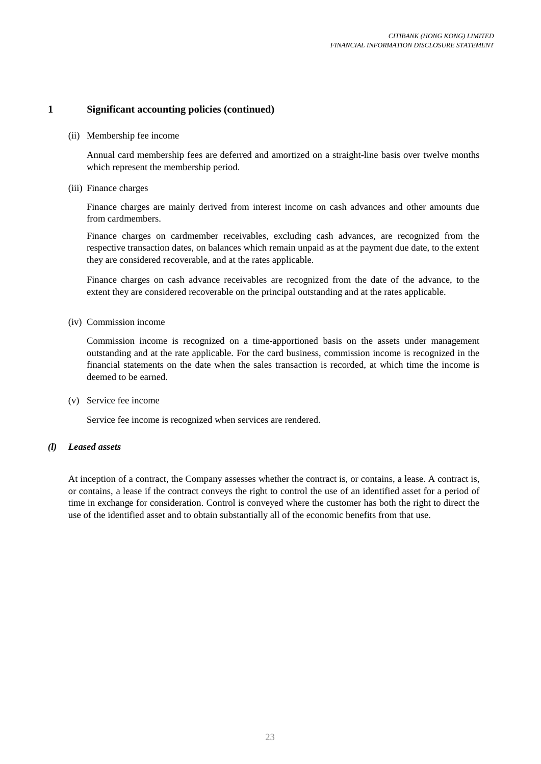## 1 Significant accounting policies (continued)

(ii) Membership fee income

Annual card membership fees are deferred and amortized on a straight-line basis over twelve months which represent the membership period.

(iii) Finance charges

Finance charges are mainly derived from interest income on cash advances and other amounts due from cardmembers.

Finance charges on cardmember receivables, excluding cash advances, are recognized from the respective transaction dates, on balances which remain unpaid as at the payment due date, to the extent they are considered recoverable, and at the rates applicable.

Finance charges on cash advance receivables are recognized from the date of the advance, to the extent they are considered recoverable on the principal outstanding and at the rates applicable.

(iv) Commission income

Commission income is recognized on a time-apportioned basis on the assets under management outstanding and at the rate applicable. For the card business, commission income is recognized in the financial statements on the date when the sales transaction is recorded, at which time the income is deemed to be earned.

(v) Service fee income

Service fee income is recognized when services are rendered.

### *(l) Leased assets*

At inception of a contract, the Company assesses whether the contract is, or contains, a lease. A contract is, or contains, a lease if the contract conveys the right to control the use of an identified asset for a period of time in exchange for consideration. Control is conveyed where the customer has both the right to direct the use of the identified asset and to obtain substantially all of the economic benefits from that use.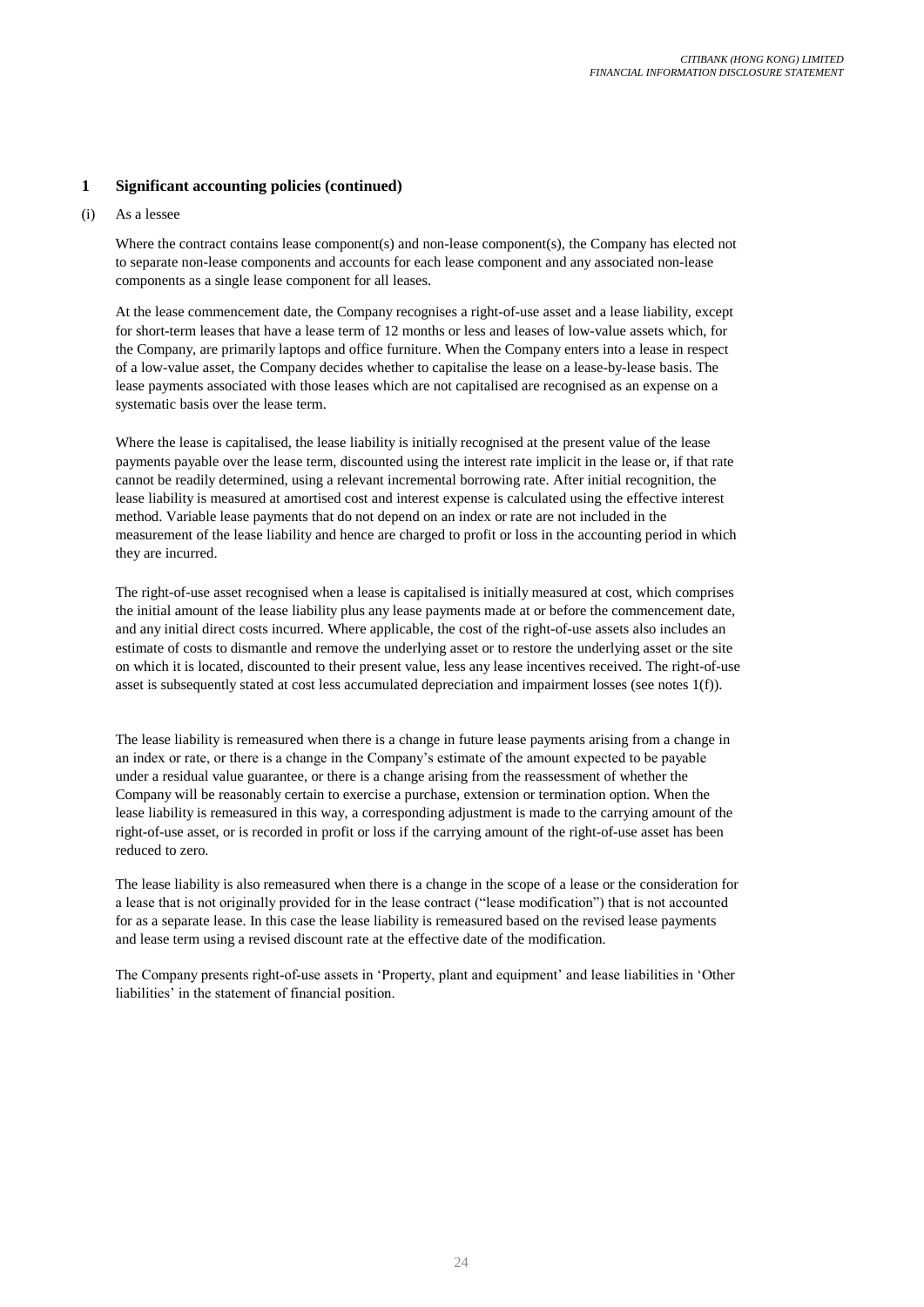## 1 Significant accounting policies (continued)

(i) As a lessee

Where the contract contains lease component(s) and non-lease component(s), the Company has elected not to separate non-lease components and accounts for each lease component and any associated non-lease components as a single lease component for all leases.

At the lease commencement date, the Company recognises a right-of-use asset and a lease liability, except for short-term leases that have a lease term of 12 months or less and leases of low-value assets which, for the Company, are primarily laptops and office furniture. When the Company enters into a lease in respect of a low-value asset, the Company decides whether to capitalise the lease on a lease-by-lease basis. The lease payments associated with those leases which are not capitalised are recognised as an expense on a systematic basis over the lease term.

Where the lease is capitalised, the lease liability is initially recognised at the present value of the lease payments payable over the lease term, discounted using the interest rate implicit in the lease or, if that rate cannot be readily determined, using a relevant incremental borrowing rate. After initial recognition, the lease liability is measured at amortised cost and interest expense is calculated using the effective interest method. Variable lease payments that do not depend on an index or rate are not included in the measurement of the lease liability and hence are charged to profit or loss in the accounting period in which they are incurred.

The right-of-use asset recognised when a lease is capitalised is initially measured at cost, which comprises the initial amount of the lease liability plus any lease payments made at or before the commencement date, and any initial direct costs incurred. Where applicable, the cost of the right-of-use assets also includes an estimate of costs to dismantle and remove the underlying asset or to restore the underlying asset or the site on which it is located, discounted to their present value, less any lease incentives received. The right-of-use asset is subsequently stated at cost less accumulated depreciation and impairment losses (see notes 1(f)).

The lease liability is remeasured when there is a change in future lease payments arising from a change in an index or rate, or there is a change in the Company's estimate of the amount expected to be payable under a residual value guarantee, or there is a change arising from the reassessment of whether the Company will be reasonably certain to exercise a purchase, extension or termination option. When the lease liability is remeasured in this way, a corresponding adjustment is made to the carrying amount of the right-of-use asset, or is recorded in profit or loss if the carrying amount of the right-of-use asset has been reduced to zero.

The lease liability is also remeasured when there is a change in the scope of a lease or the consideration for a lease that is not originally provided for in the lease contract ("lease modification") that is not accounted for as a separate lease. In this case the lease liability is remeasured based on the revised lease payments and lease term using a revised discount rate at the effective date of the modification.

The Company presents right-of-use assets in 'Property, plant and equipment' and lease liabilities in 'Other liabilities' in the statement of financial position.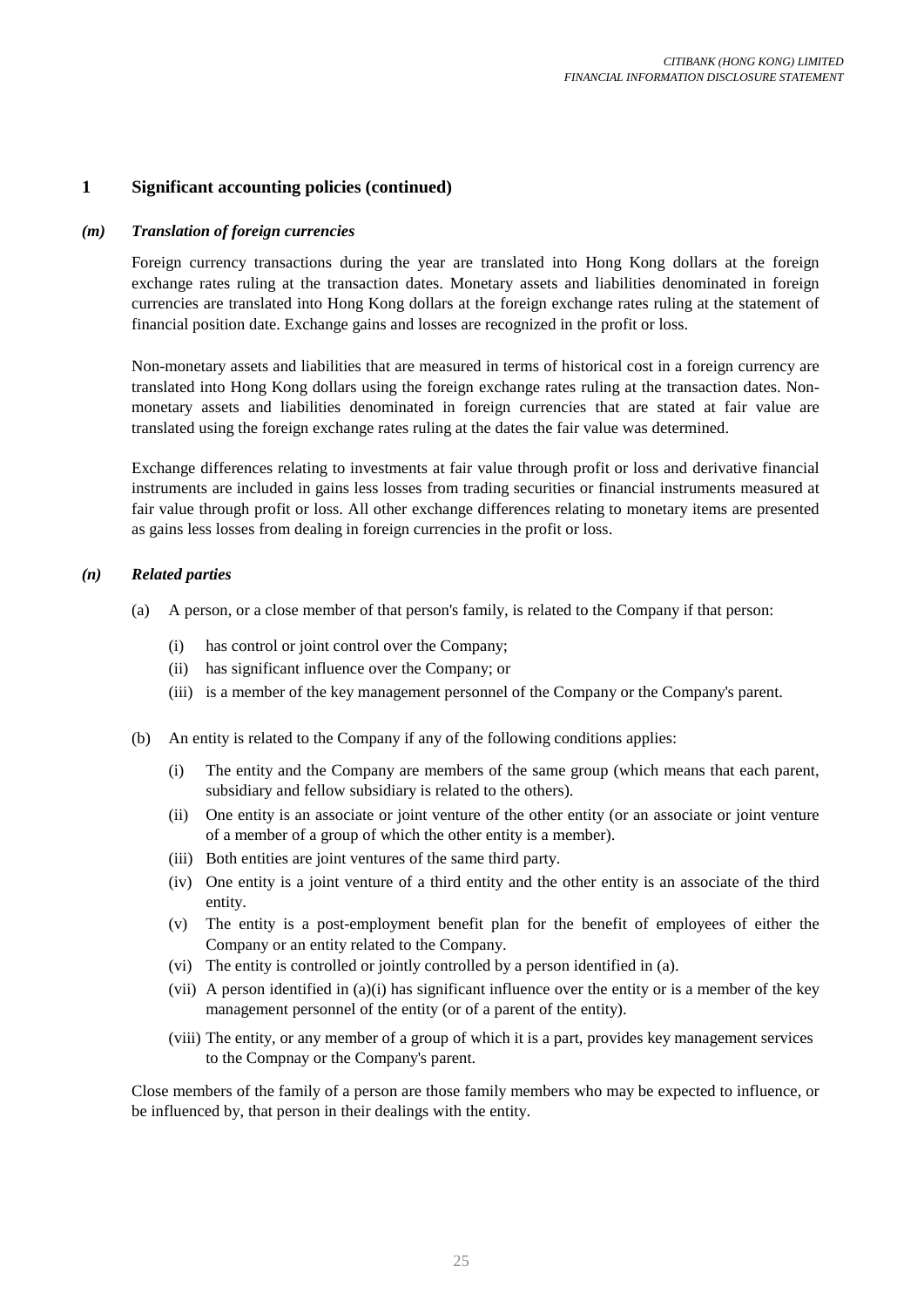## 1 Significant accounting policies (continued)

### *(m) Translation of foreign currencies*

Foreign currency transactions during the year are translated into Hong Kong dollars at the foreign exchange rates ruling at the transaction dates. Monetary assets and liabilities denominated in foreign currencies are translated into Hong Kong dollars at the foreign exchange rates ruling at the statement of financial position date. Exchange gains and losses are recognized in the profit or loss.

Non-monetary assets and liabilities that are measured in terms of historical cost in a foreign currency are translated into Hong Kong dollars using the foreign exchange rates ruling at the transaction dates. Non-monetary assets and liabilities denominated in foreign currencies that are stated at fair value are translated using the foreign exchange rates ruling at the dates the fair value was determined.

Exchange differences relating to investments at fair value through profit or loss and derivative financial instruments are included in gains less losses from trading securities or financial instruments measured at fair value through profit or loss. All other exchange differences relating to monetary items are presented as gains less losses from dealing in foreign currencies in the profit or loss.

### *(n) Related parties*

(a) A person, or a close member of that person's family, is related to the Company if that person:

  (i) has control or joint control over the Company;
  (ii) has significant influence over the Company; or
  (iii) is a member of the key management personnel of the Company or the Company's parent.

(b) An entity is related to the Company if any of the following conditions applies:

  (i) The entity and the Company are members of the same group (which means that each parent, subsidiary and fellow subsidiary is related to the others).
  (ii) One entity is an associate or joint venture of the other entity (or an associate or joint venture of a member of a group of which the other entity is a member).
  (iii) Both entities are joint ventures of the same third party.
  (iv) One entity is a joint venture of a third entity and the other entity is an associate of the third entity.
  (v) The entity is a post-employment benefit plan for the benefit of employees of either the Company or an entity related to the Company.
  (vi) The entity is controlled or jointly controlled by a person identified in (a).
  (vii) A person identified in (a)(i) has significant influence over the entity or is a member of the key management personnel of the entity (or of a parent of the entity).
  (viii) The entity, or any member of a group of which it is a part, provides key management services to the Compnay or the Company's parent.

Close members of the family of a person are those family members who may be expected to influence, or be influenced by, that person in their dealings with the entity.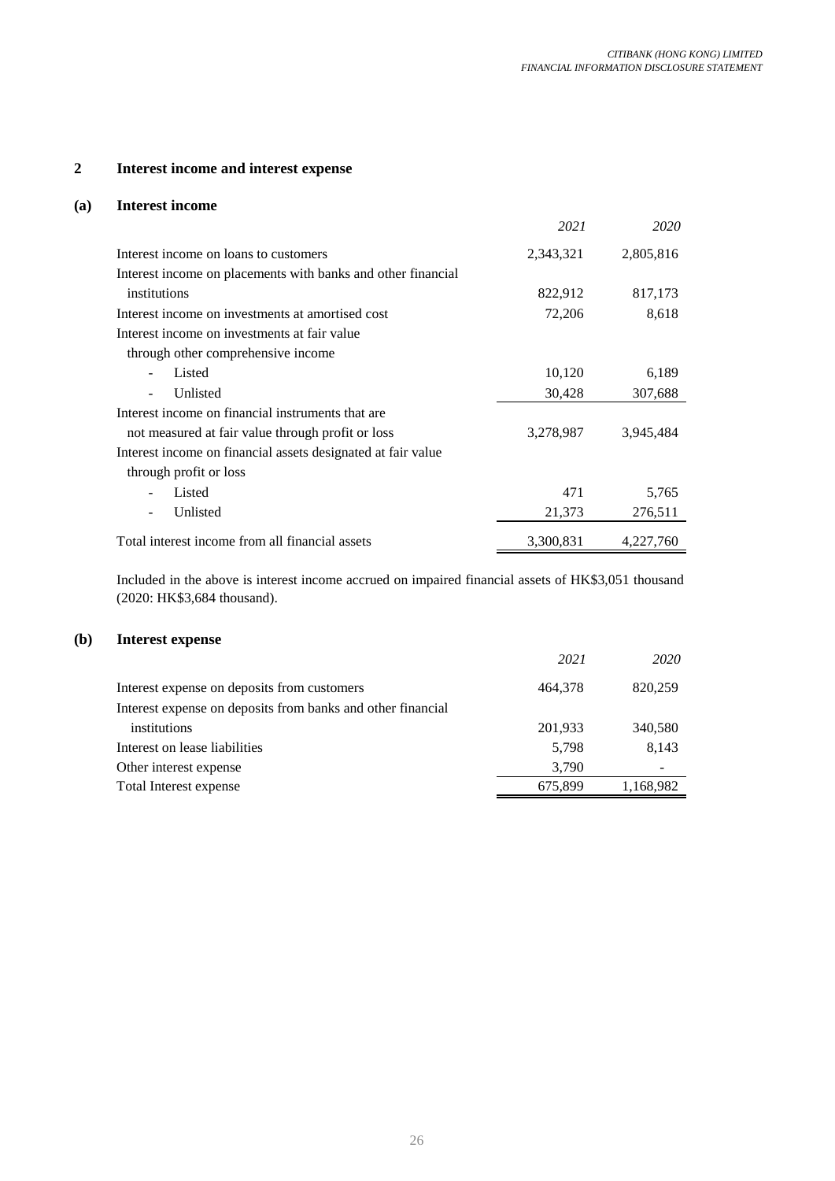## 2 Interest income and interest expense

### (a) Interest income

| | 2021 | 2020 |
|---|---|---|
| Interest income on loans to customers | 2,343,321 | 2,805,816 |
| Interest income on placements with banks and other financial institutions | 822,912 | 817,173 |
| Interest income on investments at amortised cost | 72,206 | 8,618 |
| Interest income on investments at fair value through other comprehensive income | | |
| - Listed | 10,120 | 6,189 |
| - Unlisted | 30,428 | 307,688 |
| Interest income on financial instruments that are not measured at fair value through profit or loss | 3,278,987 | 3,945,484 |
| Interest income on financial assets designated at fair value through profit or loss | | |
| - Listed | 471 | 5,765 |
| - Unlisted | 21,373 | 276,511 |
| Total interest income from all financial assets | 3,300,831 | 4,227,760 |

Included in the above is interest income accrued on impaired financial assets of HK$3,051 thousand (2020: HK$3,684 thousand).

### (b) Interest expense

| | 2021 | 2020 |
|---|---|---|
| Interest expense on deposits from customers | 464,378 | 820,259 |
| Interest expense on deposits from banks and other financial institutions | 201,933 | 340,580 |
| Interest on lease liabilities | 5,798 | 8,143 |
| Other interest expense | 3,790 | - |
| Total Interest expense | 675,899 | 1,168,982 |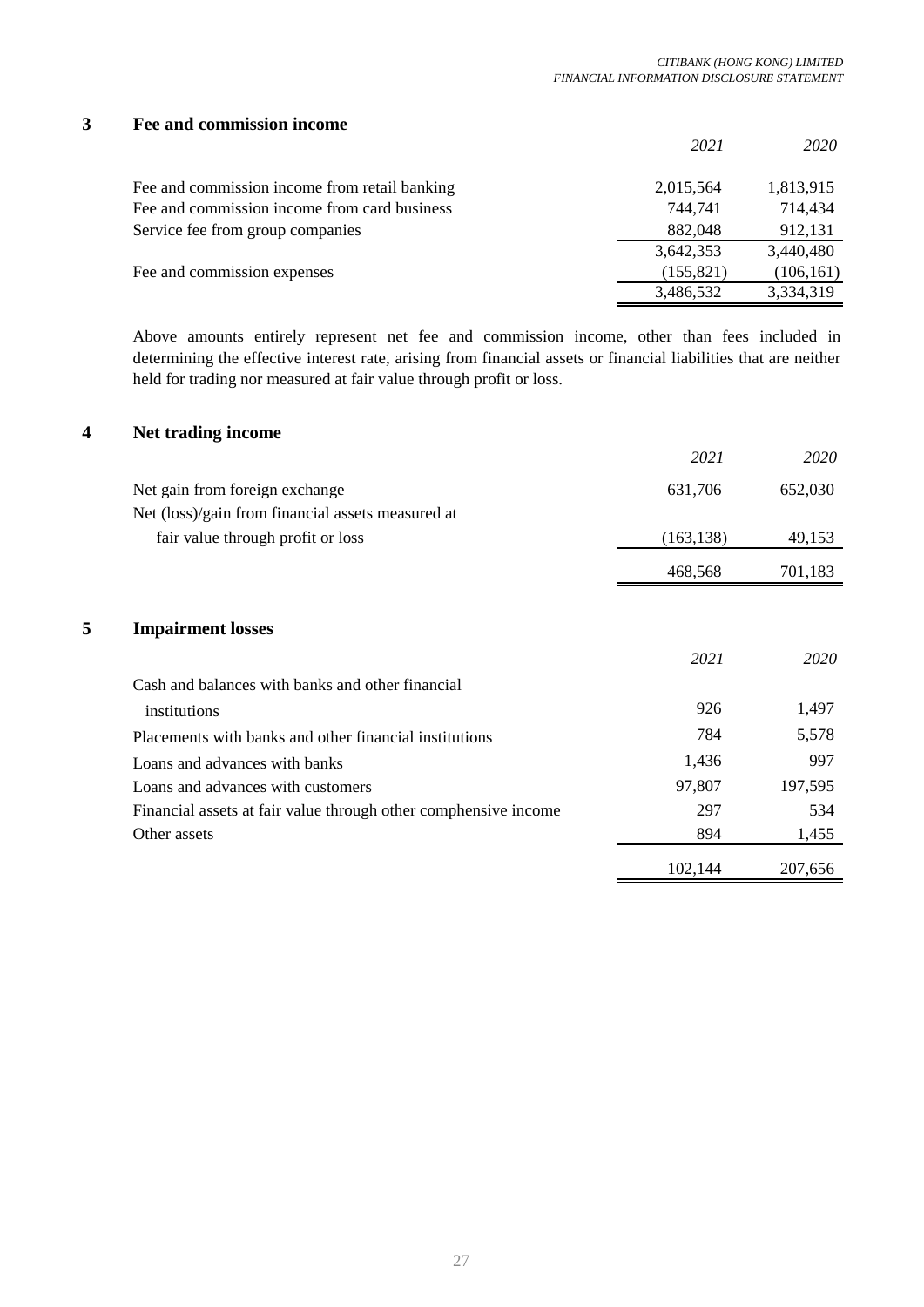## 3 Fee and commission income

| | *2021* | *2020* |
|---|---|---|
| Fee and commission income from retail banking | 2,015,564 | 1,813,915 |
| Fee and commission income from card business | 744,741 | 714,434 |
| Service fee from group companies | 882,048 | 912,131 |
| | 3,642,353 | 3,440,480 |
| Fee and commission expenses | (155,821) | (106,161) |
| | 3,486,532 | 3,334,319 |

Above amounts entirely represent net fee and commission income, other than fees included in determining the effective interest rate, arising from financial assets or financial liabilities that are neither held for trading nor measured at fair value through profit or loss.

## 4 Net trading income

| | *2021* | *2020* |
|---|---|---|
| Net gain from foreign exchange | 631,706 | 652,030 |
| Net (loss)/gain from financial assets measured at fair value through profit or loss | (163,138) | 49,153 |
| | 468,568 | 701,183 |

## 5 Impairment losses

| | *2021* | *2020* |
|---|---|---|
| Cash and balances with banks and other financial institutions | 926 | 1,497 |
| Placements with banks and other financial institutions | 784 | 5,578 |
| Loans and advances with banks | 1,436 | 997 |
| Loans and advances with customers | 97,807 | 197,595 |
| Financial assets at fair value through other comphensive income | 297 | 534 |
| Other assets | 894 | 1,455 |
| | 102,144 | 207,656 |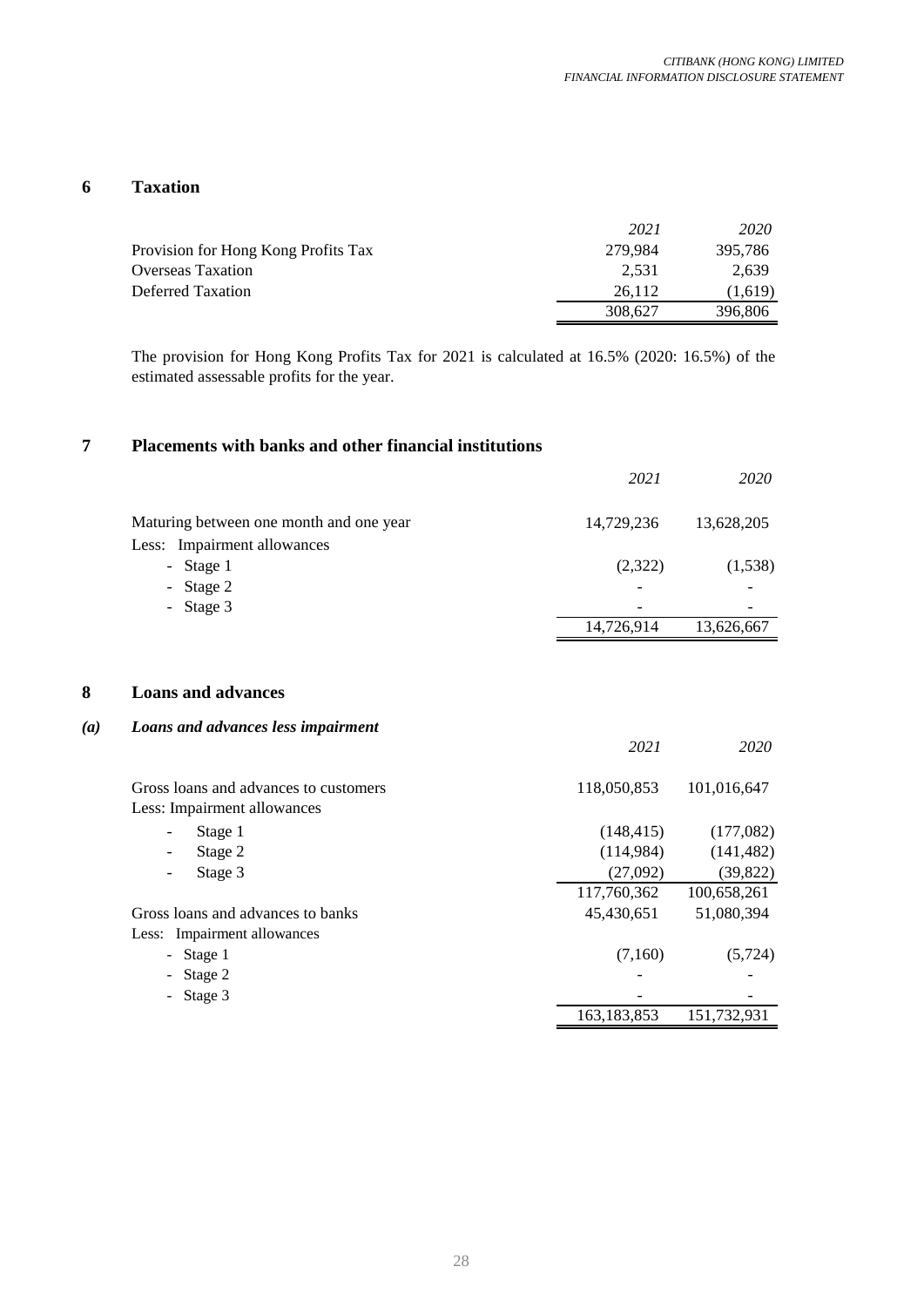## 6 Taxation

| | *2021* | *2020* |
|---|---|---|
| Provision for Hong Kong Profits Tax | 279,984 | 395,786 |
| Overseas Taxation | 2,531 | 2,639 |
| Deferred Taxation | 26,112 | (1,619) |
| | 308,627 | 396,806 |

The provision for Hong Kong Profits Tax for 2021 is calculated at 16.5% (2020: 16.5%) of the estimated assessable profits for the year.

## 7 Placements with banks and other financial institutions

| | *2021* | *2020* |
|---|---|---|
| Maturing between one month and one year | 14,729,236 | 13,628,205 |
| Less: Impairment allowances | | |
| - Stage 1 | (2,322) | (1,538) |
| - Stage 2 | - | - |
| - Stage 3 | - | - |
| | 14,726,914 | 13,626,667 |

## 8 Loans and advances

### *(a) Loans and advances less impairment*

| | *2021* | *2020* |
|---|---|---|
| Gross loans and advances to customers | 118,050,853 | 101,016,647 |
| Less: Impairment allowances | | |
| - Stage 1 | (148,415) | (177,082) |
| - Stage 2 | (114,984) | (141,482) |
| - Stage 3 | (27,092) | (39,822) |
| | 117,760,362 | 100,658,261 |
| Gross loans and advances to banks | 45,430,651 | 51,080,394 |
| Less: Impairment allowances | | |
| - Stage 1 | (7,160) | (5,724) |
| - Stage 2 | - | - |
| - Stage 3 | - | - |
| | 163,183,853 | 151,732,931 |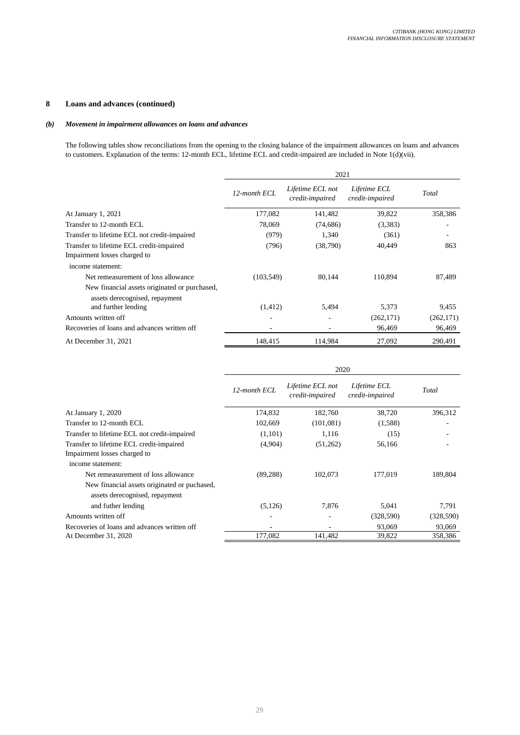## 8 Loans and advances (continued)

### *(b) Movement in impairment allowances on loans and advances*

The following tables show reconciliations from the opening to the closing balance of the impairment allowances on loans and advances to customers. Explanation of the terms: 12-month ECL, lifetime ECL and credit-impaired are included in Note 1(d)(vii).

| | 2021 | | | |
|---|---|---|---|---|
| | *12-month ECL* | *Lifetime ECL not credit-impaired* | *Lifetime ECL credit-impaired* | *Total* |
| At January 1, 2021 | 177,082 | 141,482 | 39,822 | 358,386 |
| Transfer to 12-month ECL | 78,069 | (74,686) | (3,383) | - |
| Transfer to lifetime ECL not credit-impaired | (979) | 1,340 | (361) | - |
| Transfer to lifetime ECL credit-impaired | (796) | (38,790) | 40,449 | 863 |
| Impairment losses charged to income statement: | | | | |
| Net remeasurement of loss allowance | (103,549) | 80,144 | 110,894 | 87,489 |
| New financial assets originated or purchased, assets derecognised, repayment and further lending | (1,412) | 5,494 | 5,373 | 9,455 |
| Amounts written off | - | - | (262,171) | (262,171) |
| Recoveries of loans and advances written off | - | - | 96,469 | 96,469 |
| At December 31, 2021 | 148,415 | 114,984 | 27,092 | 290,491 |

| | 2020 | | | |
|---|---|---|---|---|
| | *12-month ECL* | *Lifetime ECL not credit-impaired* | *Lifetime ECL credit-impaired* | *Total* |
| At January 1, 2020 | 174,832 | 182,760 | 38,720 | 396,312 |
| Transfer to 12-month ECL | 102,669 | (101,081) | (1,588) | - |
| Transfer to lifetime ECL not credit-impaired | (1,101) | 1,116 | (15) | - |
| Transfer to lifetime ECL credit-impaired | (4,904) | (51,262) | 56,166 | - |
| Impairment losses charged to income statement: | | | | |
| Net remeasurement of loss allowance | (89,288) | 102,073 | 177,019 | 189,804 |
| New financial assets originated or puchased, assets derecognised, repayment and futher lending | (5,126) | 7,876 | 5,041 | 7,791 |
| Amounts written off | - | - | (328,590) | (328,590) |
| Recoveries of loans and advances written off | - | - | 93,069 | 93,069 |
| At December 31, 2020 | 177,082 | 141,482 | 39,822 | 358,386 |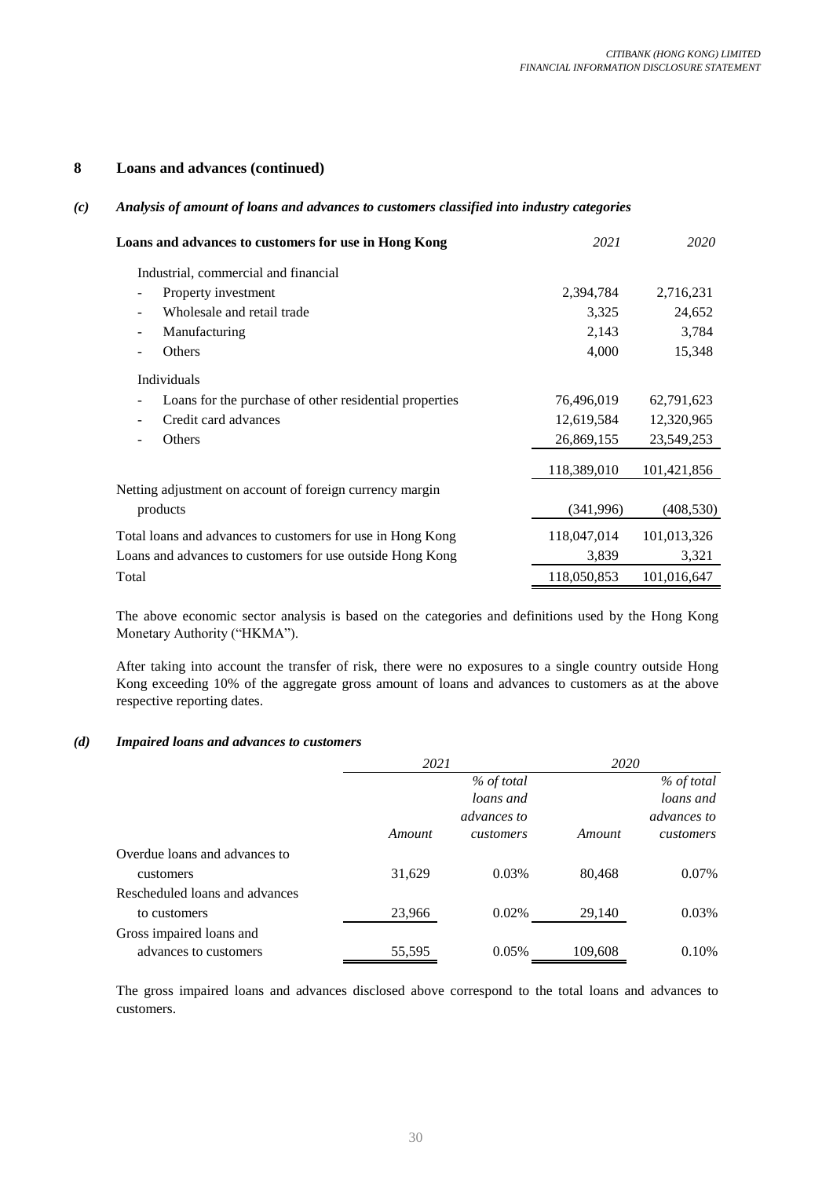## 8 Loans and advances (continued)

### *(c) Analysis of amount of loans and advances to customers classified into industry categories*

| **Loans and advances to customers for use in Hong Kong** | *2021* | *2020* |
|---|---|---|
| Industrial, commercial and financial | | |
| - Property investment | 2,394,784 | 2,716,231 |
| - Wholesale and retail trade | 3,325 | 24,652 |
| - Manufacturing | 2,143 | 3,784 |
| - Others | 4,000 | 15,348 |
| Individuals | | |
| - Loans for the purchase of other residential properties | 76,496,019 | 62,791,623 |
| - Credit card advances | 12,619,584 | 12,320,965 |
| - Others | 26,869,155 | 23,549,253 |
| | 118,389,010 | 101,421,856 |
| Netting adjustment on account of foreign currency margin products | (341,996) | (408,530) |
| Total loans and advances to customers for use in Hong Kong | 118,047,014 | 101,013,326 |
| Loans and advances to customers for use outside Hong Kong | 3,839 | 3,321 |
| Total | 118,050,853 | 101,016,647 |

The above economic sector analysis is based on the categories and definitions used by the Hong Kong Monetary Authority ("HKMA").

After taking into account the transfer of risk, there were no exposures to a single country outside Hong Kong exceeding 10% of the aggregate gross amount of loans and advances to customers as at the above respective reporting dates.

### *(d) Impaired loans and advances to customers*

| | *2021* | | *2020* | |
|---|---|---|---|---|
| | *Amount* | *% of total loans and advances to customers* | *Amount* | *% of total loans and advances to customers* |
| Overdue loans and advances to customers | 31,629 | 0.03% | 80,468 | 0.07% |
| Rescheduled loans and advances to customers | 23,966 | 0.02% | 29,140 | 0.03% |
| Gross impaired loans and advances to customers | 55,595 | 0.05% | 109,608 | 0.10% |

The gross impaired loans and advances disclosed above correspond to the total loans and advances to customers.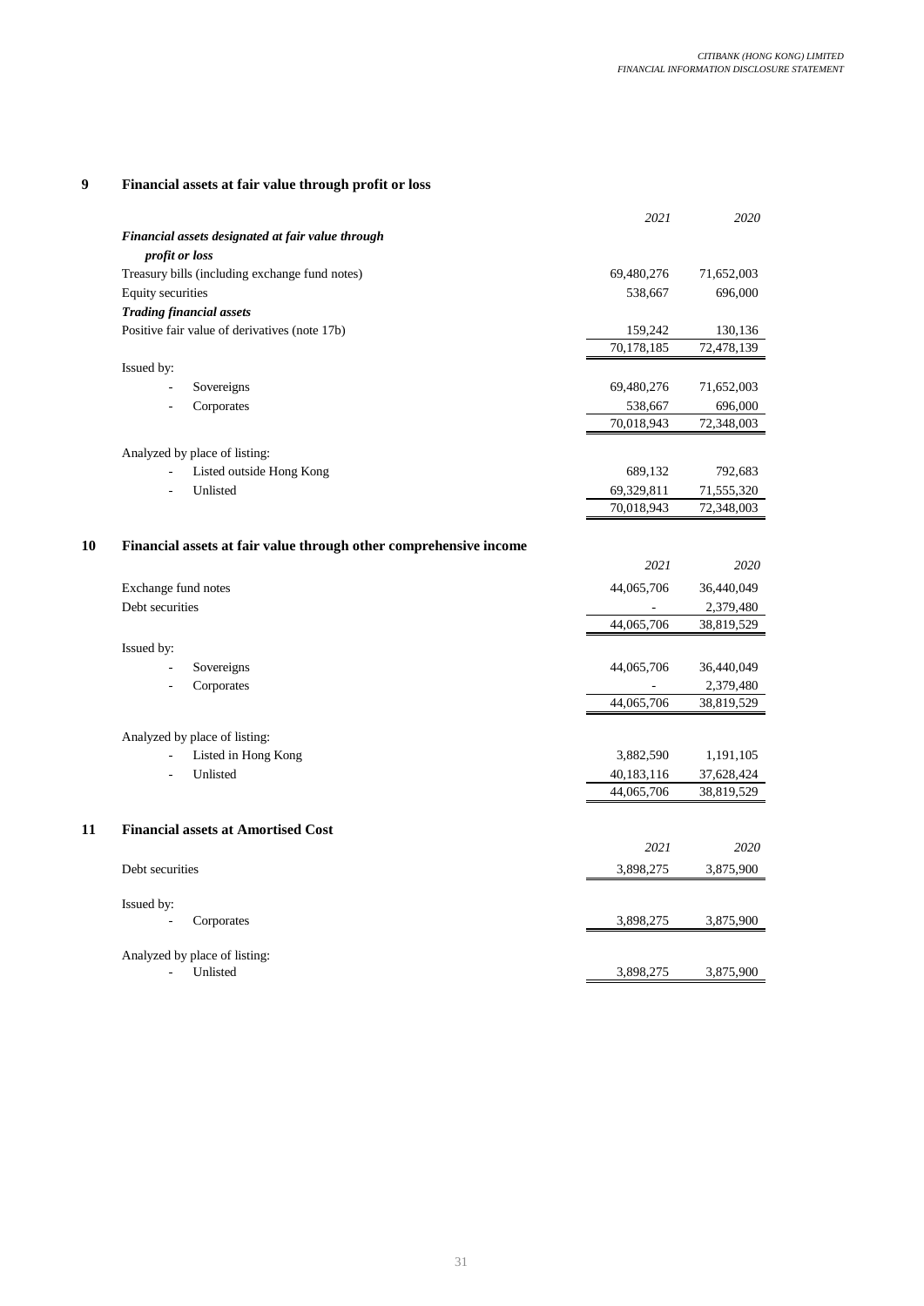## 9 Financial assets at fair value through profit or loss

| | 2021 | 2020 |
|---|---|---|
| ***Financial assets designated at fair value through profit or loss*** | | |
| Treasury bills (including exchange fund notes) | 69,480,276 | 71,652,003 |
| Equity securities | 538,667 | 696,000 |
| ***Trading financial assets*** | | |
| Positive fair value of derivatives (note 17b) | 159,242 | 130,136 |
| | 70,178,185 | 72,478,139 |
| Issued by: | | |
| - Sovereigns | 69,480,276 | 71,652,003 |
| - Corporates | 538,667 | 696,000 |
| | 70,018,943 | 72,348,003 |
| Analyzed by place of listing: | | |
| - Listed outside Hong Kong | 689,132 | 792,683 |
| - Unlisted | 69,329,811 | 71,555,320 |
| | 70,018,943 | 72,348,003 |

## 10 Financial assets at fair value through other comprehensive income

| | 2021 | 2020 |
|---|---|---|
| Exchange fund notes | 44,065,706 | 36,440,049 |
| Debt securities | - | 2,379,480 |
| | 44,065,706 | 38,819,529 |
| Issued by: | | |
| - Sovereigns | 44,065,706 | 36,440,049 |
| - Corporates | - | 2,379,480 |
| | 44,065,706 | 38,819,529 |
| Analyzed by place of listing: | | |
| - Listed in Hong Kong | 3,882,590 | 1,191,105 |
| - Unlisted | 40,183,116 | 37,628,424 |
| | 44,065,706 | 38,819,529 |

## 11 Financial assets at Amortised Cost

| | 2021 | 2020 |
|---|---|---|
| Debt securities | 3,898,275 | 3,875,900 |
| Issued by: | | |
| - Corporates | 3,898,275 | 3,875,900 |
| Analyzed by place of listing: | | |
| - Unlisted | 3,898,275 | 3,875,900 |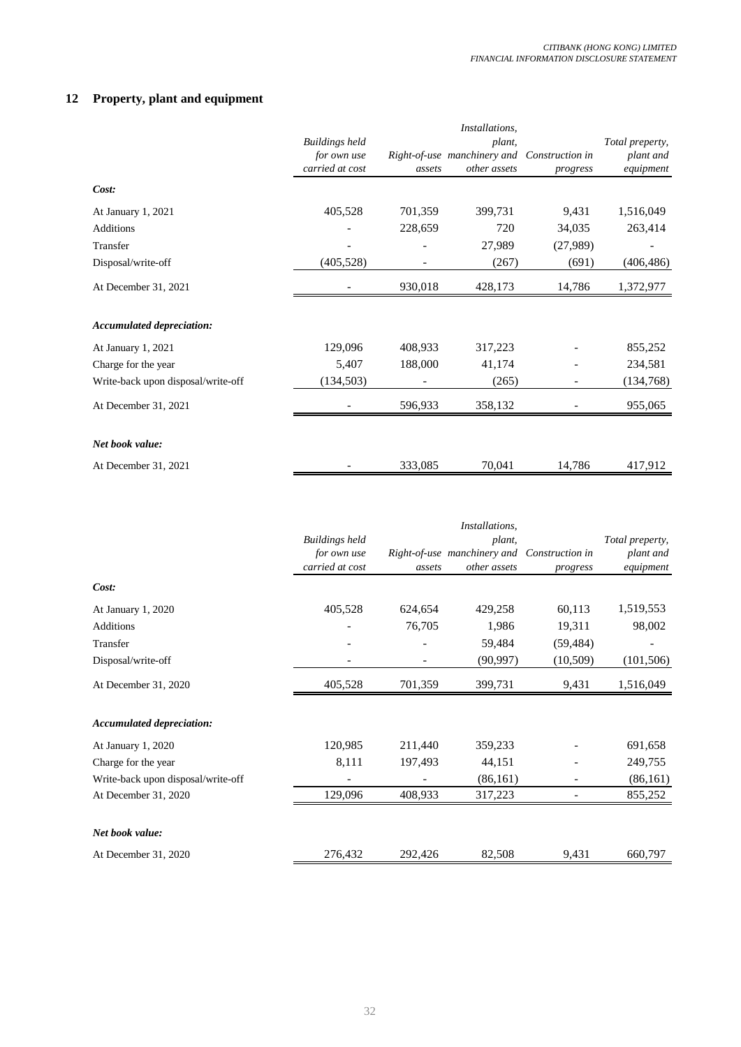## 12 Property, plant and equipment

| | *Buildings held for own use carried at cost* | *Right-of-use assets* | *Installations, plant, manchinery and other assets* | *Construction in progress* | *Total property, plant and equipment* |
|---|---|---|---|---|---|
| ***Cost:*** | | | | | |
| At January 1, 2021 | 405,528 | 701,359 | 399,731 | 9,431 | 1,516,049 |
| Additions | - | 228,659 | 720 | 34,035 | 263,414 |
| Transfer | - | - | 27,989 | (27,989) | - |
| Disposal/write-off | (405,528) | - | (267) | (691) | (406,486) |
| At December 31, 2021 | - | 930,018 | 428,173 | 14,786 | 1,372,977 |
| ***Accumulated depreciation:*** | | | | | |
| At January 1, 2021 | 129,096 | 408,933 | 317,223 | - | 855,252 |
| Charge for the year | 5,407 | 188,000 | 41,174 | - | 234,581 |
| Write-back upon disposal/write-off | (134,503) | - | (265) | - | (134,768) |
| At December 31, 2021 | - | 596,933 | 358,132 | - | 955,065 |
| ***Net book value:*** | | | | | |
| At December 31, 2021 | - | 333,085 | 70,041 | 14,786 | 417,912 |

| | *Buildings held for own use carried at cost* | *Right-of-use assets* | *Installations, plant, manchinery and other assets* | *Construction in progress* | *Total property, plant and equipment* |
|---|---|---|---|---|---|
| ***Cost:*** | | | | | |
| At January 1, 2020 | 405,528 | 624,654 | 429,258 | 60,113 | 1,519,553 |
| Additions | - | 76,705 | 1,986 | 19,311 | 98,002 |
| Transfer | - | - | 59,484 | (59,484) | - |
| Disposal/write-off | - | - | (90,997) | (10,509) | (101,506) |
| At December 31, 2020 | 405,528 | 701,359 | 399,731 | 9,431 | 1,516,049 |
| ***Accumulated depreciation:*** | | | | | |
| At January 1, 2020 | 120,985 | 211,440 | 359,233 | - | 691,658 |
| Charge for the year | 8,111 | 197,493 | 44,151 | - | 249,755 |
| Write-back upon disposal/write-off | - | - | (86,161) | - | (86,161) |
| At December 31, 2020 | 129,096 | 408,933 | 317,223 | - | 855,252 |
| ***Net book value:*** | | | | | |
| At December 31, 2020 | 276,432 | 292,426 | 82,508 | 9,431 | 660,797 |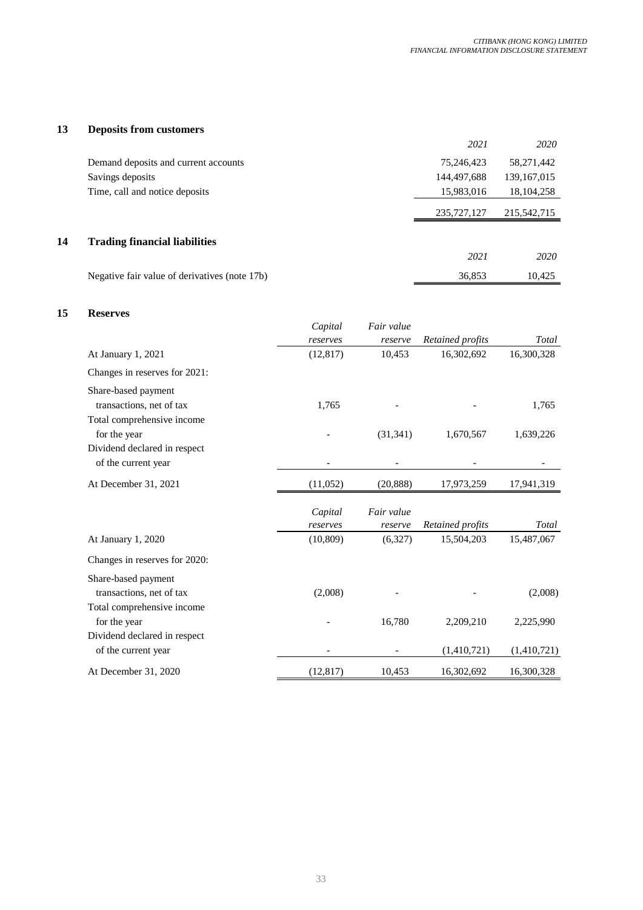## 13 Deposits from customers

| | *2021* | *2020* |
|---|---|---|
| Demand deposits and current accounts | 75,246,423 | 58,271,442 |
| Savings deposits | 144,497,688 | 139,167,015 |
| Time, call and notice deposits | 15,983,016 | 18,104,258 |
| | 235,727,127 | 215,542,715 |

## 14 Trading financial liabilities

| | *2021* | *2020* |
|---|---|---|
| Negative fair value of derivatives (note 17b) | 36,853 | 10,425 |

## 15 Reserves

| | *Capital reserves* | *Fair value reserve* | *Retained profits* | *Total* |
|---|---|---|---|---|
| At January 1, 2021 | (12,817) | 10,453 | 16,302,692 | 16,300,328 |
| Changes in reserves for 2021: | | | | |
| Share-based payment transactions, net of tax | 1,765 | - | - | 1,765 |
| Total comprehensive income for the year | - | (31,341) | 1,670,567 | 1,639,226 |
| Dividend declared in respect of the current year | - | - | - | - |
| At December 31, 2021 | (11,052) | (20,888) | 17,973,259 | 17,941,319 |

| | *Capital reserves* | *Fair value reserve* | *Retained profits* | *Total* |
|---|---|---|---|---|
| At January 1, 2020 | (10,809) | (6,327) | 15,504,203 | 15,487,067 |
| Changes in reserves for 2020: | | | | |
| Share-based payment transactions, net of tax | (2,008) | - | - | (2,008) |
| Total comprehensive income for the year | - | 16,780 | 2,209,210 | 2,225,990 |
| Dividend declared in respect of the current year | - | - | (1,410,721) | (1,410,721) |
| At December 31, 2020 | (12,817) | 10,453 | 16,302,692 | 16,300,328 |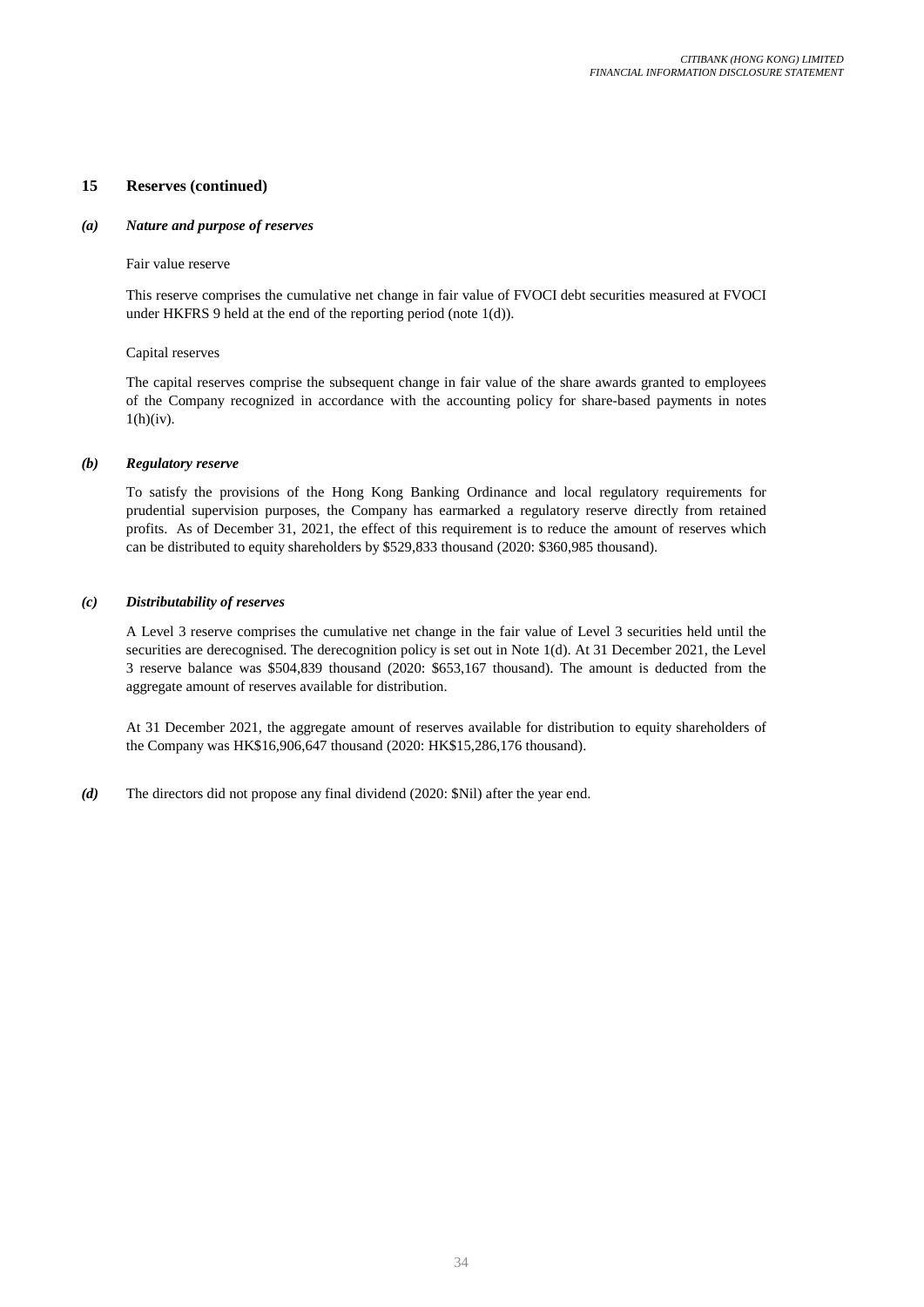## 15 Reserves (continued)

### *(a) Nature and purpose of reserves*

Fair value reserve

This reserve comprises the cumulative net change in fair value of FVOCI debt securities measured at FVOCI under HKFRS 9 held at the end of the reporting period (note 1(d)).

Capital reserves

The capital reserves comprise the subsequent change in fair value of the share awards granted to employees of the Company recognized in accordance with the accounting policy for share-based payments in notes 1(h)(iv).

### *(b) Regulatory reserve*

To satisfy the provisions of the Hong Kong Banking Ordinance and local regulatory requirements for prudential supervision purposes, the Company has earmarked a regulatory reserve directly from retained profits. As of December 31, 2021, the effect of this requirement is to reduce the amount of reserves which can be distributed to equity shareholders by $529,833 thousand (2020: $360,985 thousand).

### *(c) Distributability of reserves*

A Level 3 reserve comprises the cumulative net change in the fair value of Level 3 securities held until the securities are derecognised. The derecognition policy is set out in Note 1(d). At 31 December 2021, the Level 3 reserve balance was $504,839 thousand (2020: $653,167 thousand). The amount is deducted from the aggregate amount of reserves available for distribution.

At 31 December 2021, the aggregate amount of reserves available for distribution to equity shareholders of the Company was HK$16,906,647 thousand (2020: HK$15,286,176 thousand).

***(d)*** The directors did not propose any final dividend (2020: $Nil) after the year end.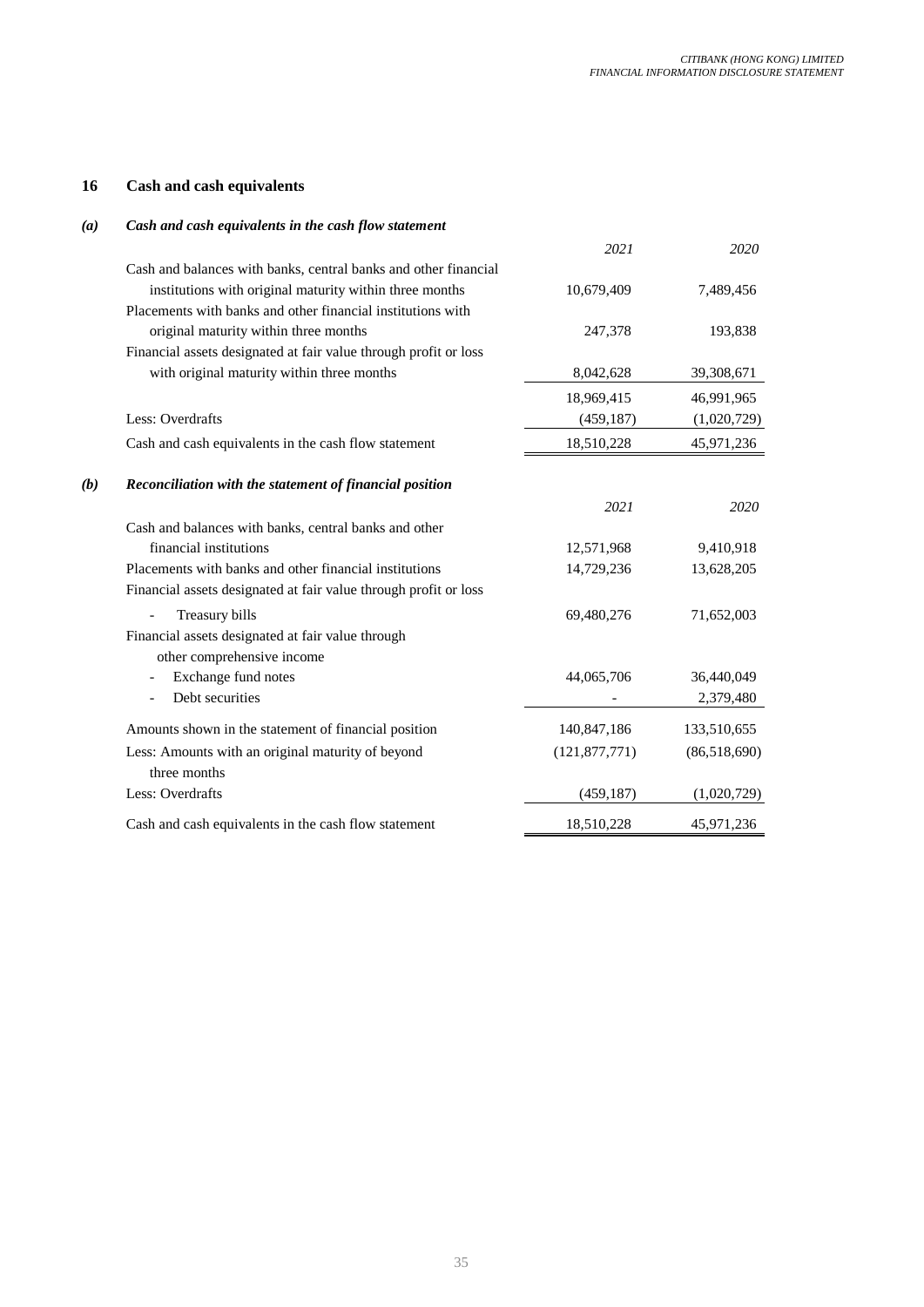## 16 Cash and cash equivalents

### *(a) Cash and cash equivalents in the cash flow statement*

| | *2021* | *2020* |
|---|---|---|
| Cash and balances with banks, central banks and other financial institutions with original maturity within three months | 10,679,409 | 7,489,456 |
| Placements with banks and other financial institutions with original maturity within three months | 247,378 | 193,838 |
| Financial assets designated at fair value through profit or loss with original maturity within three months | 8,042,628 | 39,308,671 |
| | 18,969,415 | 46,991,965 |
| Less: Overdrafts | (459,187) | (1,020,729) |
| Cash and cash equivalents in the cash flow statement | 18,510,228 | 45,971,236 |

### *(b) Reconciliation with the statement of financial position*

| | *2021* | *2020* |
|---|---|---|
| Cash and balances with banks, central banks and other financial institutions | 12,571,968 | 9,410,918 |
| Placements with banks and other financial institutions | 14,729,236 | 13,628,205 |
| Financial assets designated at fair value through profit or loss | | |
| - Treasury bills | 69,480,276 | 71,652,003 |
| Financial assets designated at fair value through other comprehensive income | | |
| - Exchange fund notes | 44,065,706 | 36,440,049 |
| - Debt securities | - | 2,379,480 |
| Amounts shown in the statement of financial position | 140,847,186 | 133,510,655 |
| Less: Amounts with an original maturity of beyond three months | (121,877,771) | (86,518,690) |
| Less: Overdrafts | (459,187) | (1,020,729) |
| Cash and cash equivalents in the cash flow statement | 18,510,228 | 45,971,236 |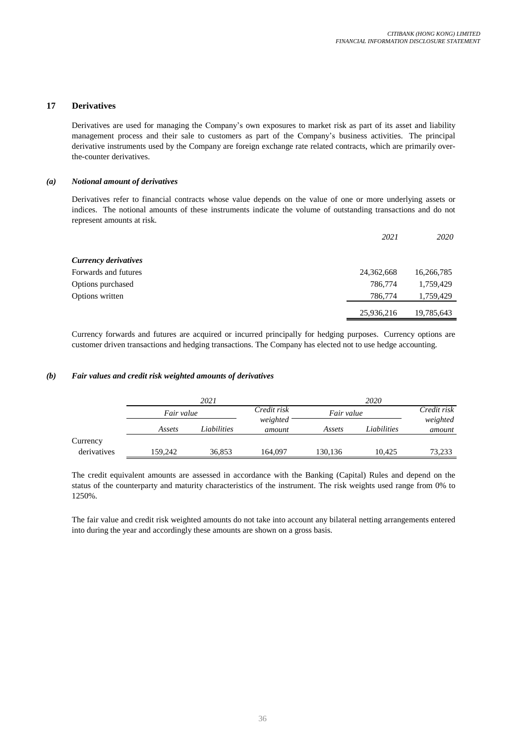## 17 Derivatives

Derivatives are used for managing the Company's own exposures to market risk as part of its asset and liability management process and their sale to customers as part of the Company's business activities. The principal derivative instruments used by the Company are foreign exchange rate related contracts, which are primarily over-the-counter derivatives.

### *(a) Notional amount of derivatives*

Derivatives refer to financial contracts whose value depends on the value of one or more underlying assets or indices. The notional amounts of these instruments indicate the volume of outstanding transactions and do not represent amounts at risk.

| | *2021* | *2020* |
|---|---|---|
| ***Currency derivatives*** | | |
| Forwards and futures | 24,362,668 | 16,266,785 |
| Options purchased | 786,774 | 1,759,429 |
| Options written | 786,774 | 1,759,429 |
| | 25,936,216 | 19,785,643 |

Currency forwards and futures are acquired or incurred principally for hedging purposes. Currency options are customer driven transactions and hedging transactions. The Company has elected not to use hedge accounting.

### *(b) Fair values and credit risk weighted amounts of derivatives*

| | *2021* | | | *2020* | | |
|---|---|---|---|---|---|---|
| | *Fair value* | | *Credit risk weighted amount* | *Fair value* | | *Credit risk weighted amount* |
| | *Assets* | *Liabilities* | | *Assets* | *Liabilities* | |
| Currency derivatives | 159,242 | 36,853 | 164,097 | 130,136 | 10,425 | 73,233 |

The credit equivalent amounts are assessed in accordance with the Banking (Capital) Rules and depend on the status of the counterparty and maturity characteristics of the instrument. The risk weights used range from 0% to 1250%.

The fair value and credit risk weighted amounts do not take into account any bilateral netting arrangements entered into during the year and accordingly these amounts are shown on a gross basis.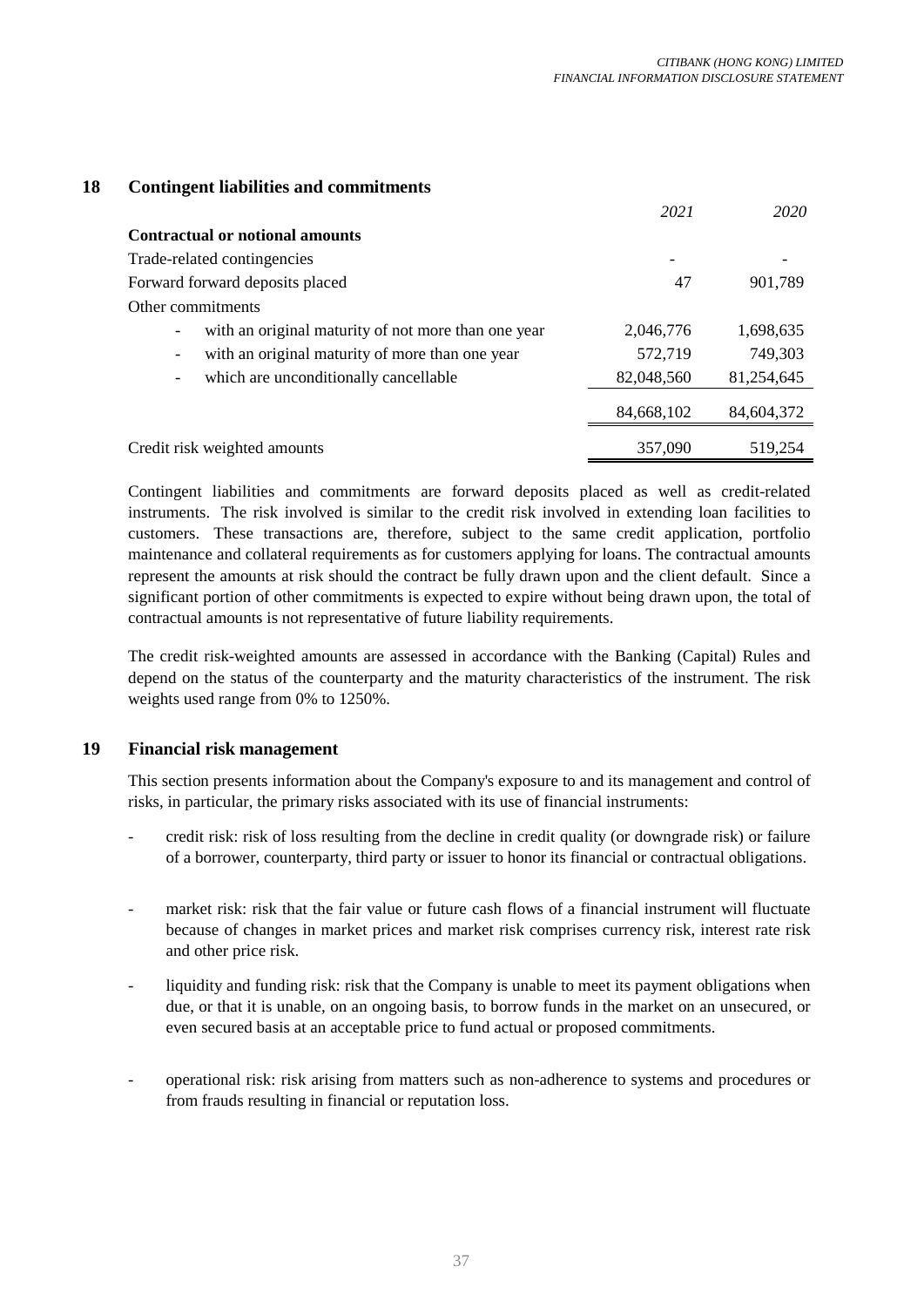## 18 Contingent liabilities and commitments

| | *2021* | *2020* |
|---|---|---|
| **Contractual or notional amounts** | | |
| Trade-related contingencies | - | - |
| Forward forward deposits placed | 47 | 901,789 |
| Other commitments | | |
| - with an original maturity of not more than one year | 2,046,776 | 1,698,635 |
| - with an original maturity of more than one year | 572,719 | 749,303 |
| - which are unconditionally cancellable | 82,048,560 | 81,254,645 |
| | 84,668,102 | 84,604,372 |
| Credit risk weighted amounts | 357,090 | 519,254 |

Contingent liabilities and commitments are forward deposits placed as well as credit-related instruments. The risk involved is similar to the credit risk involved in extending loan facilities to customers. These transactions are, therefore, subject to the same credit application, portfolio maintenance and collateral requirements as for customers applying for loans. The contractual amounts represent the amounts at risk should the contract be fully drawn upon and the client default. Since a significant portion of other commitments is expected to expire without being drawn upon, the total of contractual amounts is not representative of future liability requirements.

The credit risk-weighted amounts are assessed in accordance with the Banking (Capital) Rules and depend on the status of the counterparty and the maturity characteristics of the instrument. The risk weights used range from 0% to 1250%.

## 19 Financial risk management

This section presents information about the Company's exposure to and its management and control of risks, in particular, the primary risks associated with its use of financial instruments:

- credit risk: risk of loss resulting from the decline in credit quality (or downgrade risk) or failure of a borrower, counterparty, third party or issuer to honor its financial or contractual obligations.

- market risk: risk that the fair value or future cash flows of a financial instrument will fluctuate because of changes in market prices and market risk comprises currency risk, interest rate risk and other price risk.

- liquidity and funding risk: risk that the Company is unable to meet its payment obligations when due, or that it is unable, on an ongoing basis, to borrow funds in the market on an unsecured, or even secured basis at an acceptable price to fund actual or proposed commitments.

- operational risk: risk arising from matters such as non-adherence to systems and procedures or from frauds resulting in financial or reputation loss.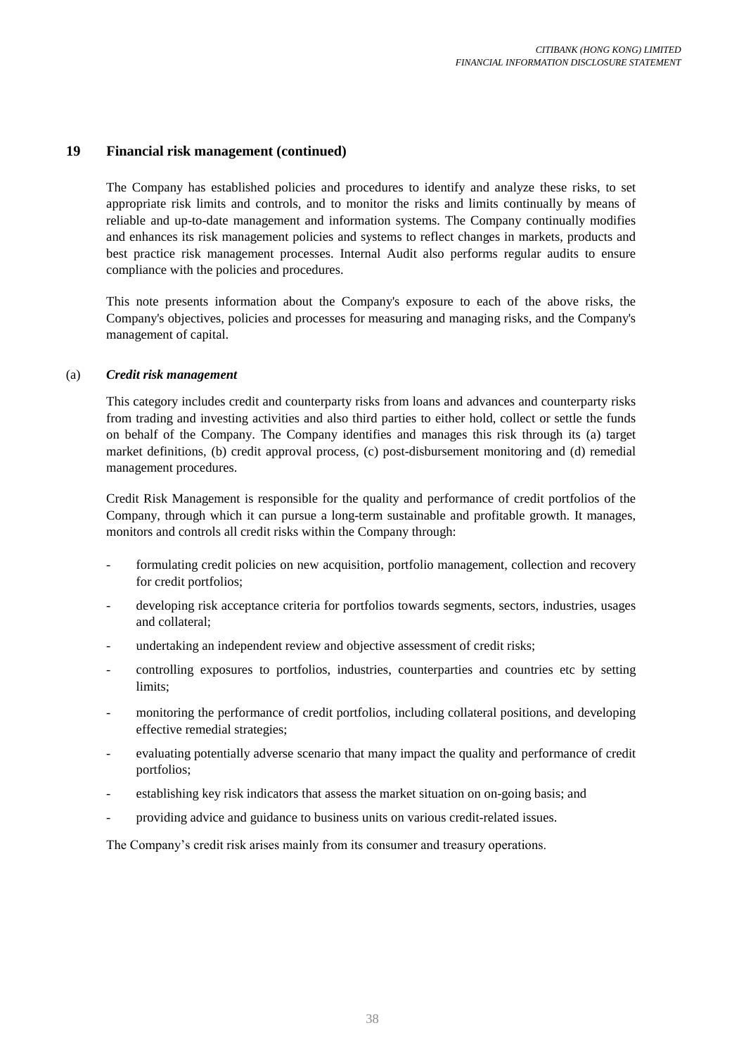## 19 Financial risk management (continued)

The Company has established policies and procedures to identify and analyze these risks, to set appropriate risk limits and controls, and to monitor the risks and limits continually by means of reliable and up-to-date management and information systems. The Company continually modifies and enhances its risk management policies and systems to reflect changes in markets, products and best practice risk management processes. Internal Audit also performs regular audits to ensure compliance with the policies and procedures.

This note presents information about the Company's exposure to each of the above risks, the Company's objectives, policies and processes for measuring and managing risks, and the Company's management of capital.

### (a) *Credit risk management*

This category includes credit and counterparty risks from loans and advances and counterparty risks from trading and investing activities and also third parties to either hold, collect or settle the funds on behalf of the Company. The Company identifies and manages this risk through its (a) target market definitions, (b) credit approval process, (c) post-disbursement monitoring and (d) remedial management procedures.

Credit Risk Management is responsible for the quality and performance of credit portfolios of the Company, through which it can pursue a long-term sustainable and profitable growth. It manages, monitors and controls all credit risks within the Company through:

- formulating credit policies on new acquisition, portfolio management, collection and recovery for credit portfolios;
- developing risk acceptance criteria for portfolios towards segments, sectors, industries, usages and collateral;
- undertaking an independent review and objective assessment of credit risks;
- controlling exposures to portfolios, industries, counterparties and countries etc by setting limits;
- monitoring the performance of credit portfolios, including collateral positions, and developing effective remedial strategies;
- evaluating potentially adverse scenario that many impact the quality and performance of credit portfolios;
- establishing key risk indicators that assess the market situation on on-going basis; and
- providing advice and guidance to business units on various credit-related issues.

The Company's credit risk arises mainly from its consumer and treasury operations.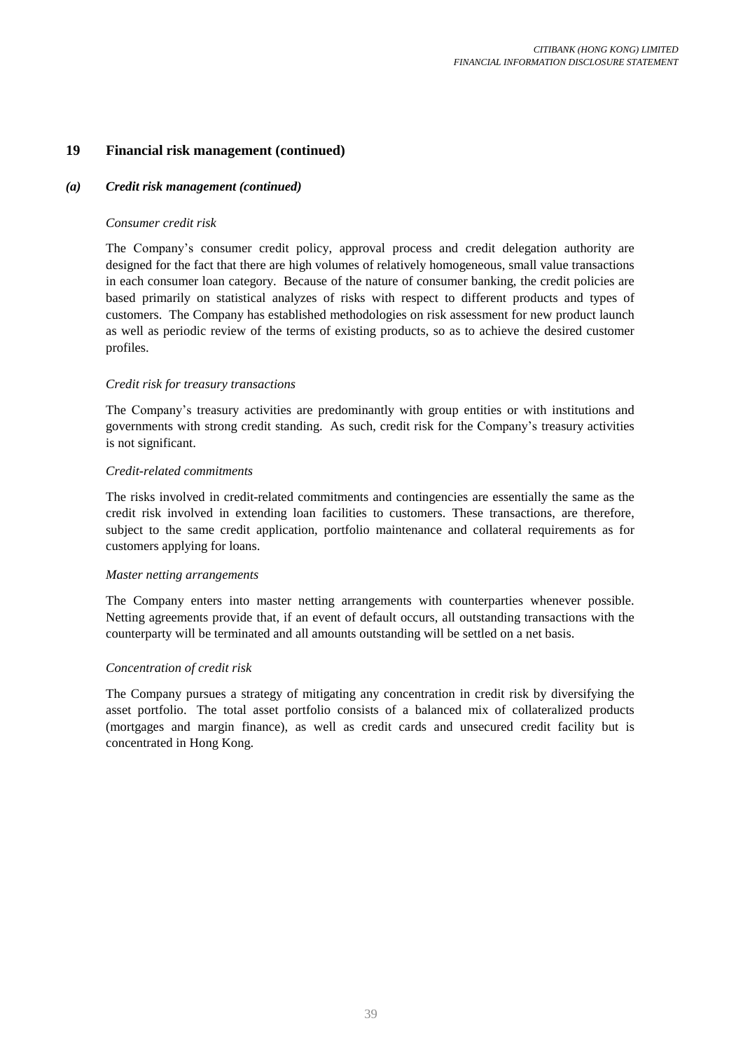## 19 Financial risk management (continued)

### *(a) Credit risk management (continued)*

*Consumer credit risk*

The Company's consumer credit policy, approval process and credit delegation authority are designed for the fact that there are high volumes of relatively homogeneous, small value transactions in each consumer loan category. Because of the nature of consumer banking, the credit policies are based primarily on statistical analyzes of risks with respect to different products and types of customers. The Company has established methodologies on risk assessment for new product launch as well as periodic review of the terms of existing products, so as to achieve the desired customer profiles.

*Credit risk for treasury transactions*

The Company's treasury activities are predominantly with group entities or with institutions and governments with strong credit standing. As such, credit risk for the Company's treasury activities is not significant.

*Credit-related commitments*

The risks involved in credit-related commitments and contingencies are essentially the same as the credit risk involved in extending loan facilities to customers. These transactions, are therefore, subject to the same credit application, portfolio maintenance and collateral requirements as for customers applying for loans.

*Master netting arrangements*

The Company enters into master netting arrangements with counterparties whenever possible. Netting agreements provide that, if an event of default occurs, all outstanding transactions with the counterparty will be terminated and all amounts outstanding will be settled on a net basis.

*Concentration of credit risk*

The Company pursues a strategy of mitigating any concentration in credit risk by diversifying the asset portfolio. The total asset portfolio consists of a balanced mix of collateralized products (mortgages and margin finance), as well as credit cards and unsecured credit facility but is concentrated in Hong Kong.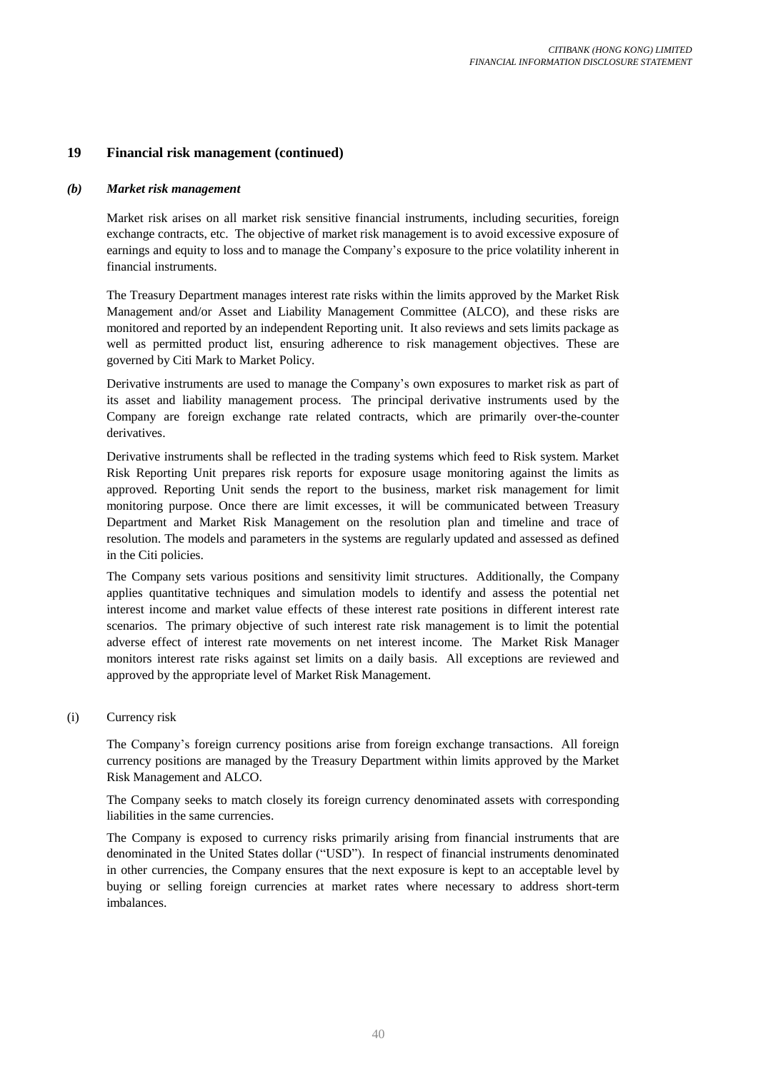## 19 Financial risk management (continued)

### *(b) Market risk management*

Market risk arises on all market risk sensitive financial instruments, including securities, foreign exchange contracts, etc. The objective of market risk management is to avoid excessive exposure of earnings and equity to loss and to manage the Company's exposure to the price volatility inherent in financial instruments.

The Treasury Department manages interest rate risks within the limits approved by the Market Risk Management and/or Asset and Liability Management Committee (ALCO), and these risks are monitored and reported by an independent Reporting unit. It also reviews and sets limits package as well as permitted product list, ensuring adherence to risk management objectives. These are governed by Citi Mark to Market Policy.

Derivative instruments are used to manage the Company's own exposures to market risk as part of its asset and liability management process. The principal derivative instruments used by the Company are foreign exchange rate related contracts, which are primarily over-the-counter derivatives.

Derivative instruments shall be reflected in the trading systems which feed to Risk system. Market Risk Reporting Unit prepares risk reports for exposure usage monitoring against the limits as approved. Reporting Unit sends the report to the business, market risk management for limit monitoring purpose. Once there are limit excesses, it will be communicated between Treasury Department and Market Risk Management on the resolution plan and timeline and trace of resolution. The models and parameters in the systems are regularly updated and assessed as defined in the Citi policies.

The Company sets various positions and sensitivity limit structures. Additionally, the Company applies quantitative techniques and simulation models to identify and assess the potential net interest income and market value effects of these interest rate positions in different interest rate scenarios. The primary objective of such interest rate risk management is to limit the potential adverse effect of interest rate movements on net interest income. The Market Risk Manager monitors interest rate risks against set limits on a daily basis. All exceptions are reviewed and approved by the appropriate level of Market Risk Management.

(i) Currency risk

The Company's foreign currency positions arise from foreign exchange transactions. All foreign currency positions are managed by the Treasury Department within limits approved by the Market Risk Management and ALCO.

The Company seeks to match closely its foreign currency denominated assets with corresponding liabilities in the same currencies.

The Company is exposed to currency risks primarily arising from financial instruments that are denominated in the United States dollar ("USD"). In respect of financial instruments denominated in other currencies, the Company ensures that the next exposure is kept to an acceptable level by buying or selling foreign currencies at market rates where necessary to address short-term imbalances.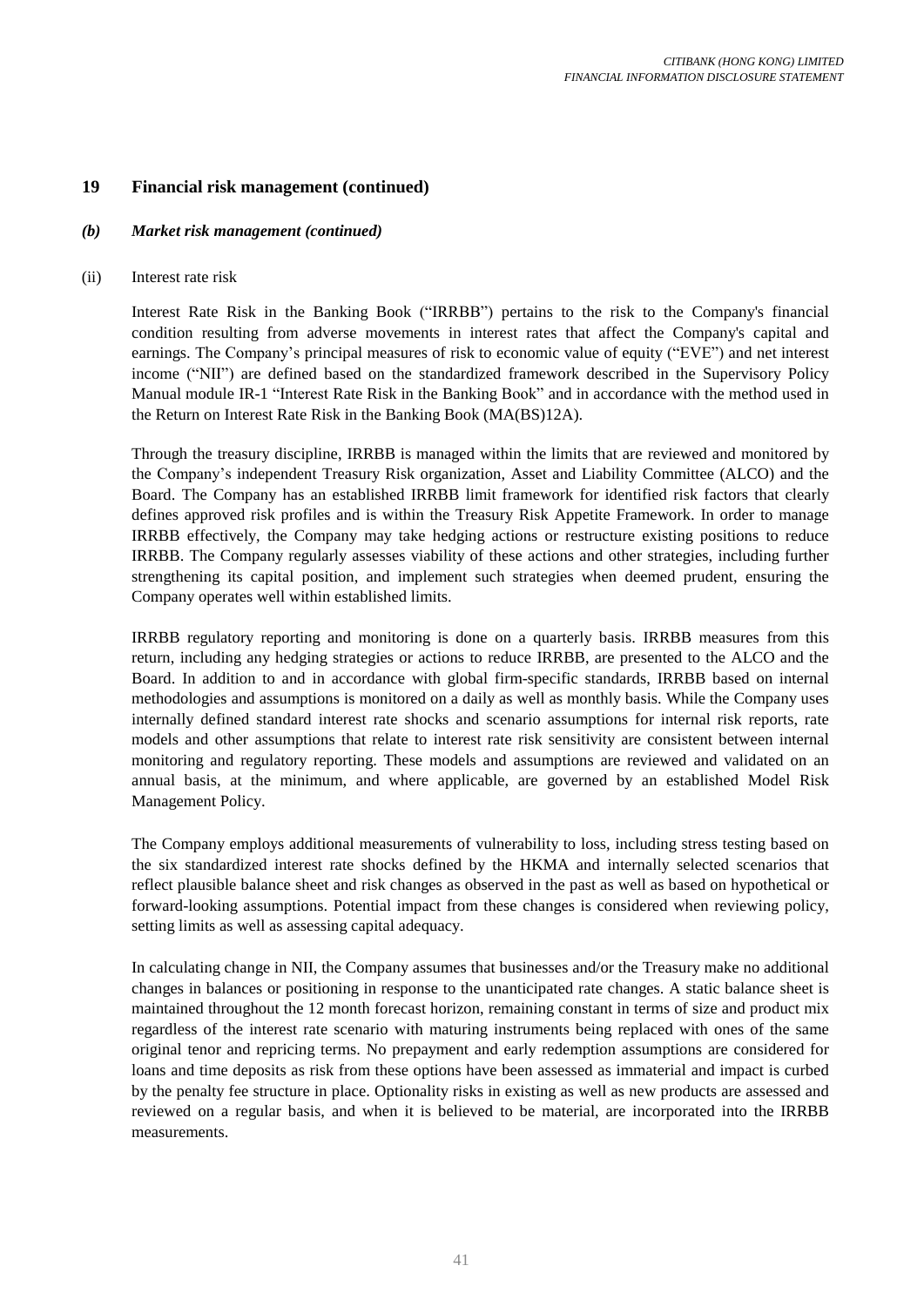## 19 Financial risk management (continued)

### *(b) Market risk management (continued)*

(ii) Interest rate risk

Interest Rate Risk in the Banking Book ("IRRBB") pertains to the risk to the Company's financial condition resulting from adverse movements in interest rates that affect the Company's capital and earnings. The Company's principal measures of risk to economic value of equity ("EVE") and net interest income ("NII") are defined based on the standardized framework described in the Supervisory Policy Manual module IR-1 "Interest Rate Risk in the Banking Book" and in accordance with the method used in the Return on Interest Rate Risk in the Banking Book (MA(BS)12A).

Through the treasury discipline, IRRBB is managed within the limits that are reviewed and monitored by the Company's independent Treasury Risk organization, Asset and Liability Committee (ALCO) and the Board. The Company has an established IRRBB limit framework for identified risk factors that clearly defines approved risk profiles and is within the Treasury Risk Appetite Framework. In order to manage IRRBB effectively, the Company may take hedging actions or restructure existing positions to reduce IRRBB. The Company regularly assesses viability of these actions and other strategies, including further strengthening its capital position, and implement such strategies when deemed prudent, ensuring the Company operates well within established limits.

IRRBB regulatory reporting and monitoring is done on a quarterly basis. IRRBB measures from this return, including any hedging strategies or actions to reduce IRRBB, are presented to the ALCO and the Board. In addition to and in accordance with global firm-specific standards, IRRBB based on internal methodologies and assumptions is monitored on a daily as well as monthly basis. While the Company uses internally defined standard interest rate shocks and scenario assumptions for internal risk reports, rate models and other assumptions that relate to interest rate risk sensitivity are consistent between internal monitoring and regulatory reporting. These models and assumptions are reviewed and validated on an annual basis, at the minimum, and where applicable, are governed by an established Model Risk Management Policy.

The Company employs additional measurements of vulnerability to loss, including stress testing based on the six standardized interest rate shocks defined by the HKMA and internally selected scenarios that reflect plausible balance sheet and risk changes as observed in the past as well as based on hypothetical or forward-looking assumptions. Potential impact from these changes is considered when reviewing policy, setting limits as well as assessing capital adequacy.

In calculating change in NII, the Company assumes that businesses and/or the Treasury make no additional changes in balances or positioning in response to the unanticipated rate changes. A static balance sheet is maintained throughout the 12 month forecast horizon, remaining constant in terms of size and product mix regardless of the interest rate scenario with maturing instruments being replaced with ones of the same original tenor and repricing terms. No prepayment and early redemption assumptions are considered for loans and time deposits as risk from these options have been assessed as immaterial and impact is curbed by the penalty fee structure in place. Optionality risks in existing as well as new products are assessed and reviewed on a regular basis, and when it is believed to be material, are incorporated into the IRRBB measurements.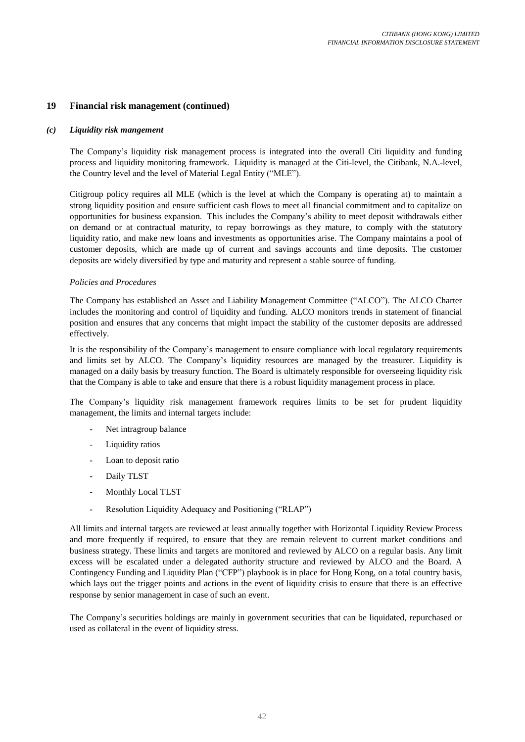## 19 Financial risk management (continued)

### *(c) Liquidity risk mangement*

The Company's liquidity risk management process is integrated into the overall Citi liquidity and funding process and liquidity monitoring framework. Liquidity is managed at the Citi-level, the Citibank, N.A.-level, the Country level and the level of Material Legal Entity ("MLE").

Citigroup policy requires all MLE (which is the level at which the Company is operating at) to maintain a strong liquidity position and ensure sufficient cash flows to meet all financial commitment and to capitalize on opportunities for business expansion. This includes the Company's ability to meet deposit withdrawals either on demand or at contractual maturity, to repay borrowings as they mature, to comply with the statutory liquidity ratio, and make new loans and investments as opportunities arise. The Company maintains a pool of customer deposits, which are made up of current and savings accounts and time deposits. The customer deposits are widely diversified by type and maturity and represent a stable source of funding.

*Policies and Procedures*

The Company has established an Asset and Liability Management Committee ("ALCO"). The ALCO Charter includes the monitoring and control of liquidity and funding. ALCO monitors trends in statement of financial position and ensures that any concerns that might impact the stability of the customer deposits are addressed effectively.

It is the responsibility of the Company's management to ensure compliance with local regulatory requirements and limits set by ALCO. The Company's liquidity resources are managed by the treasurer. Liquidity is managed on a daily basis by treasury function. The Board is ultimately responsible for overseeing liquidity risk that the Company is able to take and ensure that there is a robust liquidity management process in place.

The Company's liquidity risk management framework requires limits to be set for prudent liquidity management, the limits and internal targets include:

- Net intragroup balance
- Liquidity ratios
- Loan to deposit ratio
- Daily TLST
- Monthly Local TLST
- Resolution Liquidity Adequacy and Positioning ("RLAP")

All limits and internal targets are reviewed at least annually together with Horizontal Liquidity Review Process and more frequently if required, to ensure that they are remain relevent to current market conditions and business strategy. These limits and targets are monitored and reviewed by ALCO on a regular basis. Any limit excess will be escalated under a delegated authority structure and reviewed by ALCO and the Board. A Contingency Funding and Liquidity Plan ("CFP") playbook is in place for Hong Kong, on a total country basis, which lays out the trigger points and actions in the event of liquidity crisis to ensure that there is an effective response by senior management in case of such an event.

The Company's securities holdings are mainly in government securities that can be liquidated, repurchased or used as collateral in the event of liquidity stress.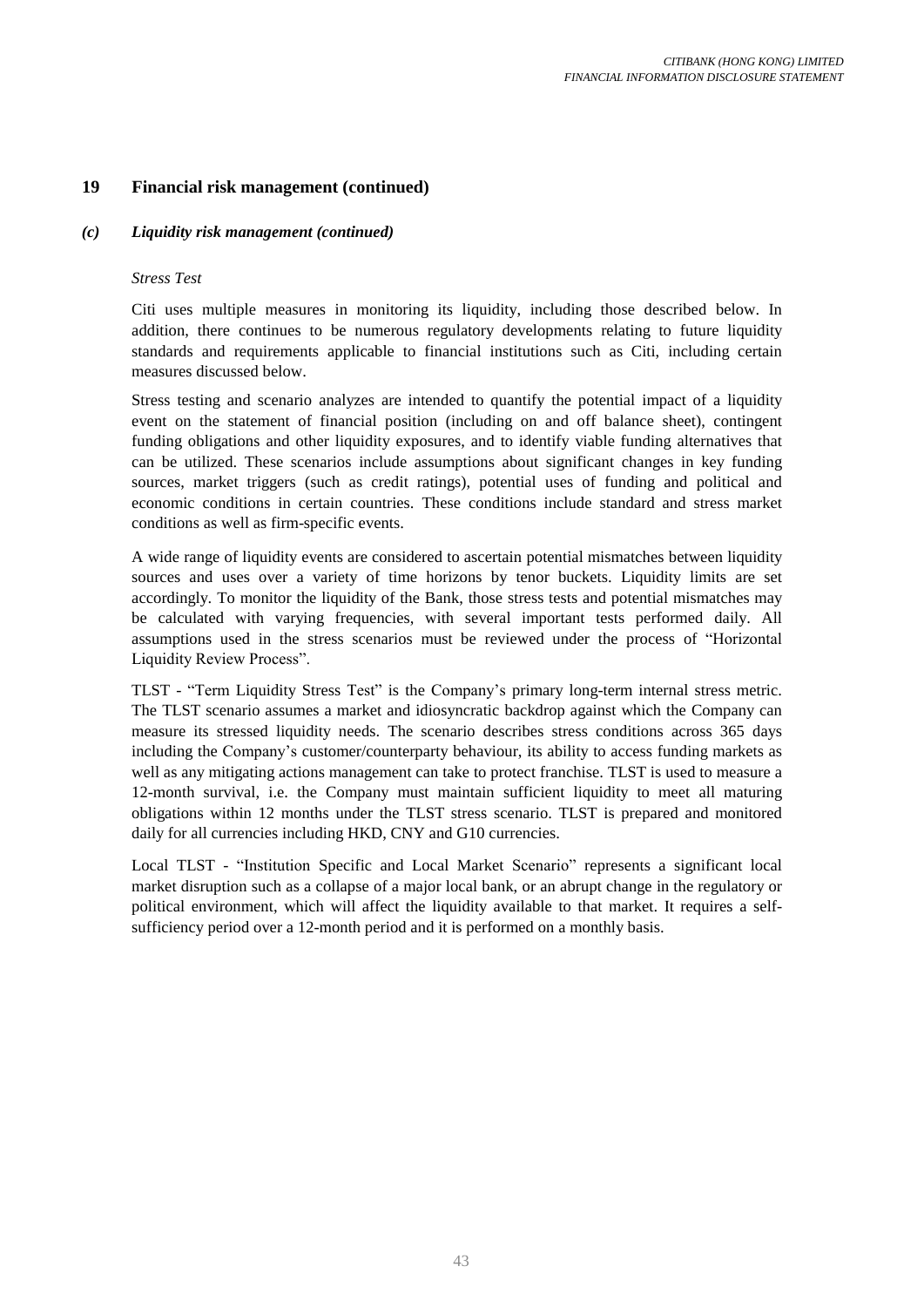## 19 Financial risk management (continued)

### *(c) Liquidity risk management (continued)*

*Stress Test*

Citi uses multiple measures in monitoring its liquidity, including those described below. In addition, there continues to be numerous regulatory developments relating to future liquidity standards and requirements applicable to financial institutions such as Citi, including certain measures discussed below.

Stress testing and scenario analyzes are intended to quantify the potential impact of a liquidity event on the statement of financial position (including on and off balance sheet), contingent funding obligations and other liquidity exposures, and to identify viable funding alternatives that can be utilized. These scenarios include assumptions about significant changes in key funding sources, market triggers (such as credit ratings), potential uses of funding and political and economic conditions in certain countries. These conditions include standard and stress market conditions as well as firm-specific events.

A wide range of liquidity events are considered to ascertain potential mismatches between liquidity sources and uses over a variety of time horizons by tenor buckets. Liquidity limits are set accordingly. To monitor the liquidity of the Bank, those stress tests and potential mismatches may be calculated with varying frequencies, with several important tests performed daily. All assumptions used in the stress scenarios must be reviewed under the process of "Horizontal Liquidity Review Process".

TLST - "Term Liquidity Stress Test" is the Company's primary long-term internal stress metric. The TLST scenario assumes a market and idiosyncratic backdrop against which the Company can measure its stressed liquidity needs. The scenario describes stress conditions across 365 days including the Company's customer/counterparty behaviour, its ability to access funding markets as well as any mitigating actions management can take to protect franchise. TLST is used to measure a 12-month survival, i.e. the Company must maintain sufficient liquidity to meet all maturing obligations within 12 months under the TLST stress scenario. TLST is prepared and monitored daily for all currencies including HKD, CNY and G10 currencies.

Local TLST - "Institution Specific and Local Market Scenario" represents a significant local market disruption such as a collapse of a major local bank, or an abrupt change in the regulatory or political environment, which will affect the liquidity available to that market. It requires a self-sufficiency period over a 12-month period and it is performed on a monthly basis.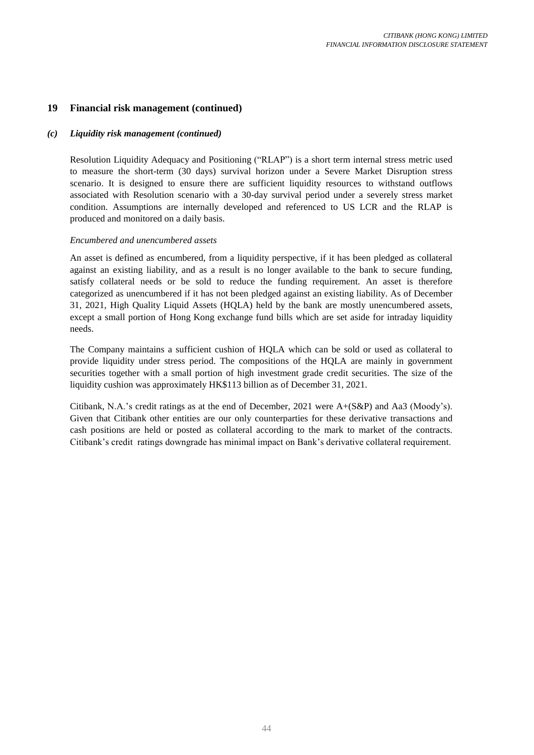## 19 Financial risk management (continued)

### *(c) Liquidity risk management (continued)*

Resolution Liquidity Adequacy and Positioning ("RLAP") is a short term internal stress metric used to measure the short-term (30 days) survival horizon under a Severe Market Disruption stress scenario. It is designed to ensure there are sufficient liquidity resources to withstand outflows associated with Resolution scenario with a 30-day survival period under a severely stress market condition. Assumptions are internally developed and referenced to US LCR and the RLAP is produced and monitored on a daily basis.

*Encumbered and unencumbered assets*

An asset is defined as encumbered, from a liquidity perspective, if it has been pledged as collateral against an existing liability, and as a result is no longer available to the bank to secure funding, satisfy collateral needs or be sold to reduce the funding requirement. An asset is therefore categorized as unencumbered if it has not been pledged against an existing liability. As of December 31, 2021, High Quality Liquid Assets (HQLA) held by the bank are mostly unencumbered assets, except a small portion of Hong Kong exchange fund bills which are set aside for intraday liquidity needs.

The Company maintains a sufficient cushion of HQLA which can be sold or used as collateral to provide liquidity under stress period. The compositions of the HQLA are mainly in government securities together with a small portion of high investment grade credit securities. The size of the liquidity cushion was approximately HK$113 billion as of December 31, 2021.

Citibank, N.A.'s credit ratings as at the end of December, 2021 were A+(S&P) and Aa3 (Moody's). Given that Citibank other entities are our only counterparties for these derivative transactions and cash positions are held or posted as collateral according to the mark to market of the contracts. Citibank's credit ratings downgrade has minimal impact on Bank's derivative collateral requirement.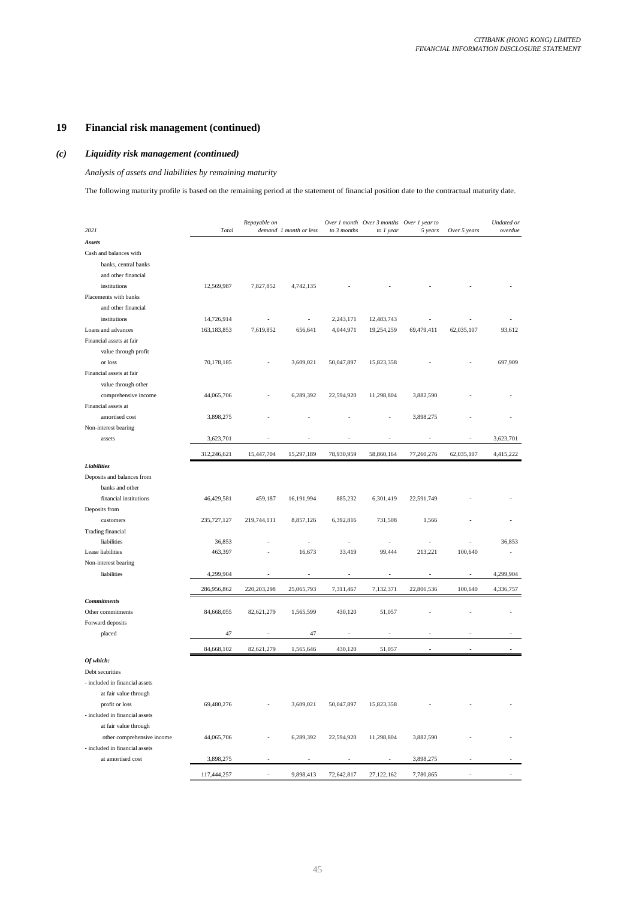## 19 Financial risk management (continued)

### *(c) Liquidity risk management (continued)*

*Analysis of assets and liabilities by remaining maturity*

The following maturity profile is based on the remaining period at the statement of financial position date to the contractual maturity date.

| *2021* | *Total* | *Repayable on demand* | *1 month or less* | *Over 1 month to 3 months* | *Over 3 months to 1 year* | *Over 1 year to 5 years* | *Over 5 years* | *Undated or overdue* |
|---|---|---|---|---|---|---|---|---|
| ***Assets*** | | | | | | | | |
| Cash and balances with banks, central banks and other financial institutions | 12,569,987 | 7,827,852 | 4,742,135 | - | - | - | - | - |
| Placements with banks and other financial institutions | 14,726,914 | - | - | 2,243,171 | 12,483,743 | - | - | - |
| Loans and advances | 163,183,853 | 7,619,852 | 656,641 | 4,044,971 | 19,254,259 | 69,479,411 | 62,035,107 | 93,612 |
| Financial assets at fair value through profit or loss | 70,178,185 | - | 3,609,021 | 50,047,897 | 15,823,358 | - | - | 697,909 |
| Financial assets at fair value through other comprehensive income | 44,065,706 | - | 6,289,392 | 22,594,920 | 11,298,804 | 3,882,590 | - | - |
| Financial assets at amortised cost | 3,898,275 | - | - | - | - | 3,898,275 | - | - |
| Non-interest bearing assets | 3,623,701 | - | - | - | - | - | - | 3,623,701 |
| | 312,246,621 | 15,447,704 | 15,297,189 | 78,930,959 | 58,860,164 | 77,260,276 | 62,035,107 | 4,415,222 |
| ***Liabilities*** | | | | | | | | |
| Deposits and balances from banks and other financial institutions | 46,429,581 | 459,187 | 16,191,994 | 885,232 | 6,301,419 | 22,591,749 | - | - |
| Deposits from customers | 235,727,127 | 219,744,111 | 8,857,126 | 6,392,816 | 731,508 | 1,566 | - | - |
| Trading financial liabilities | 36,853 | - | - | - | - | - | - | 36,853 |
| Lease liabilities | 463,397 | - | 16,673 | 33,419 | 99,444 | 213,221 | 100,640 | - |
| Non-interest bearing liabilities | 4,299,904 | - | - | - | - | - | - | 4,299,904 |
| | 286,956,862 | 220,203,298 | 25,065,793 | 7,311,467 | 7,132,371 | 22,806,536 | 100,640 | 4,336,757 |
| ***Commitments*** | | | | | | | | |
| Other commitments | 84,668,055 | 82,621,279 | 1,565,599 | 430,120 | 51,057 | - | - | - |
| Forward deposits placed | 47 | - | 47 | - | - | - | - | - |
| | 84,668,102 | 82,621,279 | 1,565,646 | 430,120 | 51,057 | - | - | - |
| ***Of which:*** | | | | | | | | |
| Debt securities | | | | | | | | |
| - included in financial assets at fair value through profit or loss | 69,480,276 | - | 3,609,021 | 50,047,897 | 15,823,358 | - | - | - |
| - included in financial assets at fair value through other comprehensive income | 44,065,706 | - | 6,289,392 | 22,594,920 | 11,298,804 | 3,882,590 | - | - |
| - included in financial assets at amortised cost | 3,898,275 | - | - | - | - | 3,898,275 | - | - |
| | 117,444,257 | - | 9,898,413 | 72,642,817 | 27,122,162 | 7,780,865 | - | - |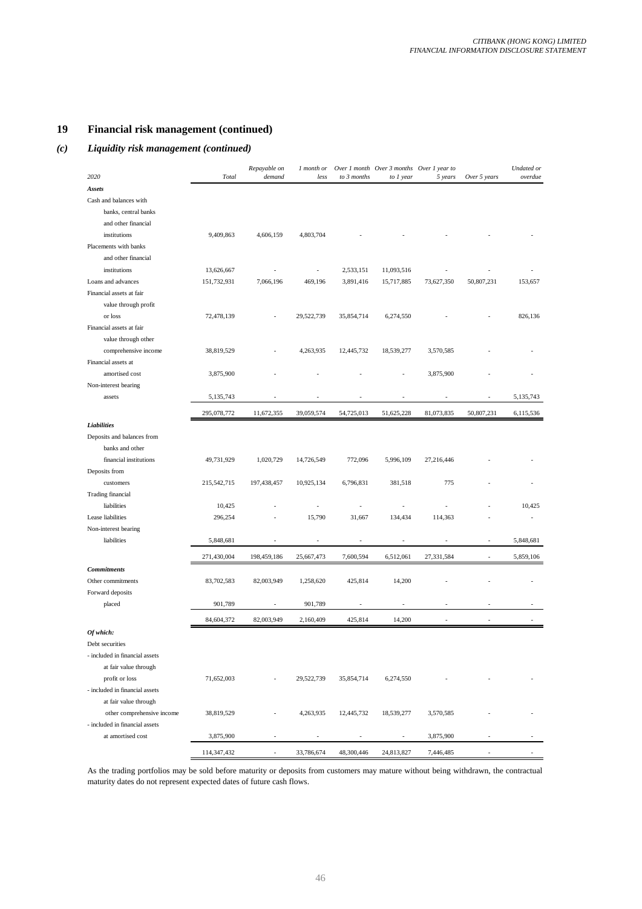## 19 Financial risk management (continued)

### *(c) Liquidity risk management (continued)*

| *2020* | *Total* | *Repayable on demand* | *1 month or less* | *Over 1 month to 3 months* | *Over 3 months to 1 year* | *Over 1 year to 5 years* | *Over 5 years* | *Undated or overdue* |
|---|---|---|---|---|---|---|---|---|
| ***Assets*** | | | | | | | | |
| Cash and balances with banks, central banks and other financial institutions | 9,409,863 | 4,606,159 | 4,803,704 | - | - | - | - | - |
| Placements with banks and other financial institutions | 13,626,667 | - | - | 2,533,151 | 11,093,516 | - | - | - |
| Loans and advances | 151,732,931 | 7,066,196 | 469,196 | 3,891,416 | 15,717,885 | 73,627,350 | 50,807,231 | 153,657 |
| Financial assets at fair value through profit or loss | 72,478,139 | - | 29,522,739 | 35,854,714 | 6,274,550 | - | - | 826,136 |
| Financial assets at fair value through other comprehensive income | 38,819,529 | - | 4,263,935 | 12,445,732 | 18,539,277 | 3,570,585 | - | - |
| Financial assets at amortised cost | 3,875,900 | - | - | - | - | 3,875,900 | - | - |
| Non-interest bearing assets | 5,135,743 | - | - | - | - | - | - | 5,135,743 |
| | 295,078,772 | 11,672,355 | 39,059,574 | 54,725,013 | 51,625,228 | 81,073,835 | 50,807,231 | 6,115,536 |
| ***Liabilities*** | | | | | | | | |
| Deposits and balances from banks and other financial institutions | 49,731,929 | 1,020,729 | 14,726,549 | 772,096 | 5,996,109 | 27,216,446 | - | - |
| Deposits from customers | 215,542,715 | 197,438,457 | 10,925,134 | 6,796,831 | 381,518 | 775 | - | - |
| Trading financial liabilities | 10,425 | - | - | - | - | - | - | 10,425 |
| Lease liabilities | 296,254 | - | 15,790 | 31,667 | 134,434 | 114,363 | - | - |
| Non-interest bearing liabilities | 5,848,681 | - | - | - | - | - | - | 5,848,681 |
| | 271,430,004 | 198,459,186 | 25,667,473 | 7,600,594 | 6,512,061 | 27,331,584 | - | 5,859,106 |
| ***Commitments*** | | | | | | | | |
| Other commitments | 83,702,583 | 82,003,949 | 1,258,620 | 425,814 | 14,200 | - | - | - |
| Forward deposits placed | 901,789 | - | 901,789 | - | - | - | - | - |
| | 84,604,372 | 82,003,949 | 2,160,409 | 425,814 | 14,200 | - | - | - |
| ***Of which:*** | | | | | | | | |
| Debt securities | | | | | | | | |
| - included in financial assets at fair value through profit or loss | 71,652,003 | - | 29,522,739 | 35,854,714 | 6,274,550 | - | - | - |
| - included in financial assets at fair value through other comprehensive income | 38,819,529 | - | 4,263,935 | 12,445,732 | 18,539,277 | 3,570,585 | - | - |
| - included in financial assets at amortised cost | 3,875,900 | - | - | - | - | 3,875,900 | - | - |
| | 114,347,432 | - | 33,786,674 | 48,300,446 | 24,813,827 | 7,446,485 | - | - |

As the trading portfolios may be sold before maturity or deposits from customers may mature without being withdrawn, the contractual maturity dates do not represent expected dates of future cash flows.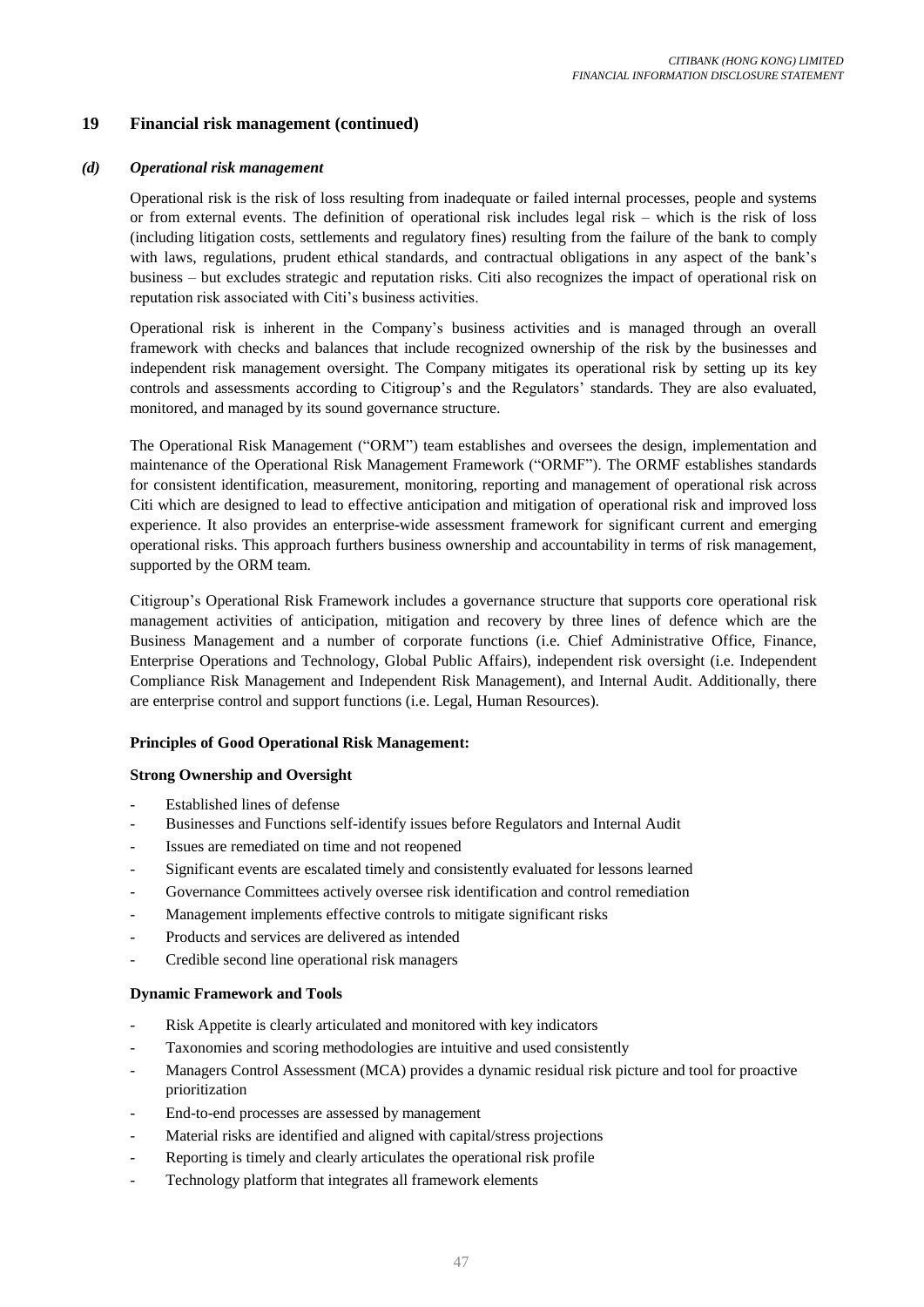## 19 Financial risk management (continued)

### *(d) Operational risk management*

Operational risk is the risk of loss resulting from inadequate or failed internal processes, people and systems or from external events. The definition of operational risk includes legal risk – which is the risk of loss (including litigation costs, settlements and regulatory fines) resulting from the failure of the bank to comply with laws, regulations, prudent ethical standards, and contractual obligations in any aspect of the bank's business – but excludes strategic and reputation risks. Citi also recognizes the impact of operational risk on reputation risk associated with Citi's business activities.

Operational risk is inherent in the Company's business activities and is managed through an overall framework with checks and balances that include recognized ownership of the risk by the businesses and independent risk management oversight. The Company mitigates its operational risk by setting up its key controls and assessments according to Citigroup's and the Regulators' standards. They are also evaluated, monitored, and managed by its sound governance structure.

The Operational Risk Management ("ORM") team establishes and oversees the design, implementation and maintenance of the Operational Risk Management Framework ("ORMF"). The ORMF establishes standards for consistent identification, measurement, monitoring, reporting and management of operational risk across Citi which are designed to lead to effective anticipation and mitigation of operational risk and improved loss experience. It also provides an enterprise-wide assessment framework for significant current and emerging operational risks. This approach furthers business ownership and accountability in terms of risk management, supported by the ORM team.

Citigroup's Operational Risk Framework includes a governance structure that supports core operational risk management activities of anticipation, mitigation and recovery by three lines of defence which are the Business Management and a number of corporate functions (i.e. Chief Administrative Office, Finance, Enterprise Operations and Technology, Global Public Affairs), independent risk oversight (i.e. Independent Compliance Risk Management and Independent Risk Management), and Internal Audit. Additionally, there are enterprise control and support functions (i.e. Legal, Human Resources).

**Principles of Good Operational Risk Management:**

**Strong Ownership and Oversight**

- Established lines of defense
- Businesses and Functions self-identify issues before Regulators and Internal Audit
- Issues are remediated on time and not reopened
- Significant events are escalated timely and consistently evaluated for lessons learned
- Governance Committees actively oversee risk identification and control remediation
- Management implements effective controls to mitigate significant risks
- Products and services are delivered as intended
- Credible second line operational risk managers

**Dynamic Framework and Tools**

- Risk Appetite is clearly articulated and monitored with key indicators
- Taxonomies and scoring methodologies are intuitive and used consistently
- Managers Control Assessment (MCA) provides a dynamic residual risk picture and tool for proactive prioritization
- End-to-end processes are assessed by management
- Material risks are identified and aligned with capital/stress projections
- Reporting is timely and clearly articulates the operational risk profile
- Technology platform that integrates all framework elements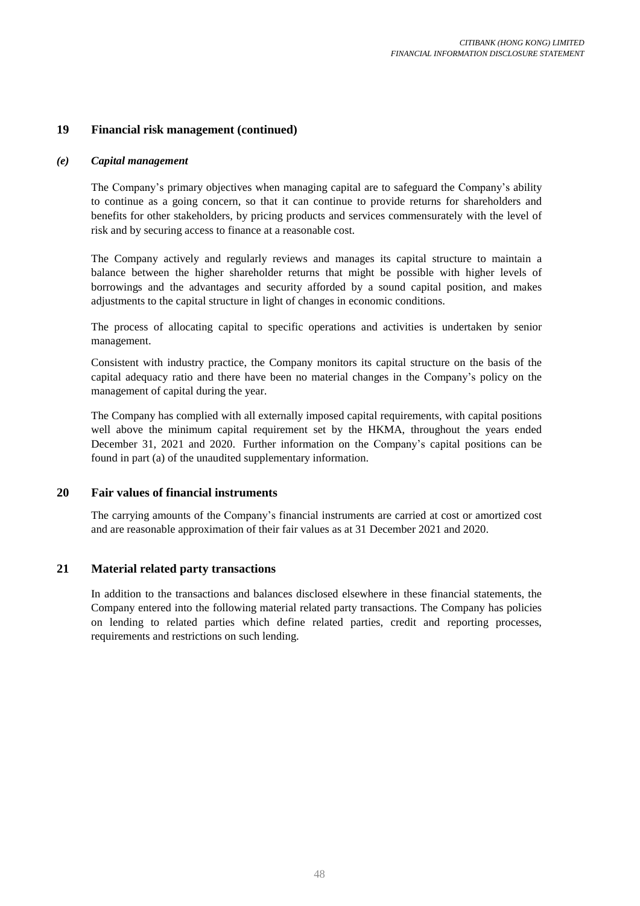## 19 Financial risk management (continued)

### *(e) Capital management*

The Company's primary objectives when managing capital are to safeguard the Company's ability to continue as a going concern, so that it can continue to provide returns for shareholders and benefits for other stakeholders, by pricing products and services commensurately with the level of risk and by securing access to finance at a reasonable cost.

The Company actively and regularly reviews and manages its capital structure to maintain a balance between the higher shareholder returns that might be possible with higher levels of borrowings and the advantages and security afforded by a sound capital position, and makes adjustments to the capital structure in light of changes in economic conditions.

The process of allocating capital to specific operations and activities is undertaken by senior management.

Consistent with industry practice, the Company monitors its capital structure on the basis of the capital adequacy ratio and there have been no material changes in the Company's policy on the management of capital during the year.

The Company has complied with all externally imposed capital requirements, with capital positions well above the minimum capital requirement set by the HKMA, throughout the years ended December 31, 2021 and 2020. Further information on the Company's capital positions can be found in part (a) of the unaudited supplementary information.

## 20 Fair values of financial instruments

The carrying amounts of the Company's financial instruments are carried at cost or amortized cost and are reasonable approximation of their fair values as at 31 December 2021 and 2020.

## 21 Material related party transactions

In addition to the transactions and balances disclosed elsewhere in these financial statements, the Company entered into the following material related party transactions. The Company has policies on lending to related parties which define related parties, credit and reporting processes, requirements and restrictions on such lending.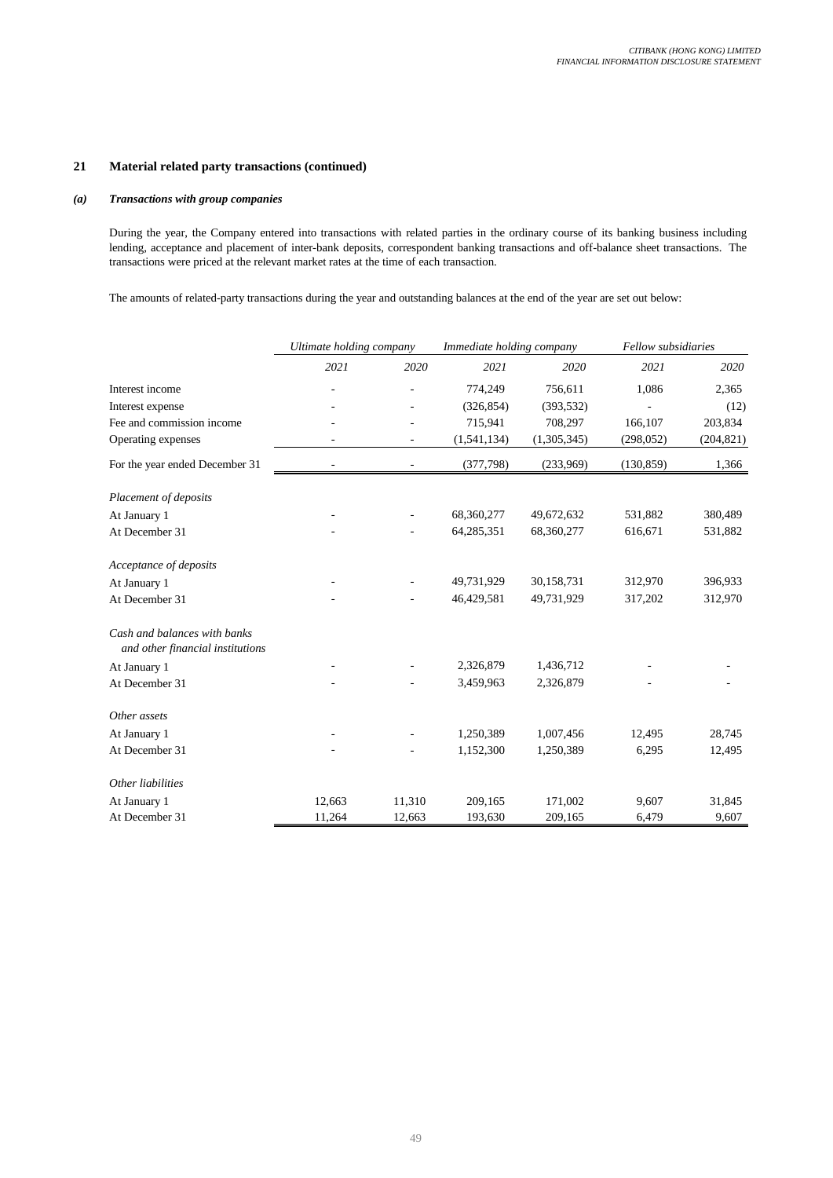## 21 Material related party transactions (continued)

### *(a) Transactions with group companies*

During the year, the Company entered into transactions with related parties in the ordinary course of its banking business including lending, acceptance and placement of inter-bank deposits, correspondent banking transactions and off-balance sheet transactions. The transactions were priced at the relevant market rates at the time of each transaction.

The amounts of related-party transactions during the year and outstanding balances at the end of the year are set out below:

| | *Ultimate holding company* | | *Immediate holding company* | | *Fellow subsidiaries* | |
|---|---|---|---|---|---|---|
| | *2021* | *2020* | *2021* | *2020* | *2021* | *2020* |
| Interest income | - | - | 774,249 | 756,611 | 1,086 | 2,365 |
| Interest expense | - | - | (326,854) | (393,532) | - | (12) |
| Fee and commission income | - | - | 715,941 | 708,297 | 166,107 | 203,834 |
| Operating expenses | - | - | (1,541,134) | (1,305,345) | (298,052) | (204,821) |
| For the year ended December 31 | - | - | (377,798) | (233,969) | (130,859) | 1,366 |
| *Placement of deposits* | | | | | | |
| At January 1 | - | - | 68,360,277 | 49,672,632 | 531,882 | 380,489 |
| At December 31 | - | - | 64,285,351 | 68,360,277 | 616,671 | 531,882 |
| *Acceptance of deposits* | | | | | | |
| At January 1 | - | - | 49,731,929 | 30,158,731 | 312,970 | 396,933 |
| At December 31 | - | - | 46,429,581 | 49,731,929 | 317,202 | 312,970 |
| *Cash and balances with banks and other financial institutions* | | | | | | |
| At January 1 | - | - | 2,326,879 | 1,436,712 | - | - |
| At December 31 | - | - | 3,459,963 | 2,326,879 | - | - |
| *Other assets* | | | | | | |
| At January 1 | - | - | 1,250,389 | 1,007,456 | 12,495 | 28,745 |
| At December 31 | - | - | 1,152,300 | 1,250,389 | 6,295 | 12,495 |
| *Other liabilities* | | | | | | |
| At January 1 | 12,663 | 11,310 | 209,165 | 171,002 | 9,607 | 31,845 |
| At December 31 | 11,264 | 12,663 | 193,630 | 209,165 | 6,479 | 9,607 |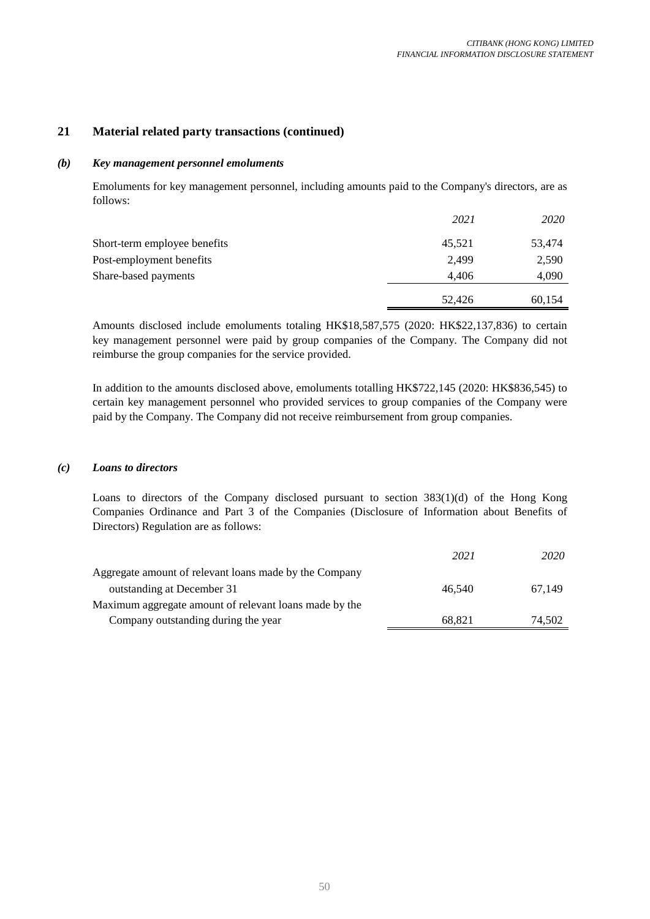## 21 Material related party transactions (continued)

### *(b) Key management personnel emoluments*

Emoluments for key management personnel, including amounts paid to the Company's directors, are as follows:

| | *2021* | *2020* |
|---|---|---|
| Short-term employee benefits | 45,521 | 53,474 |
| Post-employment benefits | 2,499 | 2,590 |
| Share-based payments | 4,406 | 4,090 |
| | 52,426 | 60,154 |

Amounts disclosed include emoluments totaling HK$18,587,575 (2020: HK$22,137,836) to certain key management personnel were paid by group companies of the Company. The Company did not reimburse the group companies for the service provided.

In addition to the amounts disclosed above, emoluments totalling HK$722,145 (2020: HK$836,545) to certain key management personnel who provided services to group companies of the Company were paid by the Company. The Company did not receive reimbursement from group companies.

### *(c) Loans to directors*

Loans to directors of the Company disclosed pursuant to section 383(1)(d) of the Hong Kong Companies Ordinance and Part 3 of the Companies (Disclosure of Information about Benefits of Directors) Regulation are as follows:

| | *2021* | *2020* |
|---|---|---|
| Aggregate amount of relevant loans made by the Company outstanding at December 31 | 46,540 | 67,149 |
| Maximum aggregate amount of relevant loans made by the Company outstanding during the year | 68,821 | 74,502 |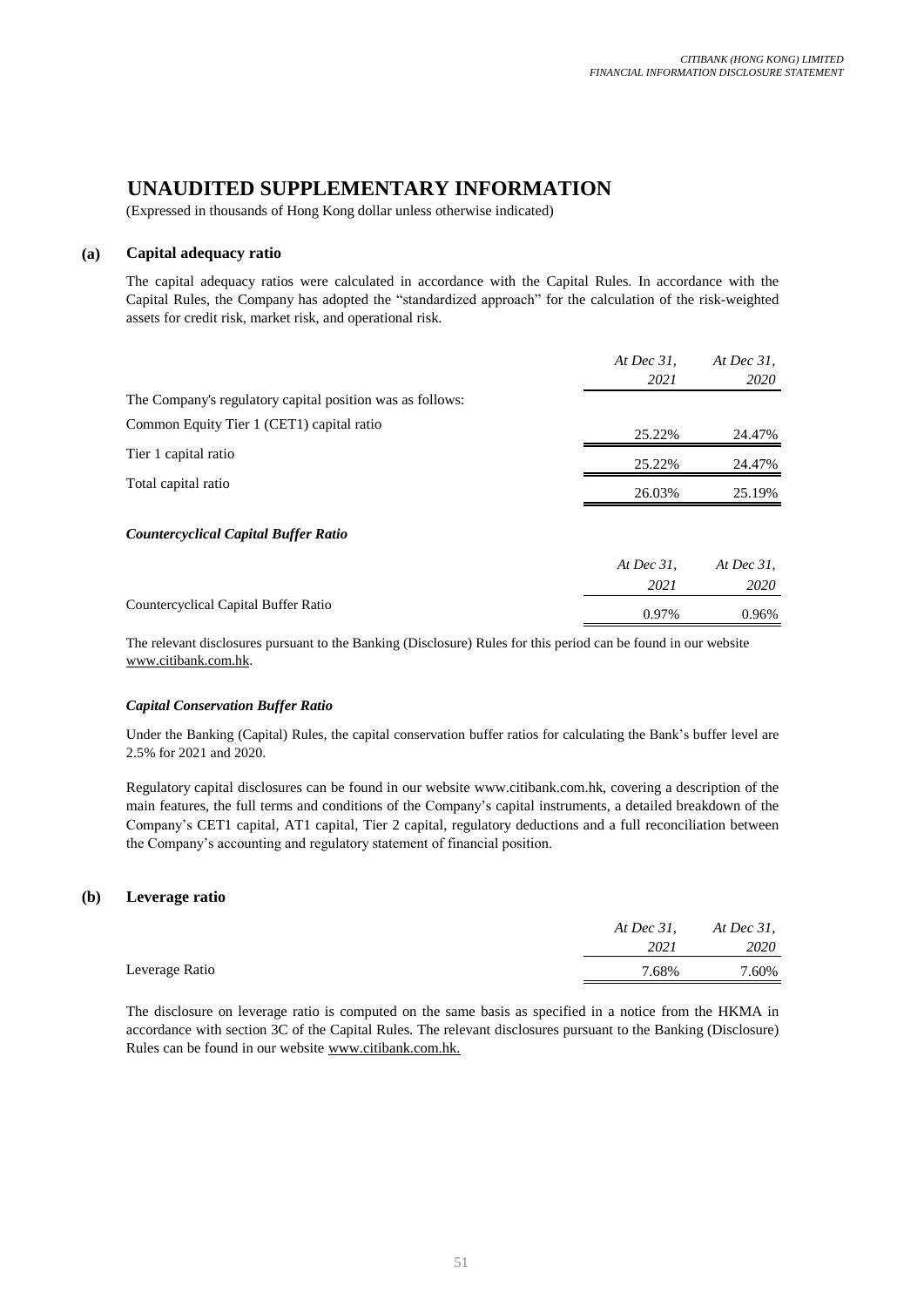# UNAUDITED SUPPLEMENTARY INFORMATION

(Expressed in thousands of Hong Kong dollar unless otherwise indicated)

## (a) Capital adequacy ratio

The capital adequacy ratios were calculated in accordance with the Capital Rules. In accordance with the Capital Rules, the Company has adopted the "standardized approach" for the calculation of the risk-weighted assets for credit risk, market risk, and operational risk.

| | *At Dec 31, 2021* | *At Dec 31, 2020* |
|---|---|---|
| The Company's regulatory capital position was as follows: | | |
| Common Equity Tier 1 (CET1) capital ratio | 25.22% | 24.47% |
| Tier 1 capital ratio | 25.22% | 24.47% |
| Total capital ratio | 26.03% | 25.19% |

### *Countercyclical Capital Buffer Ratio*

| | *At Dec 31, 2021* | *At Dec 31, 2020* |
|---|---|---|
| Countercyclical Capital Buffer Ratio | 0.97% | 0.96% |

The relevant disclosures pursuant to the Banking (Disclosure) Rules for this period can be found in our website www.citibank.com.hk.

### *Capital Conservation Buffer Ratio*

Under the Banking (Capital) Rules, the capital conservation buffer ratios for calculating the Bank's buffer level are 2.5% for 2021 and 2020.

Regulatory capital disclosures can be found in our website www.citibank.com.hk, covering a description of the main features, the full terms and conditions of the Company's capital instruments, a detailed breakdown of the Company's CET1 capital, AT1 capital, Tier 2 capital, regulatory deductions and a full reconciliation between the Company's accounting and regulatory statement of financial position.

## (b) Leverage ratio

| | *At Dec 31, 2021* | *At Dec 31, 2020* |
|---|---|---|
| Leverage Ratio | 7.68% | 7.60% |

The disclosure on leverage ratio is computed on the same basis as specified in a notice from the HKMA in accordance with section 3C of the Capital Rules. The relevant disclosures pursuant to the Banking (Disclosure) Rules can be found in our website www.citibank.com.hk.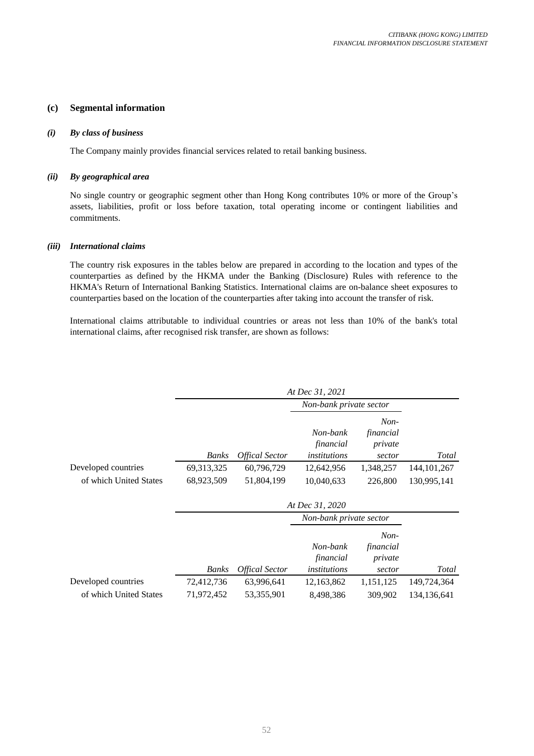### (c) Segmental information

#### *(i) By class of business*

The Company mainly provides financial services related to retail banking business.

#### *(ii) By geographical area*

No single country or geographic segment other than Hong Kong contributes 10% or more of the Group's assets, liabilities, profit or loss before taxation, total operating income or contingent liabilities and commitments.

#### *(iii) International claims*

The country risk exposures in the tables below are prepared in according to the location and types of the counterparties as defined by the HKMA under the Banking (Disclosure) Rules with reference to the HKMA's Return of International Banking Statistics. International claims are on-balance sheet exposures to counterparties based on the location of the counterparties after taking into account the transfer of risk.

International claims attributable to individual countries or areas not less than 10% of the bank's total international claims, after recognised risk transfer, are shown as follows:

| | *At Dec 31, 2021* | | | | |
|---|---|---|---|---|---|
| | | | *Non-bank private sector* | | |
| | *Banks* | *Offical Sector* | *Non-bank financial institutions* | *Non-financial private sector* | *Total* |
| Developed countries | 69,313,325 | 60,796,729 | 12,642,956 | 1,348,257 | 144,101,267 |
| of which United States | 68,923,509 | 51,804,199 | 10,040,633 | 226,800 | 130,995,141 |

| | *At Dec 31, 2020* | | | | |
|---|---|---|---|---|---|
| | | | *Non-bank private sector* | | |
| | *Banks* | *Offical Sector* | *Non-bank financial institutions* | *Non-financial private sector* | *Total* |
| Developed countries | 72,412,736 | 63,996,641 | 12,163,862 | 1,151,125 | 149,724,364 |
| of which United States | 71,972,452 | 53,355,901 | 8,498,386 | 309,902 | 134,136,641 |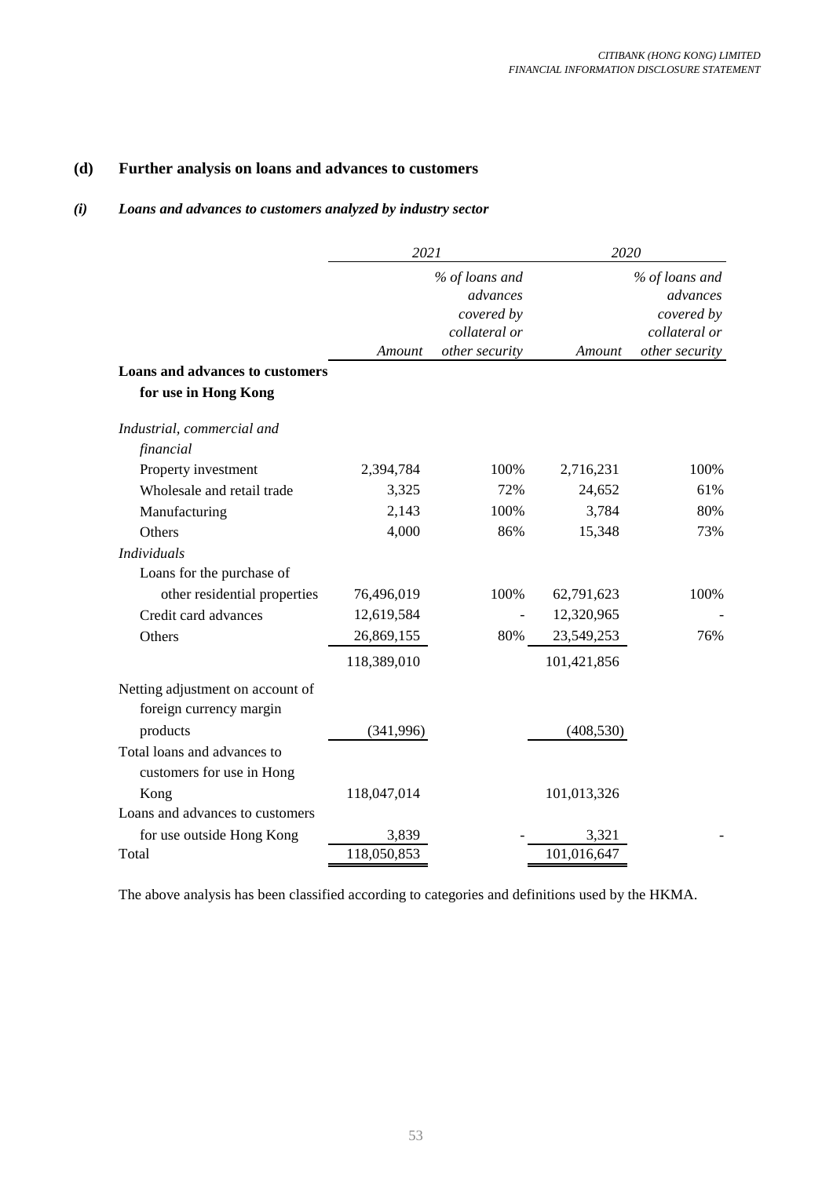## (d) Further analysis on loans and advances to customers

### *(i) Loans and advances to customers analyzed by industry sector*

| | 2021 | | 2020 | |
|---|---|---|---|---|
| | *Amount* | *% of loans and advances covered by collateral or other security* | *Amount* | *% of loans and advances covered by collateral or other security* |
| **Loans and advances to customers for use in Hong Kong** | | | | |
| *Industrial, commercial and financial* | | | | |
| Property investment | 2,394,784 | 100% | 2,716,231 | 100% |
| Wholesale and retail trade | 3,325 | 72% | 24,652 | 61% |
| Manufacturing | 2,143 | 100% | 3,784 | 80% |
| Others | 4,000 | 86% | 15,348 | 73% |
| *Individuals* | | | | |
| Loans for the purchase of other residential properties | 76,496,019 | 100% | 62,791,623 | 100% |
| Credit card advances | 12,619,584 | - | 12,320,965 | - |
| Others | 26,869,155 | 80% | 23,549,253 | 76% |
| | 118,389,010 | | 101,421,856 | |
| Netting adjustment on account of foreign currency margin products | (341,996) | | (408,530) | |
| Total loans and advances to customers for use in Hong Kong | 118,047,014 | | 101,013,326 | |
| Loans and advances to customers for use outside Hong Kong | 3,839 | - | 3,321 | - |
| Total | 118,050,853 | | 101,016,647 | |

The above analysis has been classified according to categories and definitions used by the HKMA.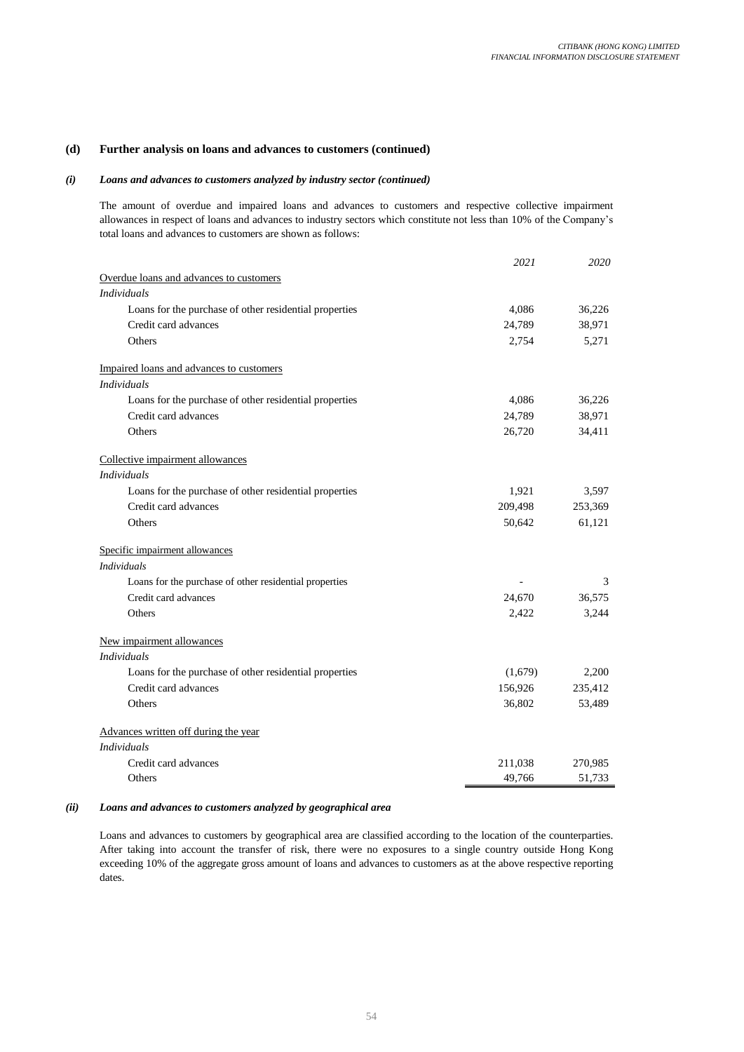### (d) Further analysis on loans and advances to customers (continued)

#### *(i) Loans and advances to customers analyzed by industry sector (continued)*

The amount of overdue and impaired loans and advances to customers and respective collective impairment allowances in respect of loans and advances to industry sectors which constitute not less than 10% of the Company's total loans and advances to customers are shown as follows:

| | *2021* | *2020* |
|---|---|---|
| Overdue loans and advances to customers | | |
| *Individuals* | | |
| Loans for the purchase of other residential properties | 4,086 | 36,226 |
| Credit card advances | 24,789 | 38,971 |
| Others | 2,754 | 5,271 |
| Impaired loans and advances to customers | | |
| *Individuals* | | |
| Loans for the purchase of other residential properties | 4,086 | 36,226 |
| Credit card advances | 24,789 | 38,971 |
| Others | 26,720 | 34,411 |
| Collective impairment allowances | | |
| *Individuals* | | |
| Loans for the purchase of other residential properties | 1,921 | 3,597 |
| Credit card advances | 209,498 | 253,369 |
| Others | 50,642 | 61,121 |
| Specific impairment allowances | | |
| *Individuals* | | |
| Loans for the purchase of other residential properties | - | 3 |
| Credit card advances | 24,670 | 36,575 |
| Others | 2,422 | 3,244 |
| New impairment allowances | | |
| *Individuals* | | |
| Loans for the purchase of other residential properties | (1,679) | 2,200 |
| Credit card advances | 156,926 | 235,412 |
| Others | 36,802 | 53,489 |
| Advances written off during the year | | |
| *Individuals* | | |
| Credit card advances | 211,038 | 270,985 |
| Others | 49,766 | 51,733 |

#### *(ii) Loans and advances to customers analyzed by geographical area*

Loans and advances to customers by geographical area are classified according to the location of the counterparties. After taking into account the transfer of risk, there were no exposures to a single country outside Hong Kong exceeding 10% of the aggregate gross amount of loans and advances to customers as at the above respective reporting dates.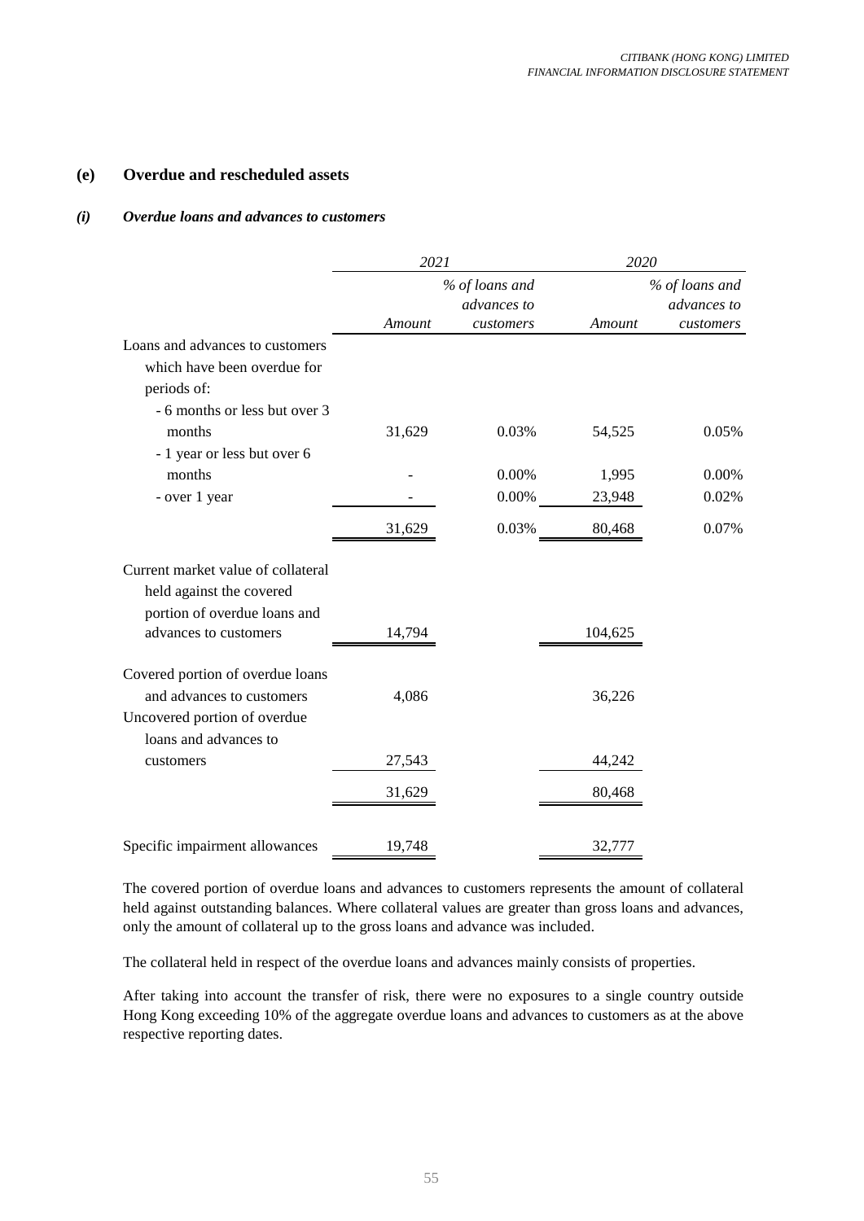## (e) Overdue and rescheduled assets

### *(i) Overdue loans and advances to customers*

| | *2021* | | *2020* | |
|---|---|---|---|---|
| | *Amount* | *% of loans and advances to customers* | *Amount* | *% of loans and advances to customers* |
| Loans and advances to customers which have been overdue for periods of: | | | | |
| - 6 months or less but over 3 months | 31,629 | 0.03% | 54,525 | 0.05% |
| - 1 year or less but over 6 months | - | 0.00% | 1,995 | 0.00% |
| - over 1 year | - | 0.00% | 23,948 | 0.02% |
| | 31,629 | 0.03% | 80,468 | 0.07% |
| Current market value of collateral held against the covered portion of overdue loans and advances to customers | 14,794 | | 104,625 | |
| Covered portion of overdue loans and advances to customers | 4,086 | | 36,226 | |
| Uncovered portion of overdue loans and advances to customers | 27,543 | | 44,242 | |
| | 31,629 | | 80,468 | |
| Specific impairment allowances | 19,748 | | 32,777 | |

The covered portion of overdue loans and advances to customers represents the amount of collateral held against outstanding balances. Where collateral values are greater than gross loans and advances, only the amount of collateral up to the gross loans and advance was included.

The collateral held in respect of the overdue loans and advances mainly consists of properties.

After taking into account the transfer of risk, there were no exposures to a single country outside Hong Kong exceeding 10% of the aggregate overdue loans and advances to customers as at the above respective reporting dates.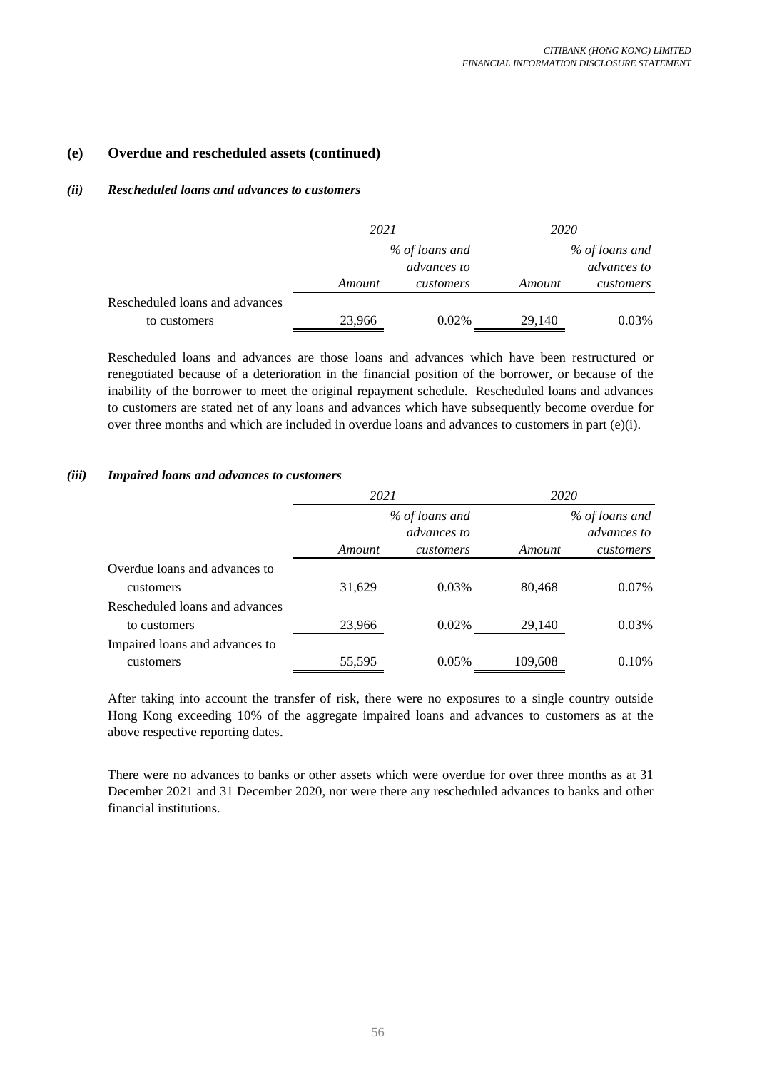## (e) Overdue and rescheduled assets (continued)

### *(ii) Rescheduled loans and advances to customers*

| | *2021* | | *2020* | |
|---|---|---|---|---|
| | *Amount* | *% of loans and advances to customers* | *Amount* | *% of loans and advances to customers* |
| Rescheduled loans and advances to customers | 23,966 | 0.02% | 29,140 | 0.03% |

Rescheduled loans and advances are those loans and advances which have been restructured or renegotiated because of a deterioration in the financial position of the borrower, or because of the inability of the borrower to meet the original repayment schedule. Rescheduled loans and advances to customers are stated net of any loans and advances which have subsequently become overdue for over three months and which are included in overdue loans and advances to customers in part (e)(i).

### *(iii) Impaired loans and advances to customers*

| | *2021* | | *2020* | |
|---|---|---|---|---|
| | *Amount* | *% of loans and advances to customers* | *Amount* | *% of loans and advances to customers* |
| Overdue loans and advances to customers | 31,629 | 0.03% | 80,468 | 0.07% |
| Rescheduled loans and advances to customers | 23,966 | 0.02% | 29,140 | 0.03% |
| Impaired loans and advances to customers | 55,595 | 0.05% | 109,608 | 0.10% |

After taking into account the transfer of risk, there were no exposures to a single country outside Hong Kong exceeding 10% of the aggregate impaired loans and advances to customers as at the above respective reporting dates.

There were no advances to banks or other assets which were overdue for over three months as at 31 December 2021 and 31 December 2020, nor were there any rescheduled advances to banks and other financial institutions.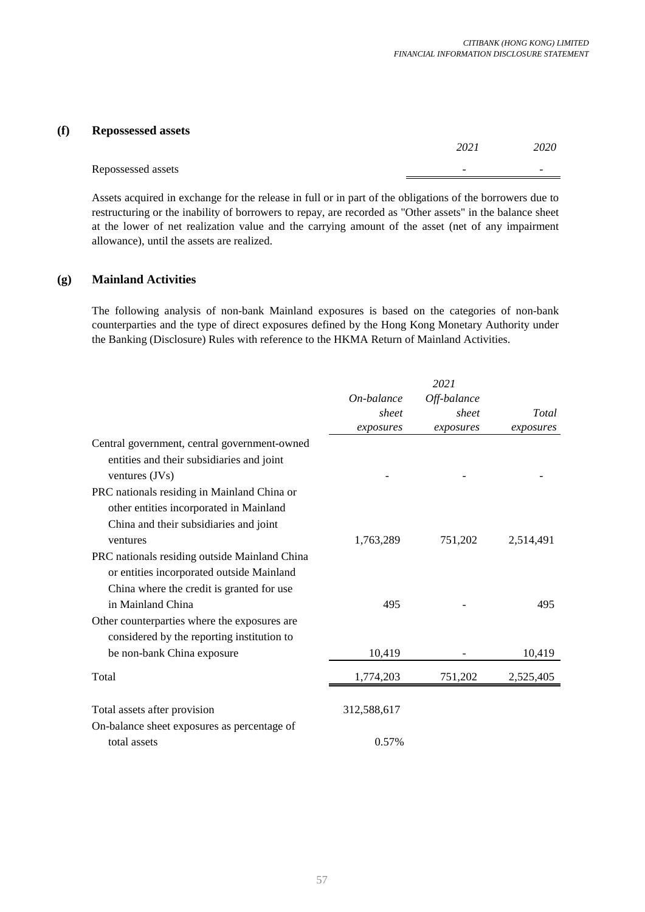## (f) Repossessed assets

| | *2021* | *2020* |
|---|---|---|
| Repossessed assets | - | - |

Assets acquired in exchange for the release in full or in part of the obligations of the borrowers due to restructuring or the inability of borrowers to repay, are recorded as "Other assets" in the balance sheet at the lower of net realization value and the carrying amount of the asset (net of any impairment allowance), until the assets are realized.

## (g) Mainland Activities

The following analysis of non-bank Mainland exposures is based on the categories of non-bank counterparties and the type of direct exposures defined by the Hong Kong Monetary Authority under the Banking (Disclosure) Rules with reference to the HKMA Return of Mainland Activities.

| | | *2021* | |
|---|---|---|---|
| | *On-balance sheet exposures* | *Off-balance sheet exposures* | *Total exposures* |
| Central government, central government-owned entities and their subsidiaries and joint ventures (JVs) | - | - | - |
| PRC nationals residing in Mainland China or other entities incorporated in Mainland China and their subsidiaries and joint ventures | 1,763,289 | 751,202 | 2,514,491 |
| PRC nationals residing outside Mainland China or entities incorporated outside Mainland China where the credit is granted for use in Mainland China | 495 | - | 495 |
| Other counterparties where the exposures are considered by the reporting institution to be non-bank China exposure | 10,419 | - | 10,419 |
| Total | 1,774,203 | 751,202 | 2,525,405 |
| Total assets after provision | 312,588,617 | | |
| On-balance sheet exposures as percentage of total assets | 0.57% | | |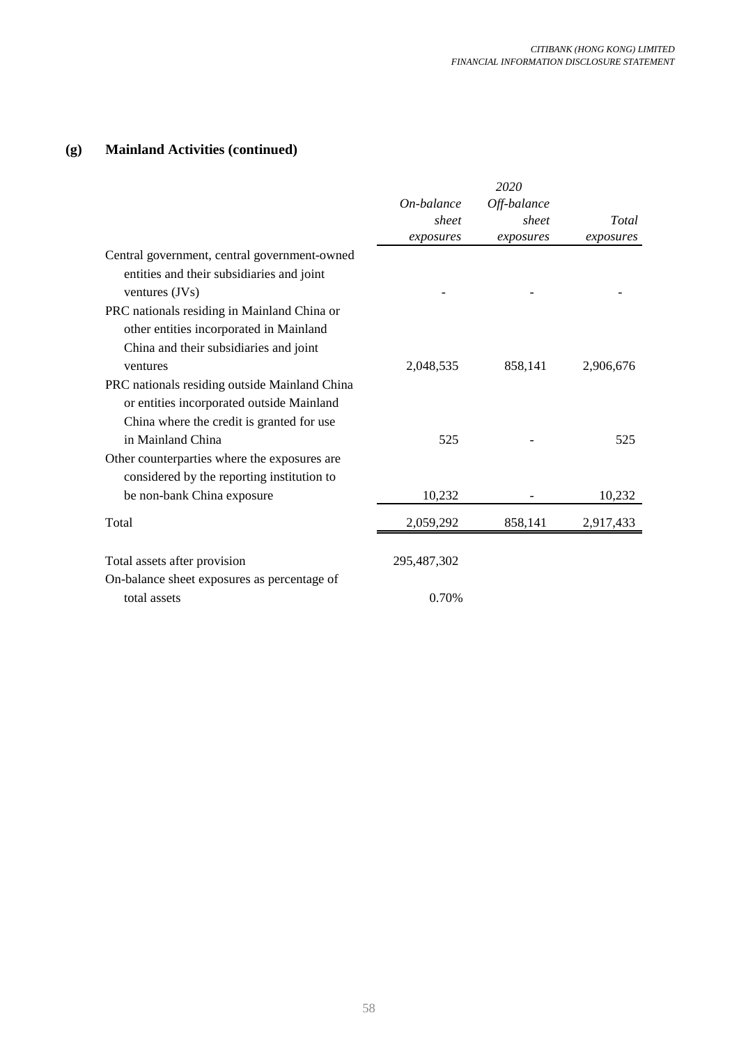## (g) Mainland Activities (continued)

| | 2020 | | |
|---|---|---|---|
| | *On-balance sheet exposures* | *Off-balance sheet exposures* | *Total exposures* |
| Central government, central government-owned entities and their subsidiaries and joint ventures (JVs) | - | - | - |
| PRC nationals residing in Mainland China or other entities incorporated in Mainland China and their subsidiaries and joint ventures | 2,048,535 | 858,141 | 2,906,676 |
| PRC nationals residing outside Mainland China or entities incorporated outside Mainland China where the credit is granted for use in Mainland China | 525 | - | 525 |
| Other counterparties where the exposures are considered by the reporting institution to be non-bank China exposure | 10,232 | - | 10,232 |
| Total | 2,059,292 | 858,141 | 2,917,433 |
| | | | |
| Total assets after provision | 295,487,302 | | |
| On-balance sheet exposures as percentage of total assets | 0.70% | | |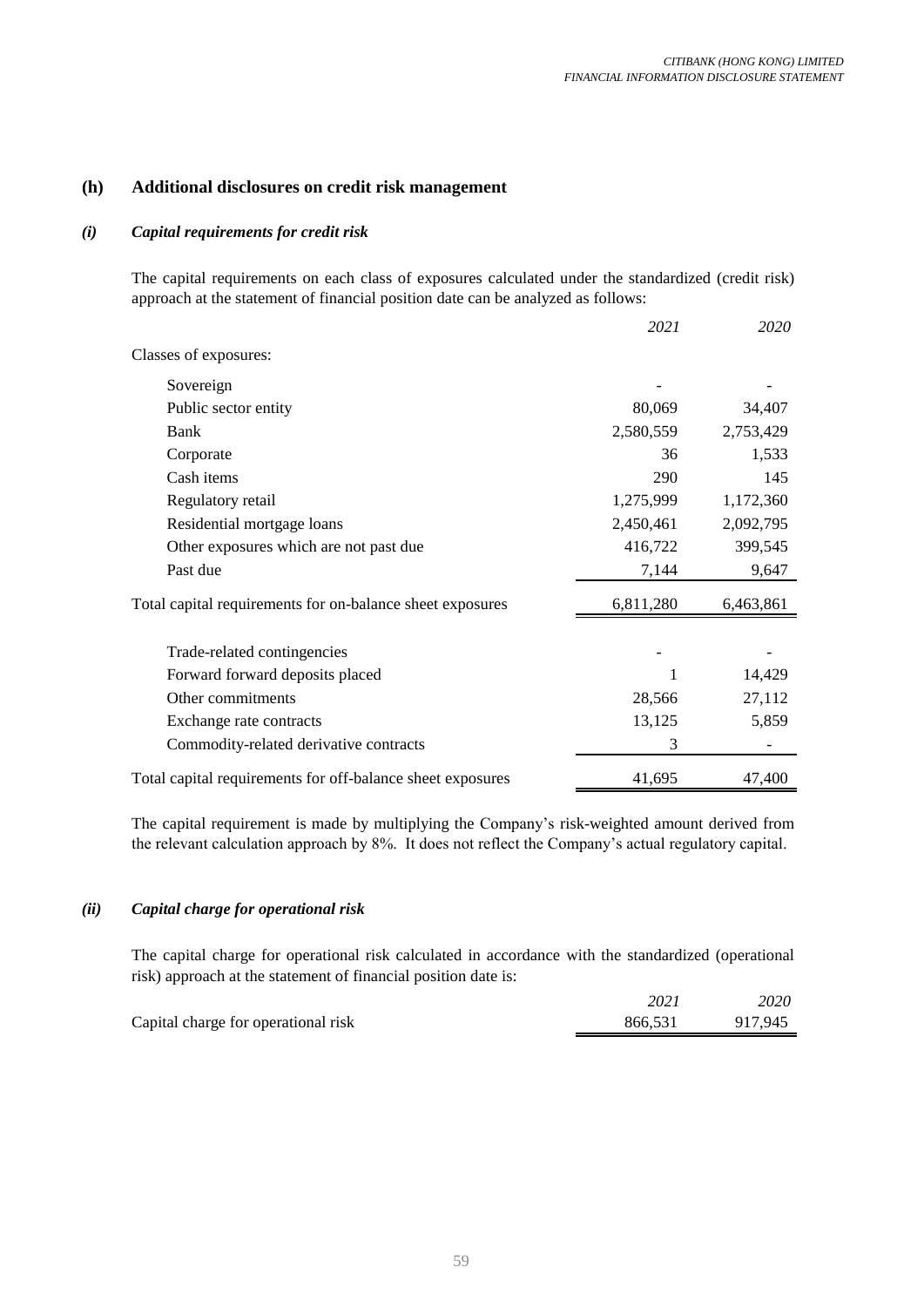## (h) Additional disclosures on credit risk management

### *(i) Capital requirements for credit risk*

The capital requirements on each class of exposures calculated under the standardized (credit risk) approach at the statement of financial position date can be analyzed as follows:

| | *2021* | *2020* |
|---|---|---|
| Classes of exposures: | | |
| Sovereign | - | - |
| Public sector entity | 80,069 | 34,407 |
| Bank | 2,580,559 | 2,753,429 |
| Corporate | 36 | 1,533 |
| Cash items | 290 | 145 |
| Regulatory retail | 1,275,999 | 1,172,360 |
| Residential mortgage loans | 2,450,461 | 2,092,795 |
| Other exposures which are not past due | 416,722 | 399,545 |
| Past due | 7,144 | 9,647 |
| Total capital requirements for on-balance sheet exposures | 6,811,280 | 6,463,861 |
| Trade-related contingencies | - | - |
| Forward forward deposits placed | 1 | 14,429 |
| Other commitments | 28,566 | 27,112 |
| Exchange rate contracts | 13,125 | 5,859 |
| Commodity-related derivative contracts | 3 | - |
| Total capital requirements for off-balance sheet exposures | 41,695 | 47,400 |

The capital requirement is made by multiplying the Company's risk-weighted amount derived from the relevant calculation approach by 8%. It does not reflect the Company's actual regulatory capital.

### *(ii) Capital charge for operational risk*

The capital charge for operational risk calculated in accordance with the standardized (operational risk) approach at the statement of financial position date is:

| | *2021* | *2020* |
|---|---|---|
| Capital charge for operational risk | 866,531 | 917,945 |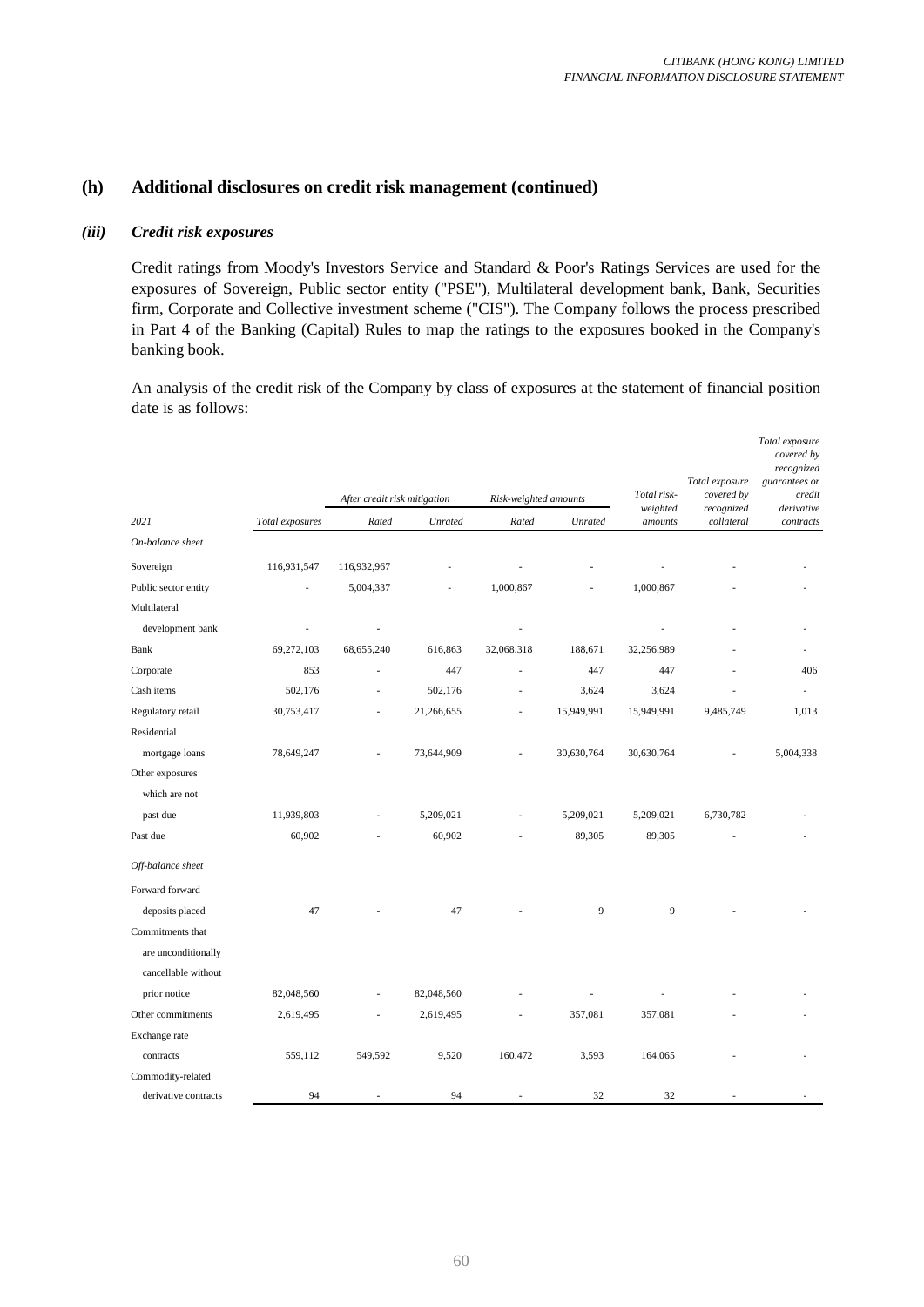## (h) Additional disclosures on credit risk management (continued)

### *(iii) Credit risk exposures*

Credit ratings from Moody's Investors Service and Standard & Poor's Ratings Services are used for the exposures of Sovereign, Public sector entity ("PSE"), Multilateral development bank, Bank, Securities firm, Corporate and Collective investment scheme ("CIS"). The Company follows the process prescribed in Part 4 of the Banking (Capital) Rules to map the ratings to the exposures booked in the Company's banking book.

An analysis of the credit risk of the Company by class of exposures at the statement of financial position date is as follows:

| *2021* | *Total exposures* | *After credit risk mitigation* | | *Risk-weighted amounts* | | *Total risk-weighted amounts* | *Total exposure covered by recognized collateral* | *Total exposure covered by recognized guarantees or credit derivative contracts* |
|---|---|---|---|---|---|---|---|---|
| | | *Rated* | *Unrated* | *Rated* | *Unrated* | | | |
| *On-balance sheet* | | | | | | | | |
| Sovereign | 116,931,547 | 116,932,967 | - | - | - | - | - | - |
| Public sector entity | - | 5,004,337 | - | 1,000,867 | - | 1,000,867 | - | - |
| Multilateral development bank | - | - | | - | | - | - | - |
| Bank | 69,272,103 | 68,655,240 | 616,863 | 32,068,318 | 188,671 | 32,256,989 | - | - |
| Corporate | 853 | - | 447 | - | 447 | 447 | - | 406 |
| Cash items | 502,176 | - | 502,176 | - | 3,624 | 3,624 | - | - |
| Regulatory retail | 30,753,417 | - | 21,266,655 | - | 15,949,991 | 15,949,991 | 9,485,749 | 1,013 |
| Residential mortgage loans | 78,649,247 | - | 73,644,909 | - | 30,630,764 | 30,630,764 | - | 5,004,338 |
| Other exposures which are not past due | 11,939,803 | - | 5,209,021 | - | 5,209,021 | 5,209,021 | 6,730,782 | - |
| Past due | 60,902 | - | 60,902 | - | 89,305 | 89,305 | - | - |
| *Off-balance sheet* | | | | | | | | |
| Forward forward deposits placed | 47 | - | 47 | - | 9 | 9 | - | - |
| Commitments that are unconditionally cancellable without prior notice | 82,048,560 | - | 82,048,560 | - | - | - | - | - |
| Other commitments | 2,619,495 | - | 2,619,495 | - | 357,081 | 357,081 | - | - |
| Exchange rate contracts | 559,112 | 549,592 | 9,520 | 160,472 | 3,593 | 164,065 | - | - |
| Commodity-related derivative contracts | 94 | - | 94 | - | 32 | 32 | - | - |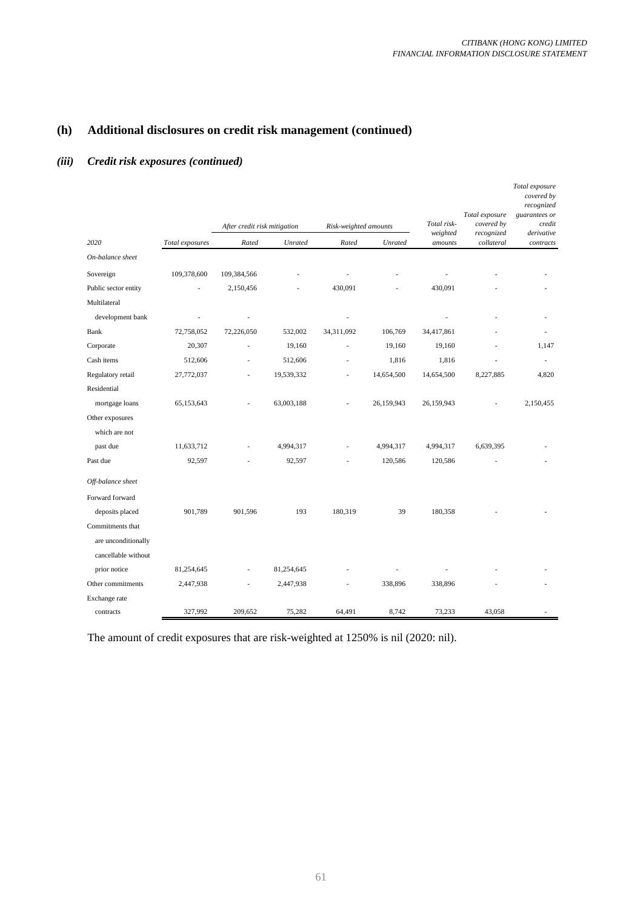## (h) Additional disclosures on credit risk management (continued)

### *(iii) Credit risk exposures (continued)*

| *2020* | *Total exposures* | *After credit risk mitigation* | | *Risk-weighted amounts* | | *Total risk-weighted amounts* | *Total exposure covered by recognized collateral* | *Total exposure covered by recognized guarantees or credit derivative contracts* |
|---|---|---|---|---|---|---|---|---|
| | | *Rated* | *Unrated* | *Rated* | *Unrated* | | | |
| *On-balance sheet* | | | | | | | | |
| Sovereign | 109,378,600 | 109,384,566 | - | - | - | - | - | - |
| Public sector entity | - | 2,150,456 | - | 430,091 | - | 430,091 | - | - |
| Multilateral development bank | - | - | | - | | - | - | - |
| Bank | 72,758,052 | 72,226,050 | 532,002 | 34,311,092 | 106,769 | 34,417,861 | - | - |
| Corporate | 20,307 | - | 19,160 | - | 19,160 | 19,160 | - | 1,147 |
| Cash items | 512,606 | - | 512,606 | - | 1,816 | 1,816 | - | - |
| Regulatory retail | 27,772,037 | - | 19,539,332 | - | 14,654,500 | 14,654,500 | 8,227,885 | 4,820 |
| Residential mortgage loans | 65,153,643 | - | 63,003,188 | - | 26,159,943 | 26,159,943 | - | 2,150,455 |
| Other exposures which are not past due | 11,633,712 | - | 4,994,317 | - | 4,994,317 | 4,994,317 | 6,639,395 | - |
| Past due | 92,597 | - | 92,597 | - | 120,586 | 120,586 | - | - |
| *Off-balance sheet* | | | | | | | | |
| Forward forward deposits placed | 901,789 | 901,596 | 193 | 180,319 | 39 | 180,358 | - | - |
| Commitments that are unconditionally cancellable without prior notice | 81,254,645 | - | 81,254,645 | - | - | - | - | - |
| Other commitments | 2,447,938 | - | 2,447,938 | - | 338,896 | 338,896 | - | - |
| Exchange rate contracts | 327,992 | 209,652 | 75,282 | 64,491 | 8,742 | 73,233 | 43,058 | - |

The amount of credit exposures that are risk-weighted at 1250% is nil (2020: nil).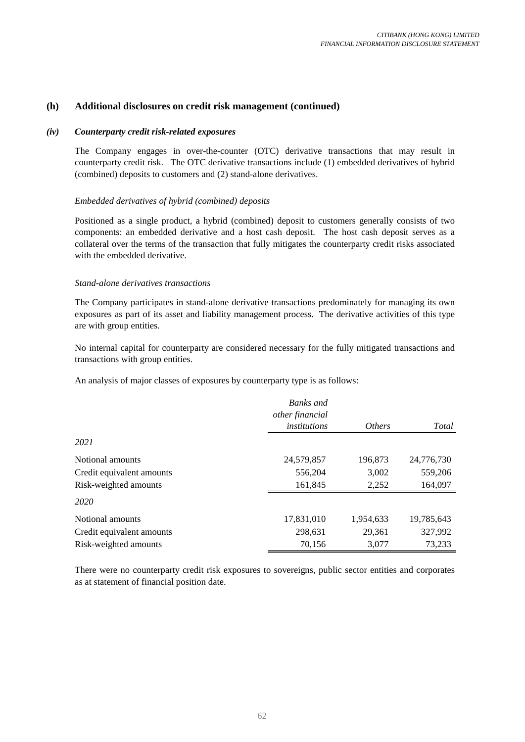## (h) Additional disclosures on credit risk management (continued)

### *(iv) Counterparty credit risk-related exposures*

The Company engages in over-the-counter (OTC) derivative transactions that may result in counterparty credit risk. The OTC derivative transactions include (1) embedded derivatives of hybrid (combined) deposits to customers and (2) stand-alone derivatives.

*Embedded derivatives of hybrid (combined) deposits*

Positioned as a single product, a hybrid (combined) deposit to customers generally consists of two components: an embedded derivative and a host cash deposit. The host cash deposit serves as a collateral over the terms of the transaction that fully mitigates the counterparty credit risks associated with the embedded derivative.

*Stand-alone derivatives transactions*

The Company participates in stand-alone derivative transactions predominately for managing its own exposures as part of its asset and liability management process. The derivative activities of this type are with group entities.

No internal capital for counterparty are considered necessary for the fully mitigated transactions and transactions with group entities.

An analysis of major classes of exposures by counterparty type is as follows:

| | *Banks and other financial institutions* | *Others* | *Total* |
|---|---|---|---|
| *2021* | | | |
| Notional amounts | 24,579,857 | 196,873 | 24,776,730 |
| Credit equivalent amounts | 556,204 | 3,002 | 559,206 |
| Risk-weighted amounts | 161,845 | 2,252 | 164,097 |
| *2020* | | | |
| Notional amounts | 17,831,010 | 1,954,633 | 19,785,643 |
| Credit equivalent amounts | 298,631 | 29,361 | 327,992 |
| Risk-weighted amounts | 70,156 | 3,077 | 73,233 |

There were no counterparty credit risk exposures to sovereigns, public sector entities and corporates as at statement of financial position date.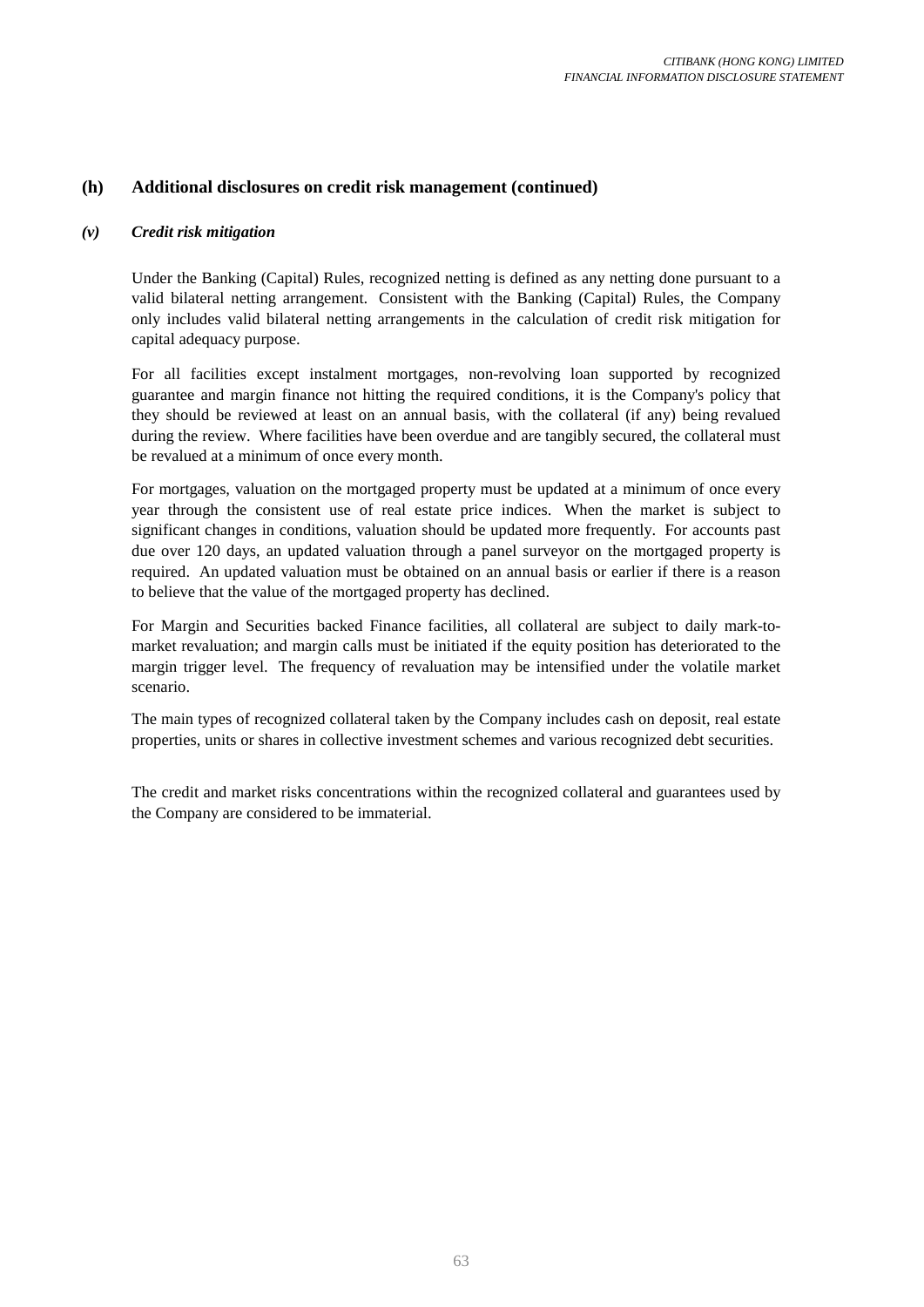## (h) Additional disclosures on credit risk management (continued)

### *(v) Credit risk mitigation*

Under the Banking (Capital) Rules, recognized netting is defined as any netting done pursuant to a valid bilateral netting arrangement. Consistent with the Banking (Capital) Rules, the Company only includes valid bilateral netting arrangements in the calculation of credit risk mitigation for capital adequacy purpose.

For all facilities except instalment mortgages, non-revolving loan supported by recognized guarantee and margin finance not hitting the required conditions, it is the Company's policy that they should be reviewed at least on an annual basis, with the collateral (if any) being revalued during the review. Where facilities have been overdue and are tangibly secured, the collateral must be revalued at a minimum of once every month.

For mortgages, valuation on the mortgaged property must be updated at a minimum of once every year through the consistent use of real estate price indices. When the market is subject to significant changes in conditions, valuation should be updated more frequently. For accounts past due over 120 days, an updated valuation through a panel surveyor on the mortgaged property is required. An updated valuation must be obtained on an annual basis or earlier if there is a reason to believe that the value of the mortgaged property has declined.

For Margin and Securities backed Finance facilities, all collateral are subject to daily mark-to-market revaluation; and margin calls must be initiated if the equity position has deteriorated to the margin trigger level. The frequency of revaluation may be intensified under the volatile market scenario.

The main types of recognized collateral taken by the Company includes cash on deposit, real estate properties, units or shares in collective investment schemes and various recognized debt securities.

The credit and market risks concentrations within the recognized collateral and guarantees used by the Company are considered to be immaterial.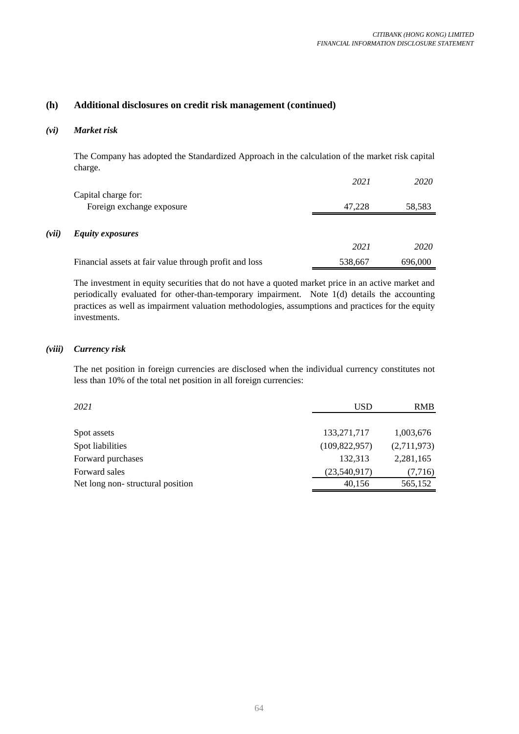## (h) Additional disclosures on credit risk management (continued)

### *(vi) Market risk*

The Company has adopted the Standardized Approach in the calculation of the market risk capital charge.

| | *2021* | *2020* |
|---|---|---|
| Capital charge for: | | |
| Foreign exchange exposure | 47,228 | 58,583 |

### *(vii) Equity exposures*

| | *2021* | *2020* |
|---|---|---|
| Financial assets at fair value through profit and loss | 538,667 | 696,000 |

The investment in equity securities that do not have a quoted market price in an active market and periodically evaluated for other-than-temporary impairment. Note 1(d) details the accounting practices as well as impairment valuation methodologies, assumptions and practices for the equity investments.

### *(viii) Currency risk*

The net position in foreign currencies are disclosed when the individual currency constitutes not less than 10% of the total net position in all foreign currencies:

| *2021* | USD | RMB |
|---|---|---|
| Spot assets | 133,271,717 | 1,003,676 |
| Spot liabilities | (109,822,957) | (2,711,973) |
| Forward purchases | 132,313 | 2,281,165 |
| Forward sales | (23,540,917) | (7,716) |
| Net long non- structural position | 40,156 | 565,152 |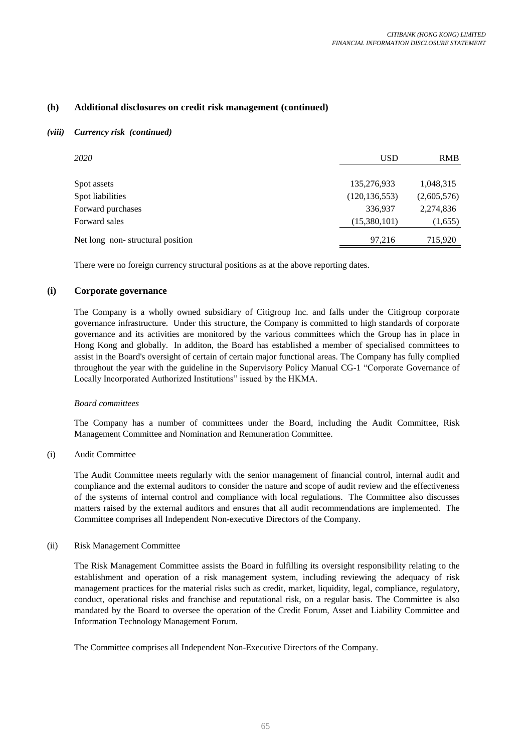## (h) Additional disclosures on credit risk management (continued)

### *(viii) Currency risk (continued)*

| *2020* | USD | RMB |
|---|---|---|
| Spot assets | 135,276,933 | 1,048,315 |
| Spot liabilities | (120,136,553) | (2,605,576) |
| Forward purchases | 336,937 | 2,274,836 |
| Forward sales | (15,380,101) | (1,655) |
| Net long non- structural position | 97,216 | 715,920 |

There were no foreign currency structural positions as at the above reporting dates.

## (i) Corporate governance

The Company is a wholly owned subsidiary of Citigroup Inc. and falls under the Citigroup corporate governance infrastructure. Under this structure, the Company is committed to high standards of corporate governance and its activities are monitored by the various committees which the Group has in place in Hong Kong and globally. In additon, the Board has established a member of specialised committees to assist in the Board's oversight of certain of certain major functional areas. The Company has fully complied throughout the year with the guideline in the Supervisory Policy Manual CG-1 "Corporate Governance of Locally Incorporated Authorized Institutions" issued by the HKMA.

*Board committees*

The Company has a number of committees under the Board, including the Audit Committee, Risk Management Committee and Nomination and Remuneration Committee.

(i) Audit Committee

The Audit Committee meets regularly with the senior management of financial control, internal audit and compliance and the external auditors to consider the nature and scope of audit review and the effectiveness of the systems of internal control and compliance with local regulations. The Committee also discusses matters raised by the external auditors and ensures that all audit recommendations are implemented. The Committee comprises all Independent Non-executive Directors of the Company.

(ii) Risk Management Committee

The Risk Management Committee assists the Board in fulfilling its oversight responsibility relating to the establishment and operation of a risk management system, including reviewing the adequacy of risk management practices for the material risks such as credit, market, liquidity, legal, compliance, regulatory, conduct, operational risks and franchise and reputational risk, on a regular basis. The Committee is also mandated by the Board to oversee the operation of the Credit Forum, Asset and Liability Committee and Information Technology Management Forum.

The Committee comprises all Independent Non-Executive Directors of the Company.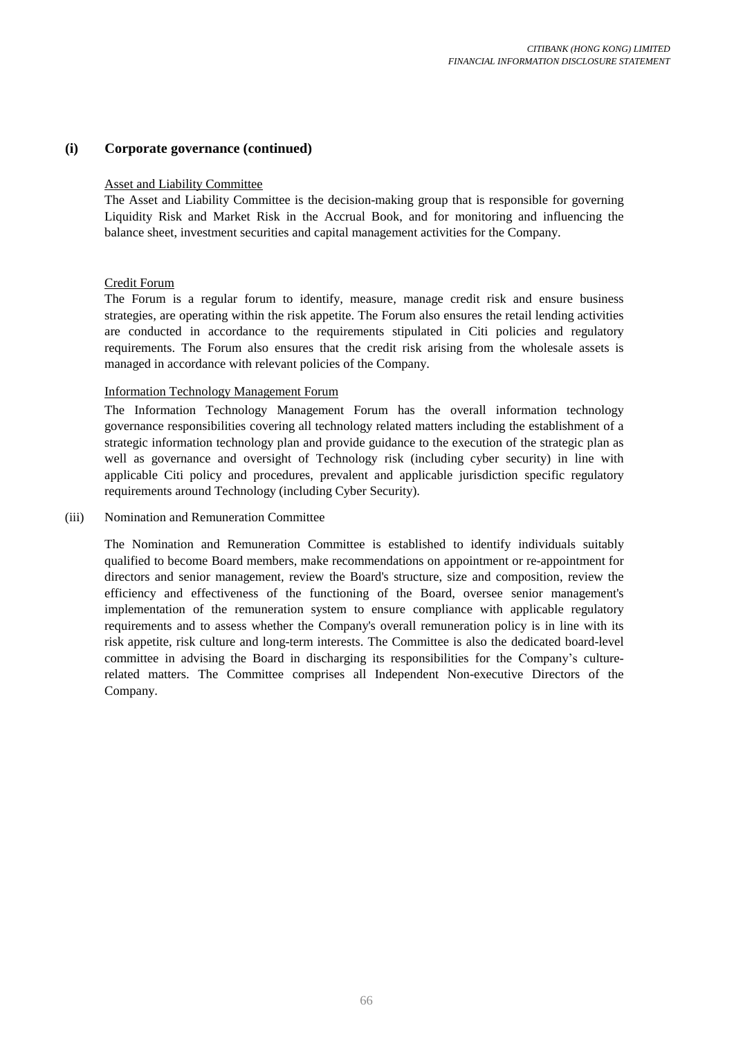## (i) Corporate governance (continued)

Asset and Liability Committee

The Asset and Liability Committee is the decision-making group that is responsible for governing Liquidity Risk and Market Risk in the Accrual Book, and for monitoring and influencing the balance sheet, investment securities and capital management activities for the Company.

Credit Forum

The Forum is a regular forum to identify, measure, manage credit risk and ensure business strategies, are operating within the risk appetite. The Forum also ensures the retail lending activities are conducted in accordance to the requirements stipulated in Citi policies and regulatory requirements. The Forum also ensures that the credit risk arising from the wholesale assets is managed in accordance with relevant policies of the Company.

Information Technology Management Forum

The Information Technology Management Forum has the overall information technology governance responsibilities covering all technology related matters including the establishment of a strategic information technology plan and provide guidance to the execution of the strategic plan as well as governance and oversight of Technology risk (including cyber security) in line with applicable Citi policy and procedures, prevalent and applicable jurisdiction specific regulatory requirements around Technology (including Cyber Security).

(iii) Nomination and Remuneration Committee

The Nomination and Remuneration Committee is established to identify individuals suitably qualified to become Board members, make recommendations on appointment or re-appointment for directors and senior management, review the Board's structure, size and composition, review the efficiency and effectiveness of the functioning of the Board, oversee senior management's implementation of the remuneration system to ensure compliance with applicable regulatory requirements and to assess whether the Company's overall remuneration policy is in line with its risk appetite, risk culture and long-term interests. The Committee is also the dedicated board-level committee in advising the Board in discharging its responsibilities for the Company's culture-related matters. The Committee comprises all Independent Non-executive Directors of the Company.